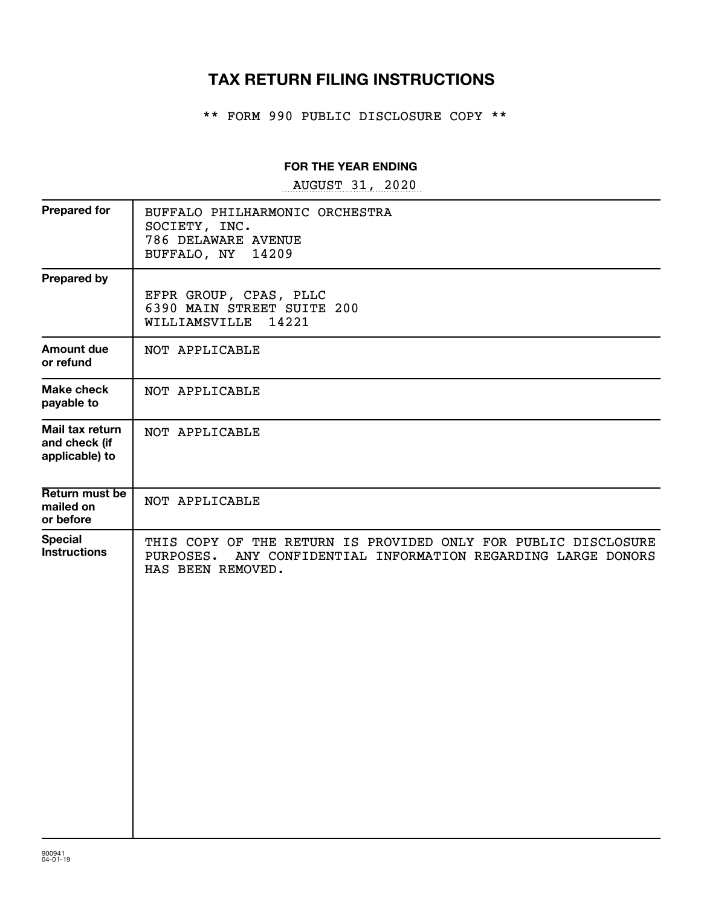# TAX RETURN FILING INSTRUCTIONS

** FORM 990 PUBLIC DISCLOSURE COPY **

**FOR THE YEAR ENDING**

AUGUST 31, 2020

| | |
|---|---|
| **Prepared for** | BUFFALO PHILHARMONIC ORCHESTRA<br>SOCIETY, INC.<br>786 DELAWARE AVENUE<br>BUFFALO, NY 14209 |
| **Prepared by** | EFPR GROUP, CPAS, PLLC<br>6390 MAIN STREET SUITE 200<br>WILLIAMSVILLE 14221 |
| **Amount due or refund** | NOT APPLICABLE |
| **Make check payable to** | NOT APPLICABLE |
| **Mail tax return and check (if applicable) to** | NOT APPLICABLE |
| **Return must be mailed on or before** | NOT APPLICABLE |
| **Special Instructions** | THIS COPY OF THE RETURN IS PROVIDED ONLY FOR PUBLIC DISCLOSURE PURPOSES. ANY CONFIDENTIAL INFORMATION REGARDING LARGE DONORS HAS BEEN REMOVED. |

900941
04-01-19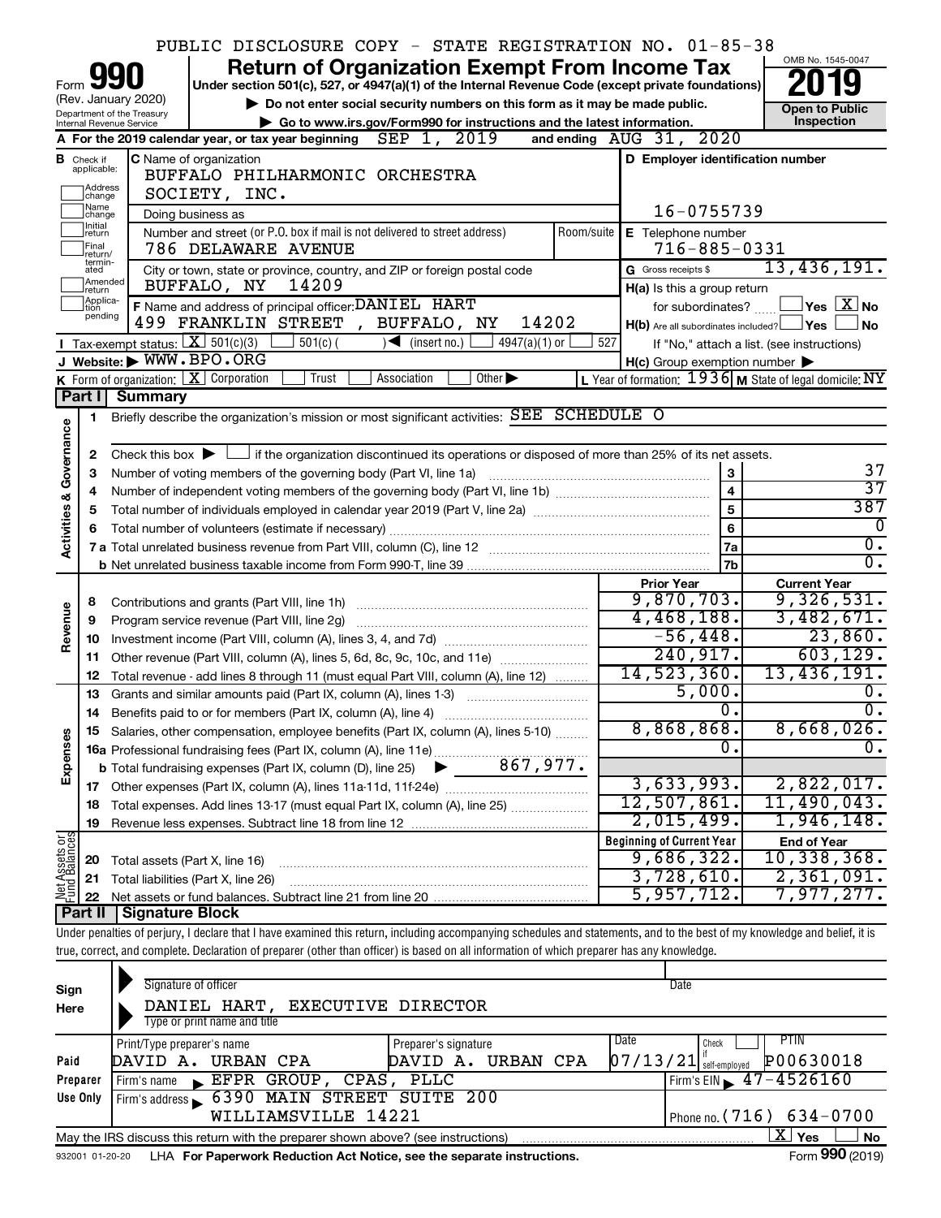PUBLIC DISCLOSURE COPY - STATE REGISTRATION NO. 01-85-38

# Form 990 — Return of Organization Exempt From Income Tax — 2019

Under section 501(c), 527, or 4947(a)(1) of the Internal Revenue Code (except private foundations)

(Rev. January 2020) Department of the Treasury, Internal Revenue Service

▶ Do not enter social security numbers on this form as it may be made public.
▶ Go to www.irs.gov/Form990 for instructions and the latest information.

OMB No. 1545-0047 — Open to Public Inspection

**A** For the 2019 calendar year, or tax year beginning SEP 1, 2019 and ending AUG 31, 2020

**B** Check if applicable: Address change, Name change, Initial return, Final return/terminated, Amended return, Application pending

**C** Name of organization: BUFFALO PHILHARMONIC ORCHESTRA SOCIETY, INC.

Doing business as

Number and street (or P.O. box if mail is not delivered to street address): 786 DELAWARE AVENUE — Room/suite

City or town, state or province, country, and ZIP or foreign postal code: BUFFALO, NY 14209

**D** Employer identification number: 16-0755739

**E** Telephone number: 716-885-0331

**G** Gross receipts $ 13,436,191.

**F** Name and address of principal officer: DANIEL HART, 499 FRANKLIN STREET , BUFFALO, NY 14202

**H(a)** Is this a group return for subordinates? ☐ Yes ☒ No

**H(b)** Are all subordinates included? ☐ Yes ☐ No — If "No," attach a list. (see instructions)

**H(c)** Group exemption number ▶

**I** Tax-exempt status: ☒ 501(c)(3) ☐ 501(c) ( ) ◀ (insert no.) ☐ 4947(a)(1) or ☐ 527

**J** Website: ▶ WWW.BPO.ORG

**K** Form of organization: ☒ Corporation ☐ Trust ☐ Association ☐ Other ▶

**L** Year of formation: 1936 **M** State of legal domicile: NY

## Part I Summary

**Activities & Governance**

1 Briefly describe the organization's mission or most significant activities: SEE SCHEDULE O

2 Check this box ▶ ☐ if the organization discontinued its operations or disposed of more than 25% of its net assets.

| Line | Description | | Value |
|---|---|---|---|
| 3 | Number of voting members of the governing body (Part VI, line 1a) | 3 | 37 |
| 4 | Number of independent voting members of the governing body (Part VI, line 1b) | 4 | 37 |
| 5 | Total number of individuals employed in calendar year 2019 (Part V, line 2a) | 5 | 387 |
| 6 | Total number of volunteers (estimate if necessary) | 6 | 0 |
| 7a | Total unrelated business revenue from Part VIII, column (C), line 12 | 7a | 0. |
| 7b | Net unrelated business taxable income from Form 990-T, line 39 | 7b | 0. |

| Line | Description | Prior Year | Current Year |
|---|---|---|---|
| | **Revenue** | | |
| 8 | Contributions and grants (Part VIII, line 1h) | 9,870,703. | 9,326,531. |
| 9 | Program service revenue (Part VIII, line 2g) | 4,468,188. | 3,482,671. |
| 10 | Investment income (Part VIII, column (A), lines 3, 4, and 7d) | -56,448. | 23,860. |
| 11 | Other revenue (Part VIII, column (A), lines 5, 6d, 8c, 9c, 10c, and 11e) | 240,917. | 603,129. |
| 12 | Total revenue - add lines 8 through 11 (must equal Part VIII, column (A), line 12) | 14,523,360. | 13,436,191. |
| | **Expenses** | | |
| 13 | Grants and similar amounts paid (Part IX, column (A), lines 1-3) | 5,000. | 0. |
| 14 | Benefits paid to or for members (Part IX, column (A), line 4) | 0. | 0. |
| 15 | Salaries, other compensation, employee benefits (Part IX, column (A), lines 5-10) | 8,868,868. | 8,668,026. |
| 16a | Professional fundraising fees (Part IX, column (A), line 11e) | 0. | 0. |
| b | Total fundraising expenses (Part IX, column (D), line 25) ▶ 867,977. | | |
| 17 | Other expenses (Part IX, column (A), lines 11a-11d, 11f-24e) | 3,633,993. | 2,822,017. |
| 18 | Total expenses. Add lines 13-17 (must equal Part IX, column (A), line 25) | 12,507,861. | 11,490,043. |
| 19 | Revenue less expenses. Subtract line 18 from line 12 | 2,015,499. | 1,946,148. |
| | **Net Assets or Fund Balances** | **Beginning of Current Year** | **End of Year** |
| 20 | Total assets (Part X, line 16) | 9,686,322. | 10,338,368. |
| 21 | Total liabilities (Part X, line 26) | 3,728,610. | 2,361,091. |
| 22 | Net assets or fund balances. Subtract line 21 from line 20 | 5,957,712. | 7,977,277. |

## Part II Signature Block

Under penalties of perjury, I declare that I have examined this return, including accompanying schedules and statements, and to the best of my knowledge and belief, it is true, correct, and complete. Declaration of preparer (other than officer) is based on all information of which preparer has any knowledge.

**Sign Here**

Signature of officer — Date

DANIEL HART, EXECUTIVE DIRECTOR
Type or print name and title

**Paid Preparer Use Only**

| Print/Type preparer's name | Preparer's signature | Date | Check if self-employed | PTIN |
|---|---|---|---|---|
| DAVID A. URBAN CPA | DAVID A. URBAN CPA | 07/13/21 | ☐ | P00630018 |

Firm's name ▶ EFPR GROUP, CPAS, PLLC — Firm's EIN ▶ 47-4526160

Firm's address ▶ 6390 MAIN STREET SUITE 200, WILLIAMSVILLE 14221 — Phone no. (716) 634-0700

May the IRS discuss this return with the preparer shown above? (see instructions) ☒ Yes ☐ No

932001 01-20-20 LHA For Paperwork Reduction Act Notice, see the separate instructions. Form 990 (2019)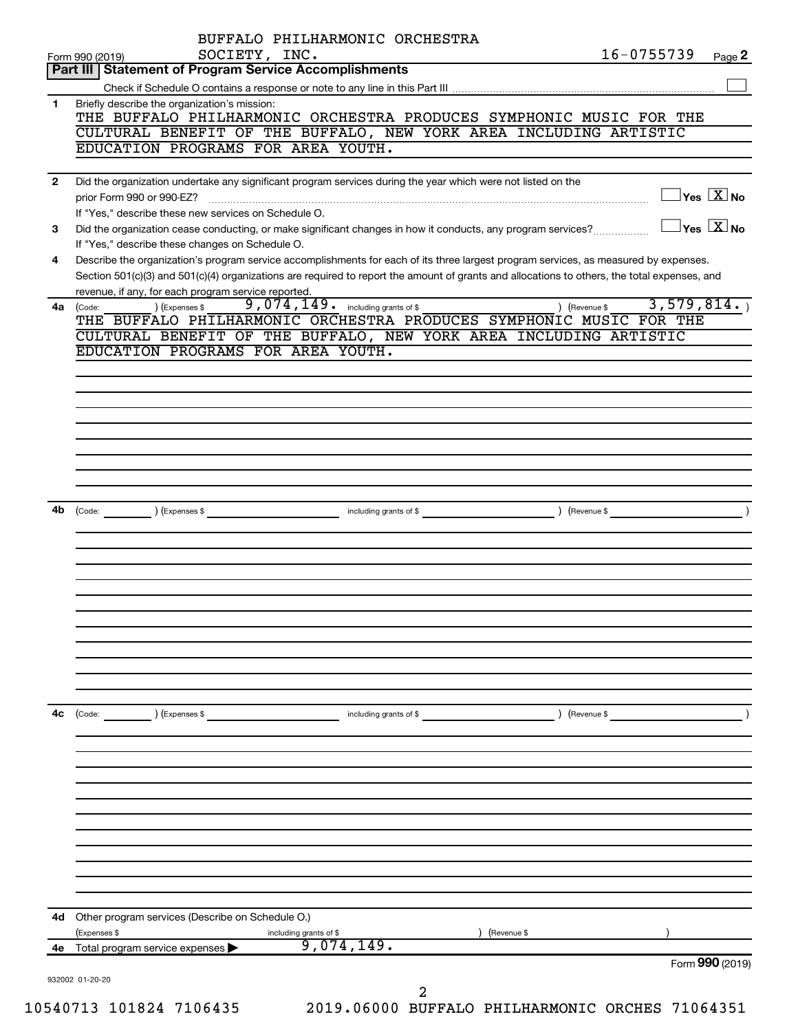BUFFALO PHILHARMONIC ORCHESTRA SOCIETY, INC. 16-0755739

Form 990 (2019)

## Part III Statement of Program Service Accomplishments

Check if Schedule O contains a response or note to any line in this Part III ☐

**1** Briefly describe the organization's mission:

THE BUFFALO PHILHARMONIC ORCHESTRA PRODUCES SYMPHONIC MUSIC FOR THE CULTURAL BENEFIT OF THE BUFFALO, NEW YORK AREA INCLUDING ARTISTIC EDUCATION PROGRAMS FOR AREA YOUTH.

**2** Did the organization undertake any significant program services during the year which were not listed on the prior Form 990 or 990-EZ? ☐ Yes ☒ No

If "Yes," describe these new services on Schedule O.

**3** Did the organization cease conducting, or make significant changes in how it conducts, any program services? ☐ Yes ☒ No

If "Yes," describe these changes on Schedule O.

**4** Describe the organization's program service accomplishments for each of its three largest program services, as measured by expenses. Section 501(c)(3) and 501(c)(4) organizations are required to report the amount of grants and allocations to others, the total expenses, and revenue, if any, for each program service reported.

**4a** (Code: ) (Expenses $ 9,074,149. including grants of $ ) (Revenue $ 3,579,814. )

THE BUFFALO PHILHARMONIC ORCHESTRA PRODUCES SYMPHONIC MUSIC FOR THE CULTURAL BENEFIT OF THE BUFFALO, NEW YORK AREA INCLUDING ARTISTIC EDUCATION PROGRAMS FOR AREA YOUTH.

**4b** (Code: ) (Expenses $ including grants of $ ) (Revenue $ )

**4c** (Code: ) (Expenses $ including grants of $ ) (Revenue $ )

**4d** Other program services (Describe on Schedule O.)

(Expenses $ including grants of $ ) (Revenue $ )

**4e** Total program service expenses ▶ 9,074,149.

Form **990** (2019)

932002 01-20-20

10540713 101824 7106435 2019.06000 BUFFALO PHILHARMONIC ORCHES 71064351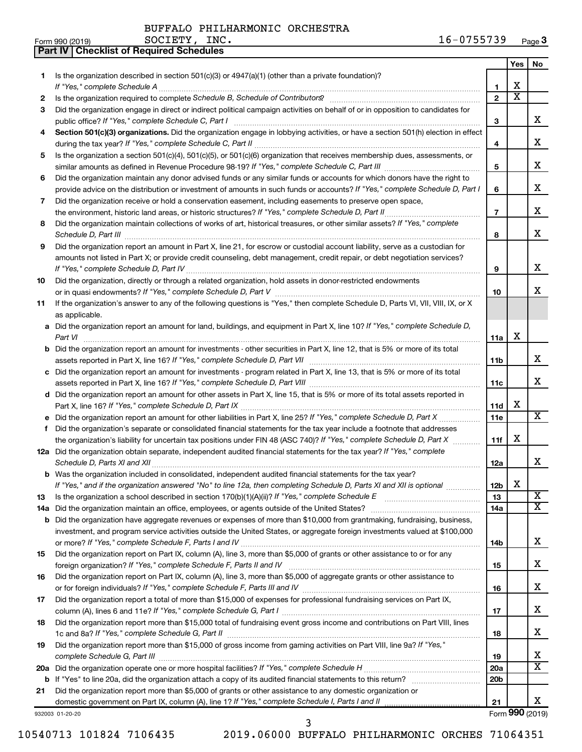BUFFALO PHILHARMONIC ORCHESTRA

Form 990 (2019) SOCIETY, INC. 16-0755739 Page **3**

**Part IV | Checklist of Required Schedules**

| | | | Yes | No |
|---|---|---|---|---|
| **1** | Is the organization described in section 501(c)(3) or 4947(a)(1) (other than a private foundation)? *If "Yes," complete Schedule A* | **1** | X | |
| **2** | Is the organization required to complete *Schedule B, Schedule of Contributors*? | **2** | X | |
| **3** | Did the organization engage in direct or indirect political campaign activities on behalf of or in opposition to candidates for public office? *If "Yes," complete Schedule C, Part I* | **3** | | X |
| **4** | **Section 501(c)(3) organizations.** Did the organization engage in lobbying activities, or have a section 501(h) election in effect during the tax year? *If "Yes," complete Schedule C, Part II* | **4** | | X |
| **5** | Is the organization a section 501(c)(4), 501(c)(5), or 501(c)(6) organization that receives membership dues, assessments, or similar amounts as defined in Revenue Procedure 98-19? *If "Yes," complete Schedule C, Part III* | **5** | | X |
| **6** | Did the organization maintain any donor advised funds or any similar funds or accounts for which donors have the right to provide advice on the distribution or investment of amounts in such funds or accounts? *If "Yes," complete Schedule D, Part I* | **6** | | X |
| **7** | Did the organization receive or hold a conservation easement, including easements to preserve open space, the environment, historic land areas, or historic structures? *If "Yes," complete Schedule D, Part II* | **7** | | X |
| **8** | Did the organization maintain collections of works of art, historical treasures, or other similar assets? *If "Yes," complete Schedule D, Part III* | **8** | | X |
| **9** | Did the organization report an amount in Part X, line 21, for escrow or custodial account liability, serve as a custodian for amounts not listed in Part X; or provide credit counseling, debt management, credit repair, or debt negotiation services? *If "Yes," complete Schedule D, Part IV* | **9** | | X |
| **10** | Did the organization, directly or through a related organization, hold assets in donor-restricted endowments or in quasi endowments? *If "Yes," complete Schedule D, Part V* | **10** | | X |
| **11** | If the organization's answer to any of the following questions is "Yes," then complete Schedule D, Parts VI, VII, VIII, IX, or X as applicable. | | | |
| **a** | Did the organization report an amount for land, buildings, and equipment in Part X, line 10? *If "Yes," complete Schedule D, Part VI* | **11a** | X | |
| **b** | Did the organization report an amount for investments - other securities in Part X, line 12, that is 5% or more of its total assets reported in Part X, line 16? *If "Yes," complete Schedule D, Part VII* | **11b** | | X |
| **c** | Did the organization report an amount for investments - program related in Part X, line 13, that is 5% or more of its total assets reported in Part X, line 16? *If "Yes," complete Schedule D, Part VIII* | **11c** | | X |
| **d** | Did the organization report an amount for other assets in Part X, line 15, that is 5% or more of its total assets reported in Part X, line 16? *If "Yes," complete Schedule D, Part IX* | **11d** | X | |
| **e** | Did the organization report an amount for other liabilities in Part X, line 25? *If "Yes," complete Schedule D, Part X* | **11e** | | X |
| **f** | Did the organization's separate or consolidated financial statements for the tax year include a footnote that addresses the organization's liability for uncertain tax positions under FIN 48 (ASC 740)? *If "Yes," complete Schedule D, Part X* | **11f** | X | |
| **12a** | Did the organization obtain separate, independent audited financial statements for the tax year? *If "Yes," complete Schedule D, Parts XI and XII* | **12a** | | X |
| **b** | Was the organization included in consolidated, independent audited financial statements for the tax year? *If "Yes," and if the organization answered "No" to line 12a, then completing Schedule D, Parts XI and XII is optional* | **12b** | X | |
| **13** | Is the organization a school described in section 170(b)(1)(A)(ii)? *If "Yes," complete Schedule E* | **13** | | X |
| **14a** | Did the organization maintain an office, employees, or agents outside of the United States? | **14a** | | X |
| **b** | Did the organization have aggregate revenues or expenses of more than $10,000 from grantmaking, fundraising, business, investment, and program service activities outside the United States, or aggregate foreign investments valued at $100,000 or more? *If "Yes," complete Schedule F, Parts I and IV* | **14b** | | X |
| **15** | Did the organization report on Part IX, column (A), line 3, more than $5,000 of grants or other assistance to or for any foreign organization? *If "Yes," complete Schedule F, Parts II and IV* | **15** | | X |
| **16** | Did the organization report on Part IX, column (A), line 3, more than $5,000 of aggregate grants or other assistance to or for foreign individuals? *If "Yes," complete Schedule F, Parts III and IV* | **16** | | X |
| **17** | Did the organization report a total of more than $15,000 of expenses for professional fundraising services on Part IX, column (A), lines 6 and 11e? *If "Yes," complete Schedule G, Part I* | **17** | | X |
| **18** | Did the organization report more than $15,000 total of fundraising event gross income and contributions on Part VIII, lines 1c and 8a? *If "Yes," complete Schedule G, Part II* | **18** | | X |
| **19** | Did the organization report more than $15,000 of gross income from gaming activities on Part VIII, line 9a? *If "Yes," complete Schedule G, Part III* | **19** | | X |
| **20a** | Did the organization operate one or more hospital facilities? *If "Yes," complete Schedule H* | **20a** | | X |
| **b** | If "Yes" to line 20a, did the organization attach a copy of its audited financial statements to this return? | **20b** | | |
| **21** | Did the organization report more than $5,000 of grants or other assistance to any domestic organization or domestic government on Part IX, column (A), line 1? *If "Yes," complete Schedule I, Parts I and II* | **21** | | X |

932003 01-20-20 Form **990** (2019)

10540713 101824 7106435 2019.06000 BUFFALO PHILHARMONIC ORCHES 71064351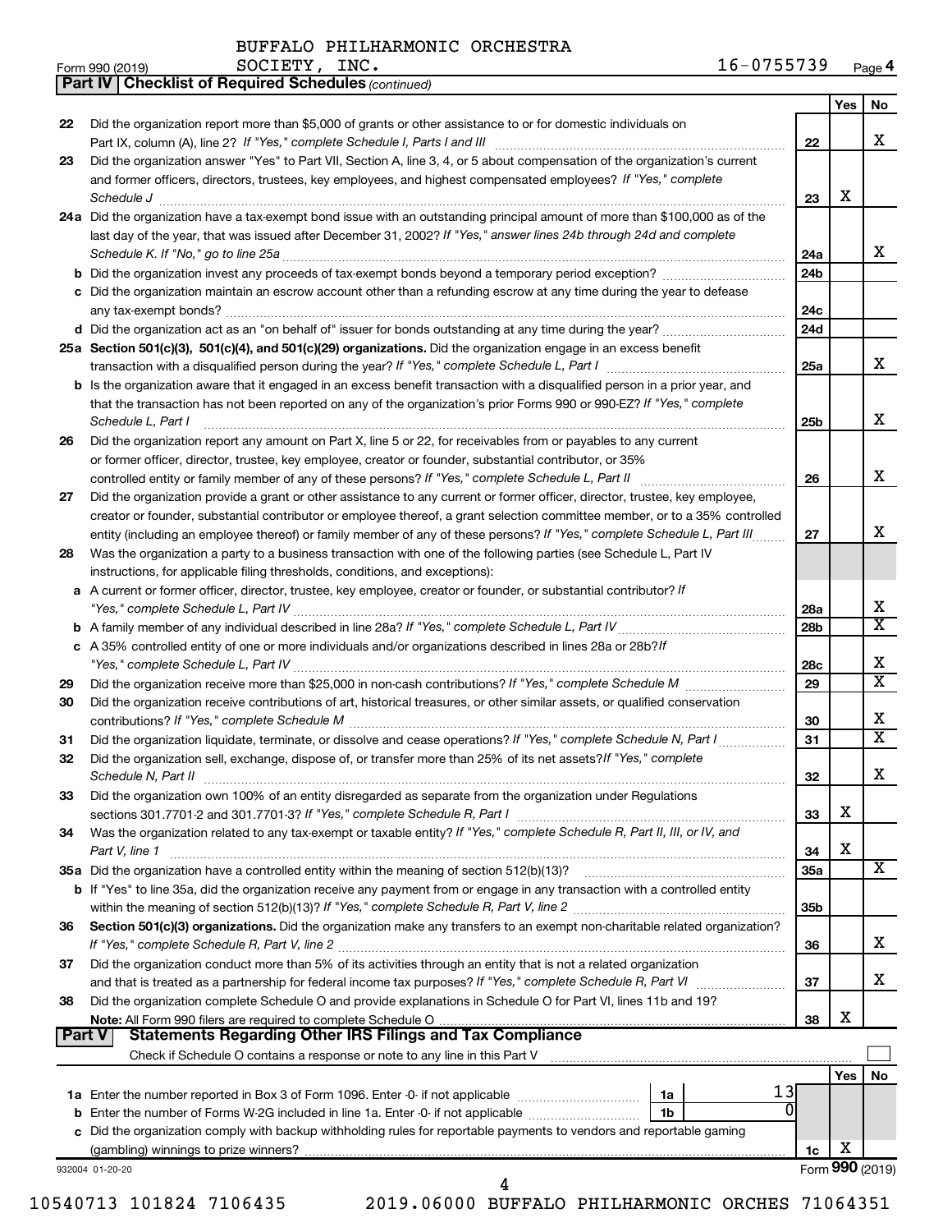BUFFALO PHILHARMONIC ORCHESTRA SOCIETY, INC. 16-0755739

Form 990 (2019)

## Part IV | Checklist of Required Schedules *(continued)*

| | | | Yes | No |
|---|---|---|---|---|
| 22 | Did the organization report more than $5,000 of grants or other assistance to or for domestic individuals on Part IX, column (A), line 2? *If "Yes," complete Schedule I, Parts I and III* | 22 | | X |
| 23 | Did the organization answer "Yes" to Part VII, Section A, line 3, 4, or 5 about compensation of the organization's current and former officers, directors, trustees, key employees, and highest compensated employees? *If "Yes," complete Schedule J* | 23 | X | |
| 24a | Did the organization have a tax-exempt bond issue with an outstanding principal amount of more than $100,000 as of the last day of the year, that was issued after December 31, 2002? *If "Yes," answer lines 24b through 24d and complete Schedule K. If "No," go to line 25a* | 24a | | X |
| b | Did the organization invest any proceeds of tax-exempt bonds beyond a temporary period exception? | 24b | | |
| c | Did the organization maintain an escrow account other than a refunding escrow at any time during the year to defease any tax-exempt bonds? | 24c | | |
| d | Did the organization act as an "on behalf of" issuer for bonds outstanding at any time during the year? | 24d | | |
| 25a | **Section 501(c)(3), 501(c)(4), and 501(c)(29) organizations.** Did the organization engage in an excess benefit transaction with a disqualified person during the year? *If "Yes," complete Schedule L, Part I* | 25a | | X |
| b | Is the organization aware that it engaged in an excess benefit transaction with a disqualified person in a prior year, and that the transaction has not been reported on any of the organization's prior Forms 990 or 990-EZ? *If "Yes," complete Schedule L, Part I* | 25b | | X |
| 26 | Did the organization report any amount on Part X, line 5 or 22, for receivables from or payables to any current or former officer, director, trustee, key employee, creator or founder, substantial contributor, or 35% controlled entity or family member of any of these persons? *If "Yes," complete Schedule L, Part II* | 26 | | X |
| 27 | Did the organization provide a grant or other assistance to any current or former officer, director, trustee, key employee, creator or founder, substantial contributor or employee thereof, a grant selection committee member, or to a 35% controlled entity (including an employee thereof) or family member of any of these persons? *If "Yes," complete Schedule L, Part III* | 27 | | X |
| 28 | Was the organization a party to a business transaction with one of the following parties (see Schedule L, Part IV instructions, for applicable filing thresholds, conditions, and exceptions): | | | |
| a | A current or former officer, director, trustee, key employee, creator or founder, or substantial contributor? *If "Yes," complete Schedule L, Part IV* | 28a | | X |
| b | A family member of any individual described in line 28a? *If "Yes," complete Schedule L, Part IV* | 28b | | X |
| c | A 35% controlled entity of one or more individuals and/or organizations described in lines 28a or 28b? *If "Yes," complete Schedule L, Part IV* | 28c | | X |
| 29 | Did the organization receive more than $25,000 in non-cash contributions? *If "Yes," complete Schedule M* | 29 | | X |
| 30 | Did the organization receive contributions of art, historical treasures, or other similar assets, or qualified conservation contributions? *If "Yes," complete Schedule M* | 30 | | X |
| 31 | Did the organization liquidate, terminate, or dissolve and cease operations? *If "Yes," complete Schedule N, Part I* | 31 | | X |
| 32 | Did the organization sell, exchange, dispose of, or transfer more than 25% of its net assets? *If "Yes," complete Schedule N, Part II* | 32 | | X |
| 33 | Did the organization own 100% of an entity disregarded as separate from the organization under Regulations sections 301.7701-2 and 301.7701-3? *If "Yes," complete Schedule R, Part I* | 33 | X | |
| 34 | Was the organization related to any tax-exempt or taxable entity? *If "Yes," complete Schedule R, Part II, III, or IV, and Part V, line 1* | 34 | X | |
| 35a | Did the organization have a controlled entity within the meaning of section 512(b)(13)? | 35a | | X |
| b | If "Yes" to line 35a, did the organization receive any payment from or engage in any transaction with a controlled entity within the meaning of section 512(b)(13)? *If "Yes," complete Schedule R, Part V, line 2* | 35b | | |
| 36 | **Section 501(c)(3) organizations.** Did the organization make any transfers to an exempt non-charitable related organization? *If "Yes," complete Schedule R, Part V, line 2* | 36 | | X |
| 37 | Did the organization conduct more than 5% of its activities through an entity that is not a related organization and that is treated as a partnership for federal income tax purposes? *If "Yes," complete Schedule R, Part VI* | 37 | | X |
| 38 | Did the organization complete Schedule O and provide explanations in Schedule O for Part VI, lines 11b and 19? **Note:** All Form 990 filers are required to complete Schedule O | 38 | X | |

## Part V | Statements Regarding Other IRS Filings and Tax Compliance

Check if Schedule O contains a response or note to any line in this Part V ☐

| | | | | | Yes | No |
|---|---|---|---|---|---|---|
| 1a | Enter the number reported in Box 3 of Form 1096. Enter -0- if not applicable | 1a | 13 | | | |
| b | Enter the number of Forms W-2G included in line 1a. Enter -0- if not applicable | 1b | 0 | | | |
| c | Did the organization comply with backup withholding rules for reportable payments to vendors and reportable gaming (gambling) winnings to prize winners? | | | 1c | X | |

932004 01-20-20

Form **990** (2019)

10540713 101824 7106435 2019.06000 BUFFALO PHILHARMONIC ORCHES 71064351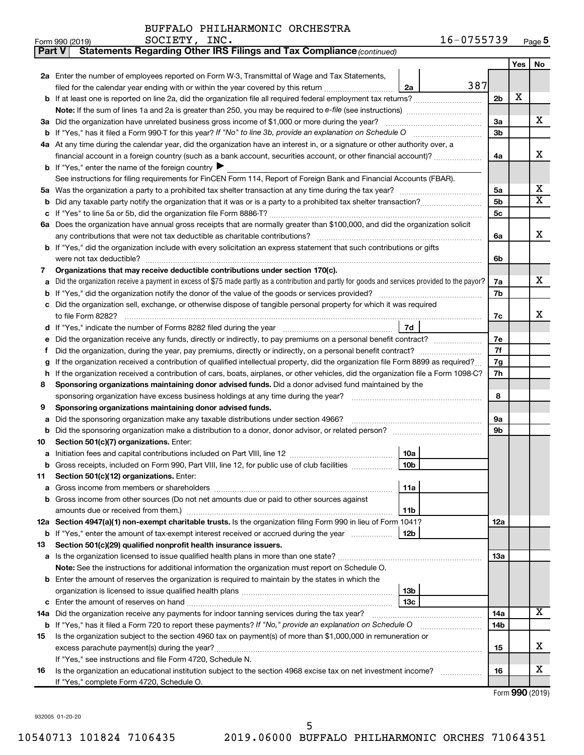BUFFALO PHILHARMONIC ORCHESTRA SOCIETY, INC. 16-0755739

Form 990 (2019) Page 5

**Part V Statements Regarding Other IRS Filings and Tax Compliance** *(continued)*

| | | | | Yes | No |
|---|---|---|---|---|---|
| **2a** | Enter the number of employees reported on Form W-3, Transmittal of Wage and Tax Statements, filed for the calendar year ending with or within the year covered by this return | 2a 387 | | | |
| **b** | If at least one is reported on line 2a, did the organization file all required federal employment tax returns? | | 2b | X | |
| | **Note:** If the sum of lines 1a and 2a is greater than 250, you may be required to *e-file* (see instructions) | | | | |
| **3a** | Did the organization have unrelated business gross income of $1,000 or more during the year? | | 3a | | X |
| **b** | If "Yes," has it filed a Form 990-T for this year? *If "No" to line 3b, provide an explanation on Schedule O* | | 3b | | |
| **4a** | At any time during the calendar year, did the organization have an interest in, or a signature or other authority over, a financial account in a foreign country (such as a bank account, securities account, or other financial account)? | | 4a | | X |
| **b** | If "Yes," enter the name of the foreign country ▶ | | | | |
| | See instructions for filing requirements for FinCEN Form 114, Report of Foreign Bank and Financial Accounts (FBAR). | | | | |
| **5a** | Was the organization a party to a prohibited tax shelter transaction at any time during the tax year? | | 5a | | X |
| **b** | Did any taxable party notify the organization that it was or is a party to a prohibited tax shelter transaction? | | 5b | | X |
| **c** | If "Yes" to line 5a or 5b, did the organization file Form 8886-T? | | 5c | | |
| **6a** | Does the organization have annual gross receipts that are normally greater than $100,000, and did the organization solicit any contributions that were not tax deductible as charitable contributions? | | 6a | | X |
| **b** | If "Yes," did the organization include with every solicitation an express statement that such contributions or gifts were not tax deductible? | | 6b | | |
| **7** | **Organizations that may receive deductible contributions under section 170(c).** | | | | |
| **a** | Did the organization receive a payment in excess of $75 made partly as a contribution and partly for goods and services provided to the payor? | | 7a | | X |
| **b** | If "Yes," did the organization notify the donor of the value of the goods or services provided? | | 7b | | |
| **c** | Did the organization sell, exchange, or otherwise dispose of tangible personal property for which it was required to file Form 8282? | | 7c | | X |
| **d** | If "Yes," indicate the number of Forms 8282 filed during the year | 7d | | | |
| **e** | Did the organization receive any funds, directly or indirectly, to pay premiums on a personal benefit contract? | | 7e | | |
| **f** | Did the organization, during the year, pay premiums, directly or indirectly, on a personal benefit contract? | | 7f | | |
| **g** | If the organization received a contribution of qualified intellectual property, did the organization file Form 8899 as required? | | 7g | | |
| **h** | If the organization received a contribution of cars, boats, airplanes, or other vehicles, did the organization file a Form 1098-C? | | 7h | | |
| **8** | **Sponsoring organizations maintaining donor advised funds.** Did a donor advised fund maintained by the sponsoring organization have excess business holdings at any time during the year? | | 8 | | |
| **9** | **Sponsoring organizations maintaining donor advised funds.** | | | | |
| **a** | Did the sponsoring organization make any taxable distributions under section 4966? | | 9a | | |
| **b** | Did the sponsoring organization make a distribution to a donor, donor advisor, or related person? | | 9b | | |
| **10** | **Section 501(c)(7) organizations.** Enter: | | | | |
| **a** | Initiation fees and capital contributions included on Part VIII, line 12 | 10a | | | |
| **b** | Gross receipts, included on Form 990, Part VIII, line 12, for public use of club facilities | 10b | | | |
| **11** | **Section 501(c)(12) organizations.** Enter: | | | | |
| **a** | Gross income from members or shareholders | 11a | | | |
| **b** | Gross income from other sources (Do not net amounts due or paid to other sources against amounts due or received from them.) | 11b | | | |
| **12a** | **Section 4947(a)(1) non-exempt charitable trusts.** Is the organization filing Form 990 in lieu of Form 1041? | | 12a | | |
| **b** | If "Yes," enter the amount of tax-exempt interest received or accrued during the year | 12b | | | |
| **13** | **Section 501(c)(29) qualified nonprofit health insurance issuers.** | | | | |
| **a** | Is the organization licensed to issue qualified health plans in more than one state? | | 13a | | |
| | **Note:** See the instructions for additional information the organization must report on Schedule O. | | | | |
| **b** | Enter the amount of reserves the organization is required to maintain by the states in which the organization is licensed to issue qualified health plans | 13b | | | |
| **c** | Enter the amount of reserves on hand | 13c | | | |
| **14a** | Did the organization receive any payments for indoor tanning services during the tax year? | | 14a | | X |
| **b** | If "Yes," has it filed a Form 720 to report these payments? *If "No," provide an explanation on Schedule O* | | 14b | | |
| **15** | Is the organization subject to the section 4960 tax on payment(s) of more than $1,000,000 in remuneration or excess parachute payment(s) during the year? | | 15 | | X |
| | If "Yes," see instructions and file Form 4720, Schedule N. | | | | |
| **16** | Is the organization an educational institution subject to the section 4968 excise tax on net investment income? | | 16 | | X |
| | If "Yes," complete Form 4720, Schedule O. | | | | |

Form **990** (2019)

932005 01-20-20

10540713 101824 7106435 2019.06000 BUFFALO PHILHARMONIC ORCHES 71064351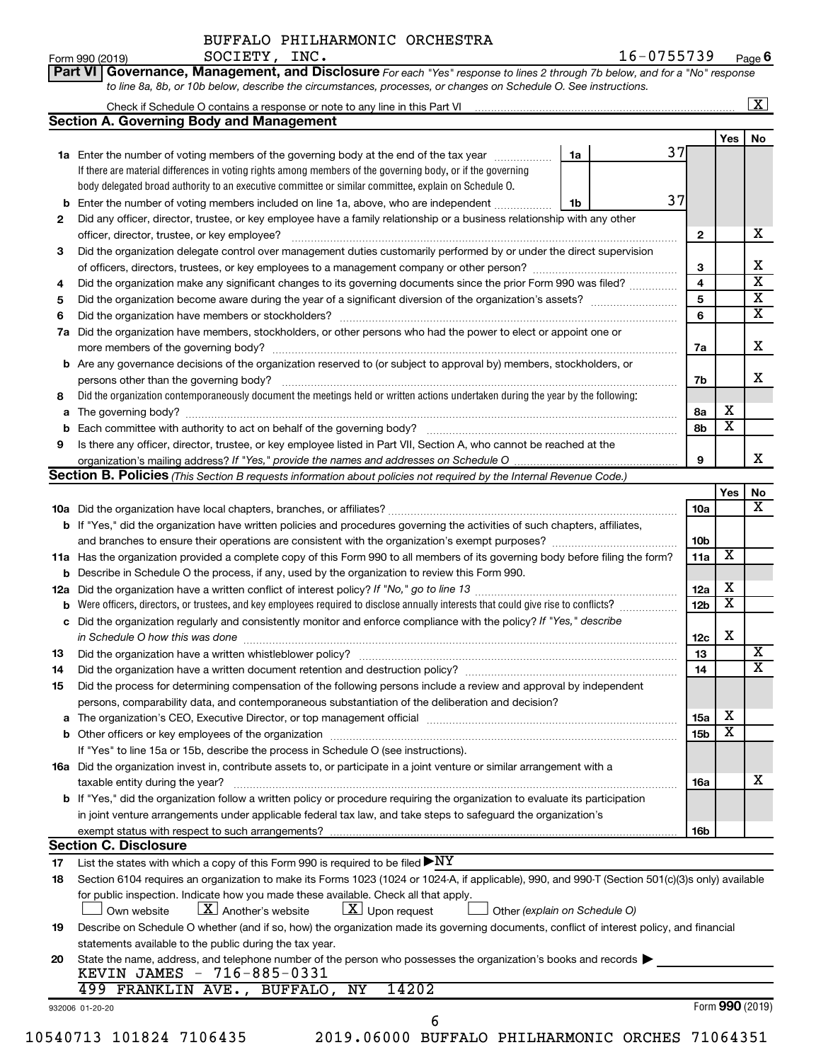BUFFALO PHILHARMONIC ORCHESTRA

Form 990 (2019) SOCIETY, INC. 16-0755739 Page 6

**Part VI Governance, Management, and Disclosure** *For each "Yes" response to lines 2 through 7b below, and for a "No" response to line 8a, 8b, or 10b below, describe the circumstances, processes, or changes on Schedule O. See instructions.*

Check if Schedule O contains a response or note to any line in this Part VI .......... [X]

## Section A. Governing Body and Management

| | | | | Yes | No |
|---|---|---|---|---|---|
| **1a** | Enter the number of voting members of the governing body at the end of the tax year ..... **1a** 37. If there are material differences in voting rights among members of the governing body, or if the governing body delegated broad authority to an executive committee or similar committee, explain on Schedule O. | | | | |
| **b** | Enter the number of voting members included on line 1a, above, who are independent ..... **1b** 37 | | | | |
| **2** | Did any officer, director, trustee, or key employee have a family relationship or a business relationship with any other officer, director, trustee, or key employee? | | 2 | | X |
| **3** | Did the organization delegate control over management duties customarily performed by or under the direct supervision of officers, directors, trustees, or key employees to a management company or other person? | | 3 | | X |
| **4** | Did the organization make any significant changes to its governing documents since the prior Form 990 was filed? | | 4 | | X |
| **5** | Did the organization become aware during the year of a significant diversion of the organization's assets? | | 5 | | X |
| **6** | Did the organization have members or stockholders? | | 6 | | X |
| **7a** | Did the organization have members, stockholders, or other persons who had the power to elect or appoint one or more members of the governing body? | | 7a | | X |
| **b** | Are any governance decisions of the organization reserved to (or subject to approval by) members, stockholders, or persons other than the governing body? | | 7b | | X |
| **8** | Did the organization contemporaneously document the meetings held or written actions undertaken during the year by the following: | | | | |
| **a** | The governing body? | | 8a | X | |
| **b** | Each committee with authority to act on behalf of the governing body? | | 8b | X | |
| **9** | Is there any officer, director, trustee, or key employee listed in Part VII, Section A, who cannot be reached at the organization's mailing address? *If "Yes," provide the names and addresses on Schedule O* | | 9 | | X |

## Section B. Policies *(This Section B requests information about policies not required by the Internal Revenue Code.)*

| | | | Yes | No |
|---|---|---|---|---|
| **10a** | Did the organization have local chapters, branches, or affiliates? | 10a | | X |
| **b** | If "Yes," did the organization have written policies and procedures governing the activities of such chapters, affiliates, and branches to ensure their operations are consistent with the organization's exempt purposes? | 10b | | |
| **11a** | Has the organization provided a complete copy of this Form 990 to all members of its governing body before filing the form? | 11a | X | |
| **b** | Describe in Schedule O the process, if any, used by the organization to review this Form 990. | | | |
| **12a** | Did the organization have a written conflict of interest policy? *If "No," go to line 13* | 12a | X | |
| **b** | Were officers, directors, or trustees, and key employees required to disclose annually interests that could give rise to conflicts? | 12b | X | |
| **c** | Did the organization regularly and consistently monitor and enforce compliance with the policy? *If "Yes," describe in Schedule O how this was done* | 12c | X | |
| **13** | Did the organization have a written whistleblower policy? | 13 | | X |
| **14** | Did the organization have a written document retention and destruction policy? | 14 | | X |
| **15** | Did the process for determining compensation of the following persons include a review and approval by independent persons, comparability data, and contemporaneous substantiation of the deliberation and decision? | | | |
| **a** | The organization's CEO, Executive Director, or top management official | 15a | X | |
| **b** | Other officers or key employees of the organization | 15b | X | |
| | If "Yes" to line 15a or 15b, describe the process in Schedule O (see instructions). | | | |
| **16a** | Did the organization invest in, contribute assets to, or participate in a joint venture or similar arrangement with a taxable entity during the year? | 16a | | X |
| **b** | If "Yes," did the organization follow a written policy or procedure requiring the organization to evaluate its participation in joint venture arrangements under applicable federal tax law, and take steps to safeguard the organization's exempt status with respect to such arrangements? | 16b | | |

## Section C. Disclosure

**17** List the states with which a copy of this Form 990 is required to be filed ▶NY

**18** Section 6104 requires an organization to make its Forms 1023 (1024 or 1024-A, if applicable), 990, and 990-T (Section 501(c)(3)s only) available for public inspection. Indicate how you made these available. Check all that apply.

[ ] Own website [X] Another's website [X] Upon request [ ] Other *(explain on Schedule O)*

**19** Describe on Schedule O whether (and if so, how) the organization made its governing documents, conflict of interest policy, and financial statements available to the public during the tax year.

**20** State the name, address, and telephone number of the person who possesses the organization's books and records ▶

KEVIN JAMES - 716-885-0331
499 FRANKLIN AVE., BUFFALO, NY 14202

932006 01-20-20 Form **990** (2019)

10540713 101824 7106435 2019.06000 BUFFALO PHILHARMONIC ORCHES 71064351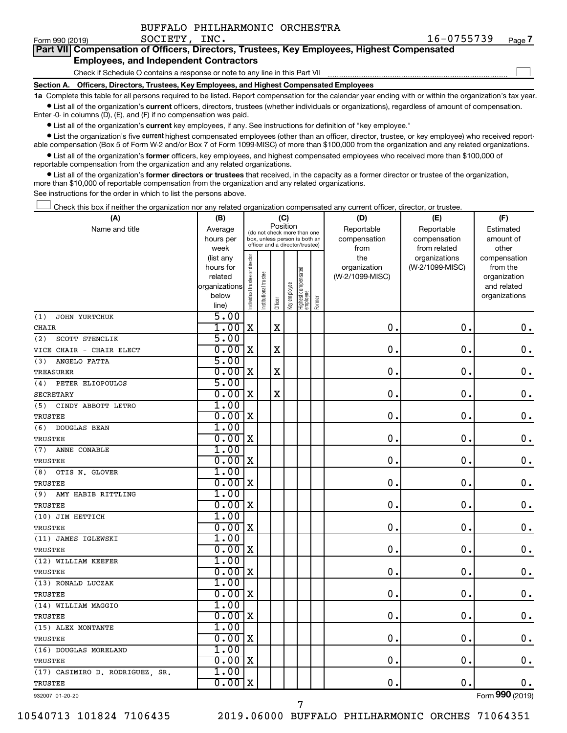BUFFALO PHILHARMONIC ORCHESTRA SOCIETY, INC. 16-0755739

Form 990 (2019) Page 7

**Part VII Compensation of Officers, Directors, Trustees, Key Employees, Highest Compensated Employees, and Independent Contractors**

Check if Schedule O contains a response or note to any line in this Part VII ☐

**Section A. Officers, Directors, Trustees, Key Employees, and Highest Compensated Employees**

**1a** Complete this table for all persons required to be listed. Report compensation for the calendar year ending with or within the organization's tax year.

- List all of the organization's **current** officers, directors, trustees (whether individuals or organizations), regardless of amount of compensation. Enter -0- in columns (D), (E), and (F) if no compensation was paid.
- List all of the organization's **current** key employees, if any. See instructions for definition of "key employee."
- List the organization's five **current** highest compensated employees (other than an officer, director, trustee, or key employee) who received reportable compensation (Box 5 of Form W-2 and/or Box 7 of Form 1099-MISC) of more than $100,000 from the organization and any related organizations.
- List all of the organization's **former** officers, key employees, and highest compensated employees who received more than $100,000 of reportable compensation from the organization and any related organizations.
- List all of the organization's **former directors or trustees** that received, in the capacity as a former director or trustee of the organization, more than $10,000 of reportable compensation from the organization and any related organizations.

See instructions for the order in which to list the persons above.

☐ Check this box if neither the organization nor any related organization compensated any current officer, director, or trustee.

| (A) Name and title | (B) Average hours per week (list any hours for related organizations below line) | (C) Position: Individual trustee or director | Institutional trustee | Officer | Key employee | Highest compensated employee | Former | (D) Reportable compensation from the organization (W-2/1099-MISC) | (E) Reportable compensation from related organizations (W-2/1099-MISC) | (F) Estimated amount of other compensation from the organization and related organizations |
|---|---|---|---|---|---|---|---|---|---|---|
| (1) JOHN YURTCHUK<br>CHAIR | 5.00<br>1.00 | X | | X | | | | 0. | 0. | 0. |
| (2) SCOTT STENCLIK<br>VICE CHAIR - CHAIR ELECT | 5.00<br>0.00 | X | | X | | | | 0. | 0. | 0. |
| (3) ANGELO FATTA<br>TREASURER | 5.00<br>0.00 | X | | X | | | | 0. | 0. | 0. |
| (4) PETER ELIOPOULOS<br>SECRETARY | 5.00<br>0.00 | X | | X | | | | 0. | 0. | 0. |
| (5) CINDY ABBOTT LETRO<br>TRUSTEE | 1.00<br>0.00 | X | | | | | | 0. | 0. | 0. |
| (6) DOUGLAS BEAN<br>TRUSTEE | 1.00<br>0.00 | X | | | | | | 0. | 0. | 0. |
| (7) ANNE CONABLE<br>TRUSTEE | 1.00<br>0.00 | X | | | | | | 0. | 0. | 0. |
| (8) OTIS N. GLOVER<br>TRUSTEE | 1.00<br>0.00 | X | | | | | | 0. | 0. | 0. |
| (9) AMY HABIB RITTLING<br>TRUSTEE | 1.00<br>0.00 | X | | | | | | 0. | 0. | 0. |
| (10) JIM HETTICH<br>TRUSTEE | 1.00<br>0.00 | X | | | | | | 0. | 0. | 0. |
| (11) JAMES IGLEWSKI<br>TRUSTEE | 1.00<br>0.00 | X | | | | | | 0. | 0. | 0. |
| (12) WILLIAM KEEFER<br>TRUSTEE | 1.00<br>0.00 | X | | | | | | 0. | 0. | 0. |
| (13) RONALD LUCZAK<br>TRUSTEE | 1.00<br>0.00 | X | | | | | | 0. | 0. | 0. |
| (14) WILLIAM MAGGIO<br>TRUSTEE | 1.00<br>0.00 | X | | | | | | 0. | 0. | 0. |
| (15) ALEX MONTANTE<br>TRUSTEE | 1.00<br>0.00 | X | | | | | | 0. | 0. | 0. |
| (16) DOUGLAS MORELAND<br>TRUSTEE | 1.00<br>0.00 | X | | | | | | 0. | 0. | 0. |
| (17) CASIMIRO D. RODRIGUEZ, SR.<br>TRUSTEE | 1.00<br>0.00 | X | | | | | | 0. | 0. | 0. |

932007 01-20-20 Form 990 (2019)

10540713 101824 7106435 2019.06000 BUFFALO PHILHARMONIC ORCHES 71064351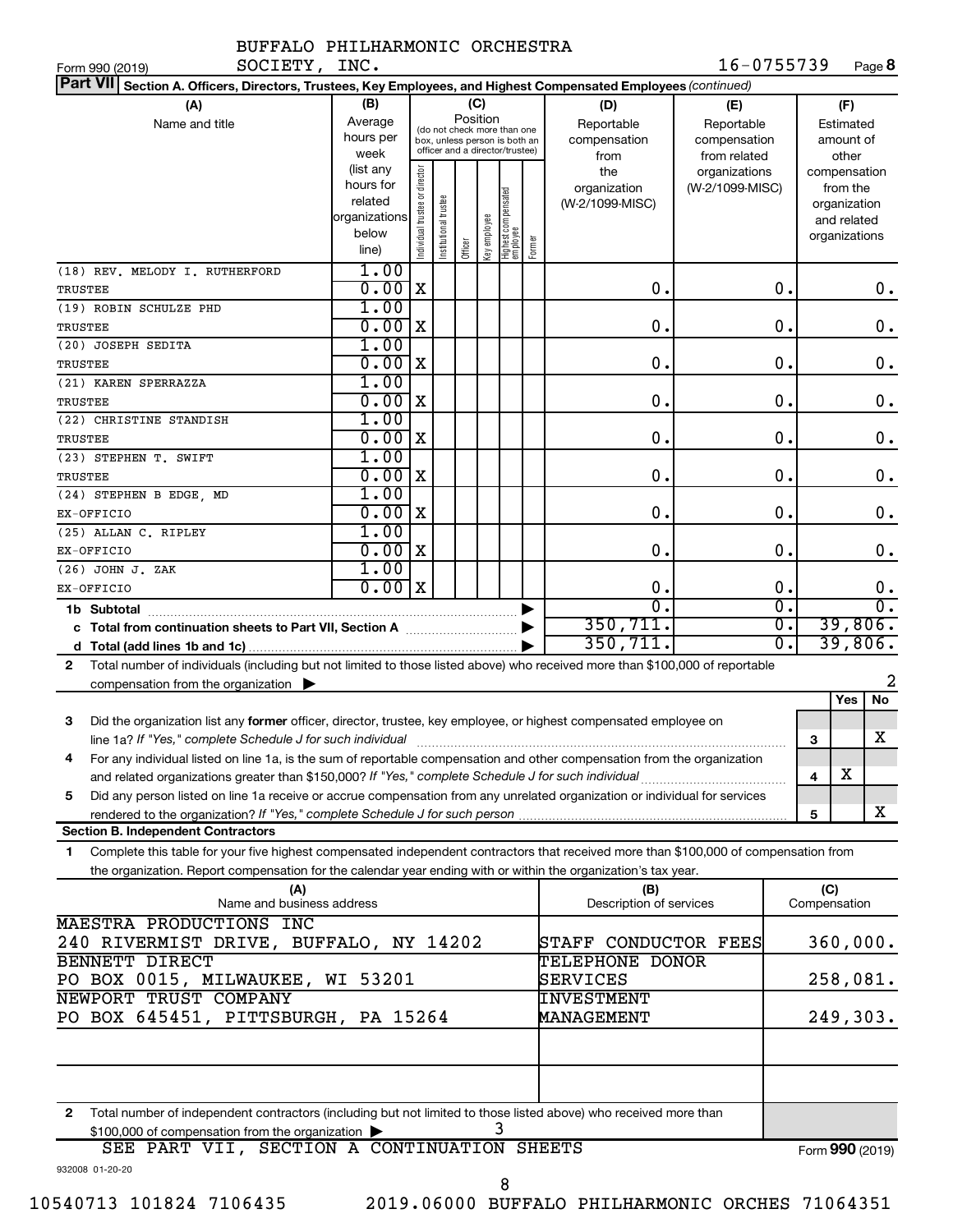BUFFALO PHILHARMONIC ORCHESTRA SOCIETY, INC. 16-0755739

Form 990 (2019) Page 8

**Part VII Section A. Officers, Directors, Trustees, Key Employees, and Highest Compensated Employees** *(continued)*

| (A) Name and title | (B) Average hours per week (list any hours for related organizations below line) | (C) Position: Individual trustee or director | Institutional trustee | Officer | Key employee | Highest compensated employee | Former | (D) Reportable compensation from the organization (W-2/1099-MISC) | (E) Reportable compensation from related organizations (W-2/1099-MISC) | (F) Estimated amount of other compensation from the organization and related organizations |
|---|---|---|---|---|---|---|---|---|---|---|
| (18) REV. MELODY I. RUTHERFORD<br>TRUSTEE | 1.00<br>0.00 | X | | | | | | 0. | 0. | 0. |
| (19) ROBIN SCHULZE PHD<br>TRUSTEE | 1.00<br>0.00 | X | | | | | | 0. | 0. | 0. |
| (20) JOSEPH SEDITA<br>TRUSTEE | 1.00<br>0.00 | X | | | | | | 0. | 0. | 0. |
| (21) KAREN SPERRAZZA<br>TRUSTEE | 1.00<br>0.00 | X | | | | | | 0. | 0. | 0. |
| (22) CHRISTINE STANDISH<br>TRUSTEE | 1.00<br>0.00 | X | | | | | | 0. | 0. | 0. |
| (23) STEPHEN T. SWIFT<br>TRUSTEE | 1.00<br>0.00 | X | | | | | | 0. | 0. | 0. |
| (24) STEPHEN B EDGE, MD<br>EX-OFFICIO | 1.00<br>0.00 | X | | | | | | 0. | 0. | 0. |
| (25) ALLAN C. RIPLEY<br>EX-OFFICIO | 1.00<br>0.00 | X | | | | | | 0. | 0. | 0. |
| (26) JOHN J. ZAK<br>EX-OFFICIO | 1.00<br>0.00 | X | | | | | | 0. | 0. | 0. |
| **1b Subtotal** | | | | | | | | 0. | 0. | 0. |
| **c Total from continuation sheets to Part VII, Section A** | | | | | | | | 350,711. | 0. | 39,806. |
| **d Total (add lines 1b and 1c)** | | | | | | | | 350,711. | 0. | 39,806. |

**2** Total number of individuals (including but not limited to those listed above) who received more than $100,000 of reportable compensation from the organization ▶ 2

| | | | Yes | No |
|---|---|---|---|---|
| **3** | Did the organization list any **former** officer, director, trustee, key employee, or highest compensated employee on line 1a? *If "Yes," complete Schedule J for such individual* | 3 | | X |
| **4** | For any individual listed on line 1a, is the sum of reportable compensation and other compensation from the organization and related organizations greater than $150,000? *If "Yes," complete Schedule J for such individual* | 4 | X | |
| **5** | Did any person listed on line 1a receive or accrue compensation from any unrelated organization or individual for services rendered to the organization? *If "Yes," complete Schedule J for such person* | 5 | | X |

**Section B. Independent Contractors**

**1** Complete this table for your five highest compensated independent contractors that received more than $100,000 of compensation from the organization. Report compensation for the calendar year ending with or within the organization's tax year.

| (A) Name and business address | (B) Description of services | (C) Compensation |
|---|---|---|
| MAESTRA PRODUCTIONS INC<br>240 RIVERMIST DRIVE, BUFFALO, NY 14202 | STAFF CONDUCTOR FEES | 360,000. |
| BENNETT DIRECT<br>PO BOX 0015, MILWAUKEE, WI 53201 | TELEPHONE DONOR SERVICES | 258,081. |
| NEWPORT TRUST COMPANY<br>PO BOX 645451, PITTSBURGH, PA 15264 | INVESTMENT MANAGEMENT | 249,303. |
| | | |
| | | |

**2** Total number of independent contractors (including but not limited to those listed above) who received more than $100,000 of compensation from the organization ▶ 3

SEE PART VII, SECTION A CONTINUATION SHEETS

Form **990** (2019)

932008 01-20-20

10540713 101824 7106435 2019.06000 BUFFALO PHILHARMONIC ORCHES 71064351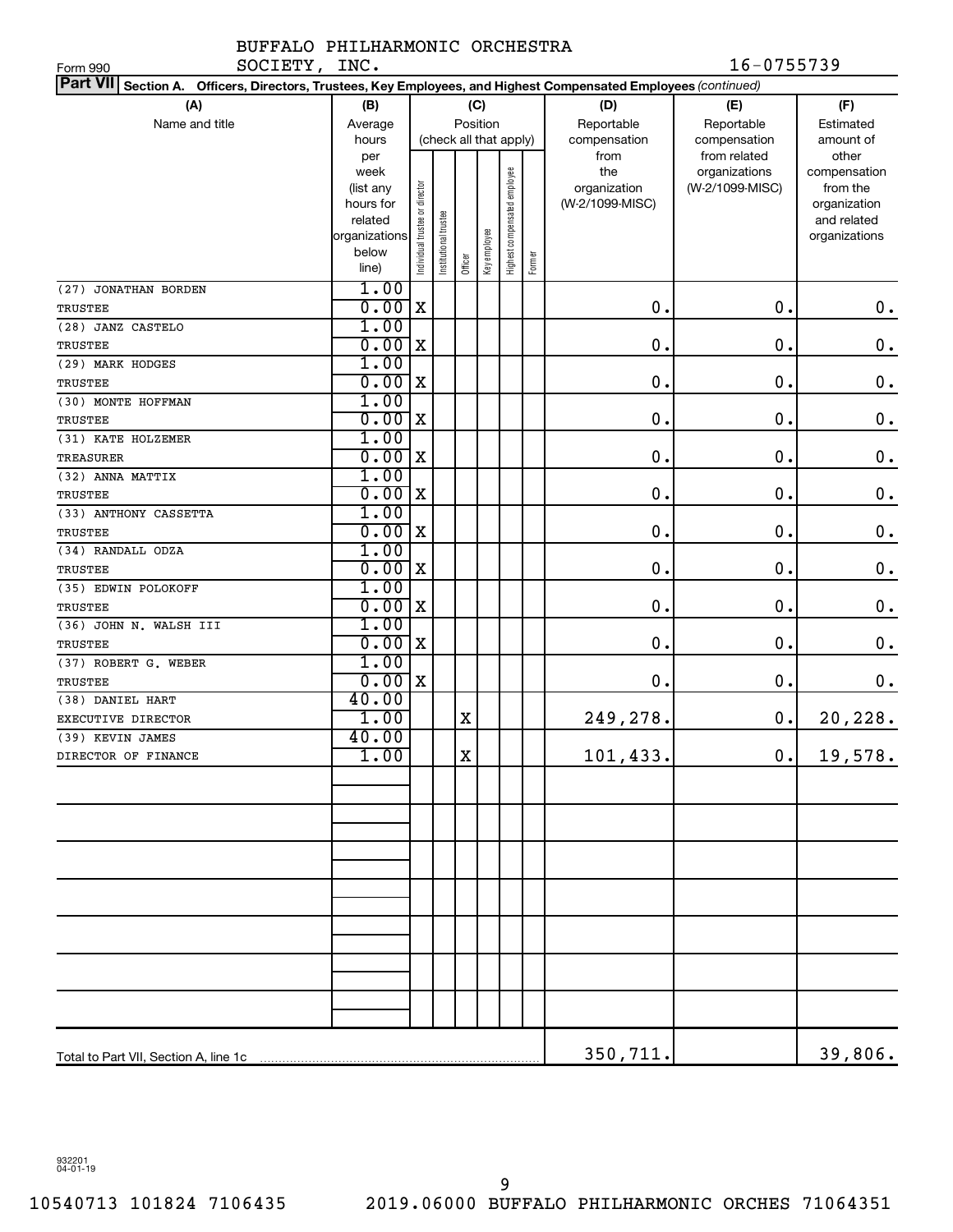BUFFALO PHILHARMONIC ORCHESTRA SOCIETY, INC. 16-0755739

Form 990

**Part VII** Section A. Officers, Directors, Trustees, Key Employees, and Highest Compensated Employees *(continued)*

| (A) Name and title | (B) Average hours per week (list any hours for related organizations below line) | (C) Position (check all that apply): Individual trustee or director | Institutional trustee | Officer | Key employee | Highest compensated employee | Former | (D) Reportable compensation from the organization (W-2/1099-MISC) | (E) Reportable compensation from related organizations (W-2/1099-MISC) | (F) Estimated amount of other compensation from the organization and related organizations |
|---|---|---|---|---|---|---|---|---|---|---|
| (27) JONATHAN BORDEN<br>TRUSTEE | 1.00<br>0.00 | X | | | | | | 0. | 0. | 0. |
| (28) JANZ CASTELO<br>TRUSTEE | 1.00<br>0.00 | X | | | | | | 0. | 0. | 0. |
| (29) MARK HODGES<br>TRUSTEE | 1.00<br>0.00 | X | | | | | | 0. | 0. | 0. |
| (30) MONTE HOFFMAN<br>TRUSTEE | 1.00<br>0.00 | X | | | | | | 0. | 0. | 0. |
| (31) KATE HOLZEMER<br>TREASURER | 1.00<br>0.00 | X | | | | | | 0. | 0. | 0. |
| (32) ANNA MATTIX<br>TRUSTEE | 1.00<br>0.00 | X | | | | | | 0. | 0. | 0. |
| (33) ANTHONY CASSETTA<br>TRUSTEE | 1.00<br>0.00 | X | | | | | | 0. | 0. | 0. |
| (34) RANDALL ODZA<br>TRUSTEE | 1.00<br>0.00 | X | | | | | | 0. | 0. | 0. |
| (35) EDWIN POLOKOFF<br>TRUSTEE | 1.00<br>0.00 | X | | | | | | 0. | 0. | 0. |
| (36) JOHN N. WALSH III<br>TRUSTEE | 1.00<br>0.00 | X | | | | | | 0. | 0. | 0. |
| (37) ROBERT G. WEBER<br>TRUSTEE | 1.00<br>0.00 | X | | | | | | 0. | 0. | 0. |
| (38) DANIEL HART<br>EXECUTIVE DIRECTOR | 40.00<br>1.00 | | | X | | | | 249,278. | 0. | 20,228. |
| (39) KEVIN JAMES<br>DIRECTOR OF FINANCE | 40.00<br>1.00 | | | X | | | | 101,433. | 0. | 19,578. |
| Total to Part VII, Section A, line 1c | | | | | | | | 350,711. | | 39,806. |

932201 04-01-19

10540713 101824 7106435 2019.06000 BUFFALO PHILHARMONIC ORCHES 71064351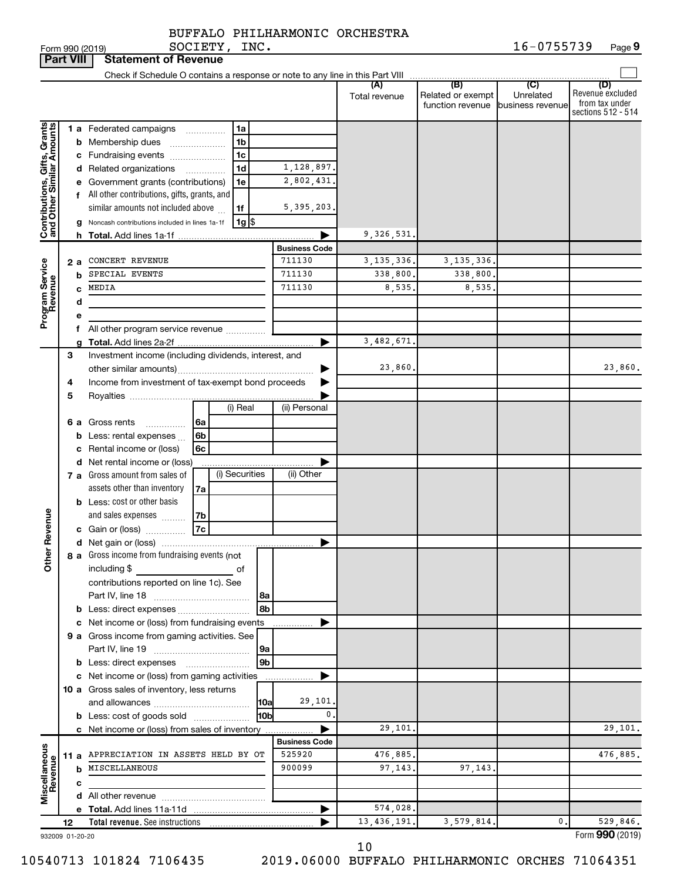BUFFALO PHILHARMONIC ORCHESTRA SOCIETY, INC. 16-0755739

Form 990 (2019) Page 9

## Part VIII Statement of Revenue

Check if Schedule O contains a response or note to any line in this Part VIII

| | | | | (A) Total revenue | (B) Related or exempt function revenue | (C) Unrelated business revenue | (D) Revenue excluded from tax under sections 512 - 514 |
|---|---|---|---|---|---|---|---|
| **Contributions, Gifts, Grants and Other Similar Amounts** | 1 a | Federated campaigns | 1a | | | | | |
| | b | Membership dues | 1b | | | | | |
| | c | Fundraising events | 1c | | | | | |
| | d | Related organizations | 1d 1,128,897. | | | | |
| | e | Government grants (contributions) | 1e 2,802,431. | | | | |
| | f | All other contributions, gifts, grants, and similar amounts not included above | 1f 5,395,203. | | | | |
| | g | Noncash contributions included in lines 1a-1f | 1g $ | | | | |
| | h | Total. Add lines 1a-1f | | 9,326,531. | | | |
| | | | Business Code | | | | |
| **Program Service Revenue** | 2 a | CONCERT REVENUE | 711130 | 3,135,336. | 3,135,336. | | |
| | b | SPECIAL EVENTS | 711130 | 338,800. | 338,800. | | |
| | c | MEDIA | 711130 | 8,535. | 8,535. | | |
| | d | | | | | | |
| | e | | | | | | |
| | f | All other program service revenue | | | | | |
| | g | Total. Add lines 2a-2f | | 3,482,671. | | | |
| **Other Revenue** | 3 | Investment income (including dividends, interest, and other similar amounts) | | 23,860. | | | 23,860. |
| | 4 | Income from investment of tax-exempt bond proceeds | | | | | |
| | 5 | Royalties | | | | | |
| | | | (i) Real / (ii) Personal | | | | |
| | 6 a | Gross rents | 6a | | | | |
| | b | Less: rental expenses | 6b | | | | |
| | c | Rental income or (loss) | 6c | | | | |
| | d | Net rental income or (loss) | | | | | |
| | | | (i) Securities / (ii) Other | | | | |
| | 7 a | Gross amount from sales of assets other than inventory | 7a | | | | |
| | b | Less: cost or other basis and sales expenses | 7b | | | | |
| | c | Gain or (loss) | 7c | | | | |
| | d | Net gain or (loss) | | | | | |
| | 8 a | Gross income from fundraising events (not including $ of contributions reported on line 1c). See Part IV, line 18 | 8a | | | | |
| | b | Less: direct expenses | 8b | | | | |
| | c | Net income or (loss) from fundraising events | | | | | |
| | 9 a | Gross income from gaming activities. See Part IV, line 19 | 9a | | | | |
| | b | Less: direct expenses | 9b | | | | |
| | c | Net income or (loss) from gaming activities | | | | | |
| | 10 a | Gross sales of inventory, less returns and allowances | 10a 29,101. | | | | |
| | b | Less: cost of goods sold | 10b 0. | | | | |
| | c | Net income or (loss) from sales of inventory | | 29,101. | | | 29,101. |
| | | | Business Code | | | | |
| **Miscellaneous Revenue** | 11 a | APPRECIATION IN ASSETS HELD BY OT | 525920 | 476,885. | | | 476,885. |
| | b | MISCELLANEOUS | 900099 | 97,143. | 97,143. | | |
| | c | | | | | | |
| | d | All other revenue | | | | | |
| | e | Total. Add lines 11a-11d | | 574,028. | | | |
| | 12 | Total revenue. See instructions | | 13,436,191. | 3,579,814. | 0. | 529,846. |

932009 01-20-20

Form **990** (2019)

10540713 101824 7106435 2019.06000 BUFFALO PHILHARMONIC ORCHES 71064351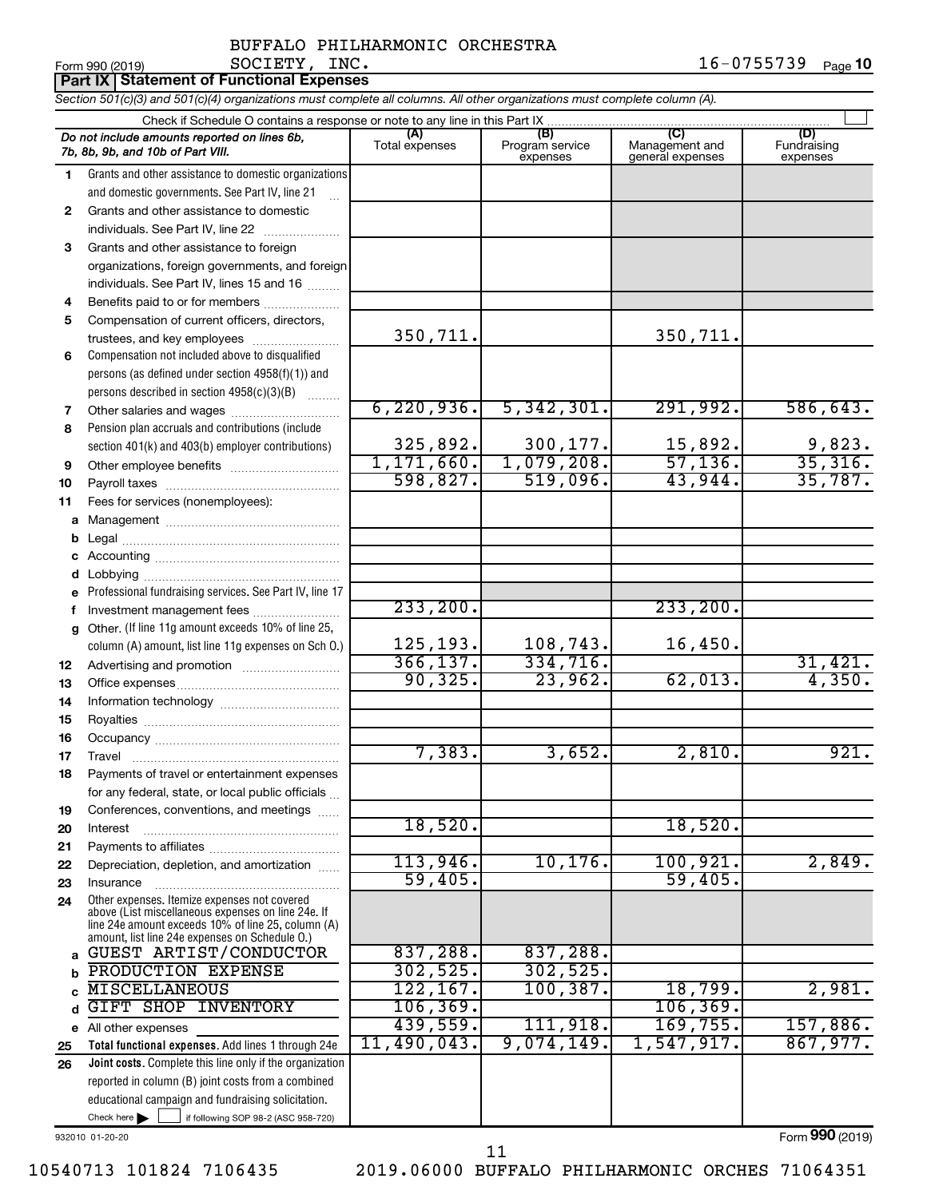BUFFALO PHILHARMONIC ORCHESTRA SOCIETY, INC. 16-0755739

Form 990 (2019) Page **10**

**Part IX Statement of Functional Expenses**

*Section 501(c)(3) and 501(c)(4) organizations must complete all columns. All other organizations must complete column (A).*

Check if Schedule O contains a response or note to any line in this Part IX

| | *Do not include amounts reported on lines 6b, 7b, 8b, 9b, and 10b of Part VIII.* | (A) Total expenses | (B) Program service expenses | (C) Management and general expenses | (D) Fundraising expenses |
|---|---|---|---|---|---|
| 1 | Grants and other assistance to domestic organizations and domestic governments. See Part IV, line 21 | | | | |
| 2 | Grants and other assistance to domestic individuals. See Part IV, line 22 | | | | |
| 3 | Grants and other assistance to foreign organizations, foreign governments, and foreign individuals. See Part IV, lines 15 and 16 | | | | |
| 4 | Benefits paid to or for members | | | | |
| 5 | Compensation of current officers, directors, trustees, and key employees | 350,711. | | 350,711. | |
| 6 | Compensation not included above to disqualified persons (as defined under section 4958(f)(1)) and persons described in section 4958(c)(3)(B) | | | | |
| 7 | Other salaries and wages | 6,220,936. | 5,342,301. | 291,992. | 586,643. |
| 8 | Pension plan accruals and contributions (include section 401(k) and 403(b) employer contributions) | 325,892. | 300,177. | 15,892. | 9,823. |
| 9 | Other employee benefits | 1,171,660. | 1,079,208. | 57,136. | 35,316. |
| 10 | Payroll taxes | 598,827. | 519,096. | 43,944. | 35,787. |
| 11 | Fees for services (nonemployees): | | | | |
| a | Management | | | | |
| b | Legal | | | | |
| c | Accounting | | | | |
| d | Lobbying | | | | |
| e | Professional fundraising services. See Part IV, line 17 | | | | |
| f | Investment management fees | 233,200. | | 233,200. | |
| g | Other. (If line 11g amount exceeds 10% of line 25, column (A) amount, list line 11g expenses on Sch O.) | 125,193. | 108,743. | 16,450. | |
| 12 | Advertising and promotion | 366,137. | 334,716. | | 31,421. |
| 13 | Office expenses | 90,325. | 23,962. | 62,013. | 4,350. |
| 14 | Information technology | | | | |
| 15 | Royalties | | | | |
| 16 | Occupancy | | | | |
| 17 | Travel | 7,383. | 3,652. | 2,810. | 921. |
| 18 | Payments of travel or entertainment expenses for any federal, state, or local public officials | | | | |
| 19 | Conferences, conventions, and meetings | | | | |
| 20 | Interest | 18,520. | | 18,520. | |
| 21 | Payments to affiliates | | | | |
| 22 | Depreciation, depletion, and amortization | 113,946. | 10,176. | 100,921. | 2,849. |
| 23 | Insurance | 59,405. | | 59,405. | |
| 24 | Other expenses. Itemize expenses not covered above (List miscellaneous expenses on line 24e. If line 24e amount exceeds 10% of line 25, column (A) amount, list line 24e expenses on Schedule O.) | | | | |
| a | GUEST ARTIST/CONDUCTOR | 837,288. | 837,288. | | |
| b | PRODUCTION EXPENSE | 302,525. | 302,525. | | |
| c | MISCELLANEOUS | 122,167. | 100,387. | 18,799. | 2,981. |
| d | GIFT SHOP INVENTORY | 106,369. | | 106,369. | |
| e | All other expenses | 439,559. | 111,918. | 169,755. | 157,886. |
| 25 | **Total functional expenses.** Add lines 1 through 24e | 11,490,043. | 9,074,149. | 1,547,917. | 867,977. |
| 26 | **Joint costs.** Complete this line only if the organization reported in column (B) joint costs from a combined educational campaign and fundraising solicitation. Check here ☐ if following SOP 98-2 (ASC 958-720) | | | | |

932010 01-20-20 Form **990** (2019)

10540713 101824 7106435 2019.06000 BUFFALO PHILHARMONIC ORCHES 71064351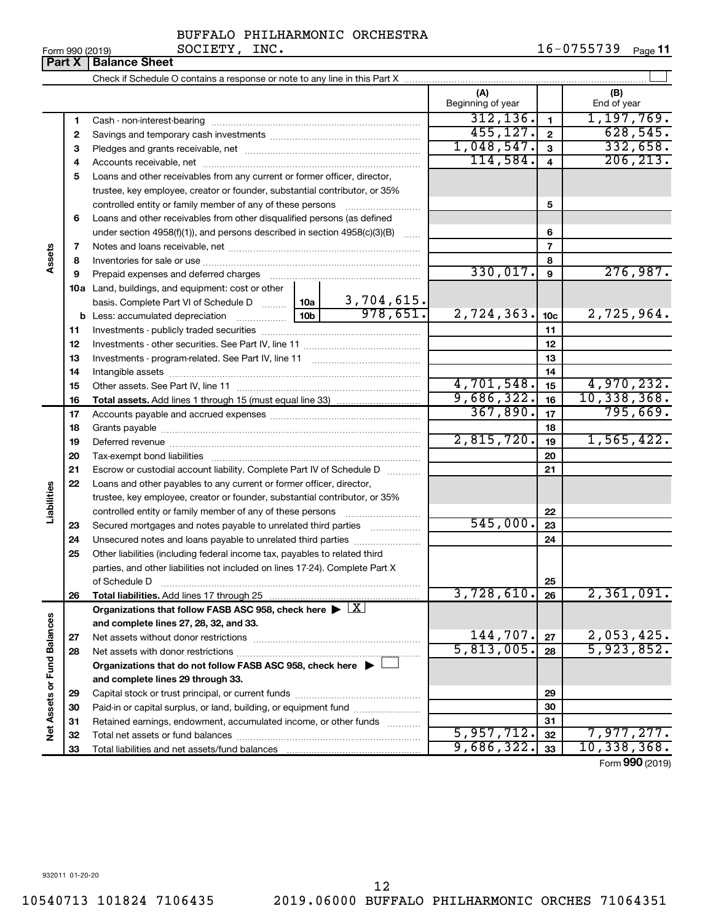BUFFALO PHILHARMONIC ORCHESTRA SOCIETY, INC.

Form 990 (2019) 16-0755739 Page **11**

## Part X Balance Sheet

Check if Schedule O contains a response or note to any line in this Part X

| | | | | (A) Beginning of year | | (B) End of year |
|---|---|---|---|---|---|---|
| **Assets** | 1 | Cash - non-interest-bearing | | 312,136. | 1 | 1,197,769. |
| | 2 | Savings and temporary cash investments | | 455,127. | 2 | 628,545. |
| | 3 | Pledges and grants receivable, net | | 1,048,547. | 3 | 332,658. |
| | 4 | Accounts receivable, net | | 114,584. | 4 | 206,213. |
| | 5 | Loans and other receivables from any current or former officer, director, trustee, key employee, creator or founder, substantial contributor, or 35% controlled entity or family member of any of these persons | | | 5 | |
| | 6 | Loans and other receivables from other disqualified persons (as defined under section 4958(f)(1)), and persons described in section 4958(c)(3)(B) | | | 6 | |
| | 7 | Notes and loans receivable, net | | | 7 | |
| | 8 | Inventories for sale or use | | | 8 | |
| | 9 | Prepaid expenses and deferred charges | | 330,017. | 9 | 276,987. |
| | 10a | Land, buildings, and equipment: cost or other basis. Complete Part VI of Schedule D | 10a 3,704,615. | | | |
| | b | Less: accumulated depreciation | 10b 978,651. | 2,724,363. | 10c | 2,725,964. |
| | 11 | Investments - publicly traded securities | | | 11 | |
| | 12 | Investments - other securities. See Part IV, line 11 | | | 12 | |
| | 13 | Investments - program-related. See Part IV, line 11 | | | 13 | |
| | 14 | Intangible assets | | | 14 | |
| | 15 | Other assets. See Part IV, line 11 | | 4,701,548. | 15 | 4,970,232. |
| | 16 | **Total assets.** Add lines 1 through 15 (must equal line 33) | | 9,686,322. | 16 | 10,338,368. |
| **Liabilities** | 17 | Accounts payable and accrued expenses | | 367,890. | 17 | 795,669. |
| | 18 | Grants payable | | | 18 | |
| | 19 | Deferred revenue | | 2,815,720. | 19 | 1,565,422. |
| | 20 | Tax-exempt bond liabilities | | | 20 | |
| | 21 | Escrow or custodial account liability. Complete Part IV of Schedule D | | | 21 | |
| | 22 | Loans and other payables to any current or former officer, director, trustee, key employee, creator or founder, substantial contributor, or 35% controlled entity or family member of any of these persons | | | 22 | |
| | 23 | Secured mortgages and notes payable to unrelated third parties | | 545,000. | 23 | |
| | 24 | Unsecured notes and loans payable to unrelated third parties | | | 24 | |
| | 25 | Other liabilities (including federal income tax, payables to related third parties, and other liabilities not included on lines 17-24). Complete Part X of Schedule D | | | 25 | |
| | 26 | **Total liabilities.** Add lines 17 through 25 | | 3,728,610. | 26 | 2,361,091. |
| **Net Assets or Fund Balances** | | **Organizations that follow FASB ASC 958, check here** ▶ [X] **and complete lines 27, 28, 32, and 33.** | | | | |
| | 27 | Net assets without donor restrictions | | 144,707. | 27 | 2,053,425. |
| | 28 | Net assets with donor restrictions | | 5,813,005. | 28 | 5,923,852. |
| | | **Organizations that do not follow FASB ASC 958, check here** ▶ [ ] **and complete lines 29 through 33.** | | | | |
| | 29 | Capital stock or trust principal, or current funds | | | 29 | |
| | 30 | Paid-in or capital surplus, or land, building, or equipment fund | | | 30 | |
| | 31 | Retained earnings, endowment, accumulated income, or other funds | | | 31 | |
| | 32 | Total net assets or fund balances | | 5,957,712. | 32 | 7,977,277. |
| | 33 | Total liabilities and net assets/fund balances | | 9,686,322. | 33 | 10,338,368. |

Form **990** (2019)

932011 01-20-20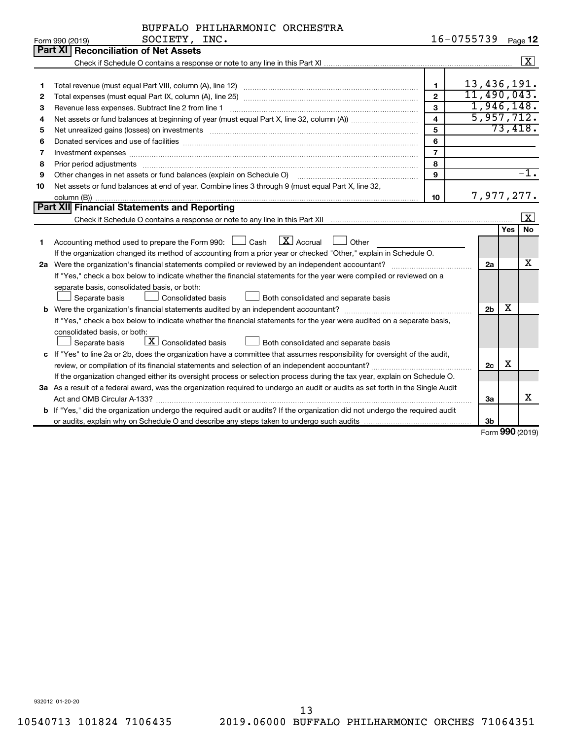BUFFALO PHILHARMONIC ORCHESTRA SOCIETY, INC.

Form 990 (2019) 16-0755739 Page **12**

## Part XI Reconciliation of Net Assets

Check if Schedule O contains a response or note to any line in this Part XI ☒

| | | | |
|---|---|---|---|
| 1 | Total revenue (must equal Part VIII, column (A), line 12) | 1 | 13,436,191. |
| 2 | Total expenses (must equal Part IX, column (A), line 25) | 2 | 11,490,043. |
| 3 | Revenue less expenses. Subtract line 2 from line 1 | 3 | 1,946,148. |
| 4 | Net assets or fund balances at beginning of year (must equal Part X, line 32, column (A)) | 4 | 5,957,712. |
| 5 | Net unrealized gains (losses) on investments | 5 | 73,418. |
| 6 | Donated services and use of facilities | 6 | |
| 7 | Investment expenses | 7 | |
| 8 | Prior period adjustments | 8 | |
| 9 | Other changes in net assets or fund balances (explain on Schedule O) | 9 | -1. |
| 10 | Net assets or fund balances at end of year. Combine lines 3 through 9 (must equal Part X, line 32, column (B)) | 10 | 7,977,277. |

## Part XII Financial Statements and Reporting

Check if Schedule O contains a response or note to any line in this Part XII ☒

| | | | Yes | No |
|---|---|---|---|---|
| 1 | Accounting method used to prepare the Form 990: ☐ Cash ☒ Accrual ☐ Other<br>If the organization changed its method of accounting from a prior year or checked "Other," explain in Schedule O. | | | |
| 2a | Were the organization's financial statements compiled or reviewed by an independent accountant? | 2a | | X |
| | If "Yes," check a box below to indicate whether the financial statements for the year were compiled or reviewed on a separate basis, consolidated basis, or both:<br>☐ Separate basis ☐ Consolidated basis ☐ Both consolidated and separate basis | | | |
| b | Were the organization's financial statements audited by an independent accountant? | 2b | X | |
| | If "Yes," check a box below to indicate whether the financial statements for the year were audited on a separate basis, consolidated basis, or both:<br>☐ Separate basis ☒ Consolidated basis ☐ Both consolidated and separate basis | | | |
| c | If "Yes" to line 2a or 2b, does the organization have a committee that assumes responsibility for oversight of the audit, review, or compilation of its financial statements and selection of an independent accountant? | 2c | X | |
| | If the organization changed either its oversight process or selection process during the tax year, explain on Schedule O. | | | |
| 3a | As a result of a federal award, was the organization required to undergo an audit or audits as set forth in the Single Audit Act and OMB Circular A-133? | 3a | | X |
| b | If "Yes," did the organization undergo the required audit or audits? If the organization did not undergo the required audit or audits, explain why on Schedule O and describe any steps taken to undergo such audits | 3b | | |

Form **990** (2019)

932012 01-20-20

10540713 101824 7106435 2019.06000 BUFFALO PHILHARMONIC ORCHES 71064351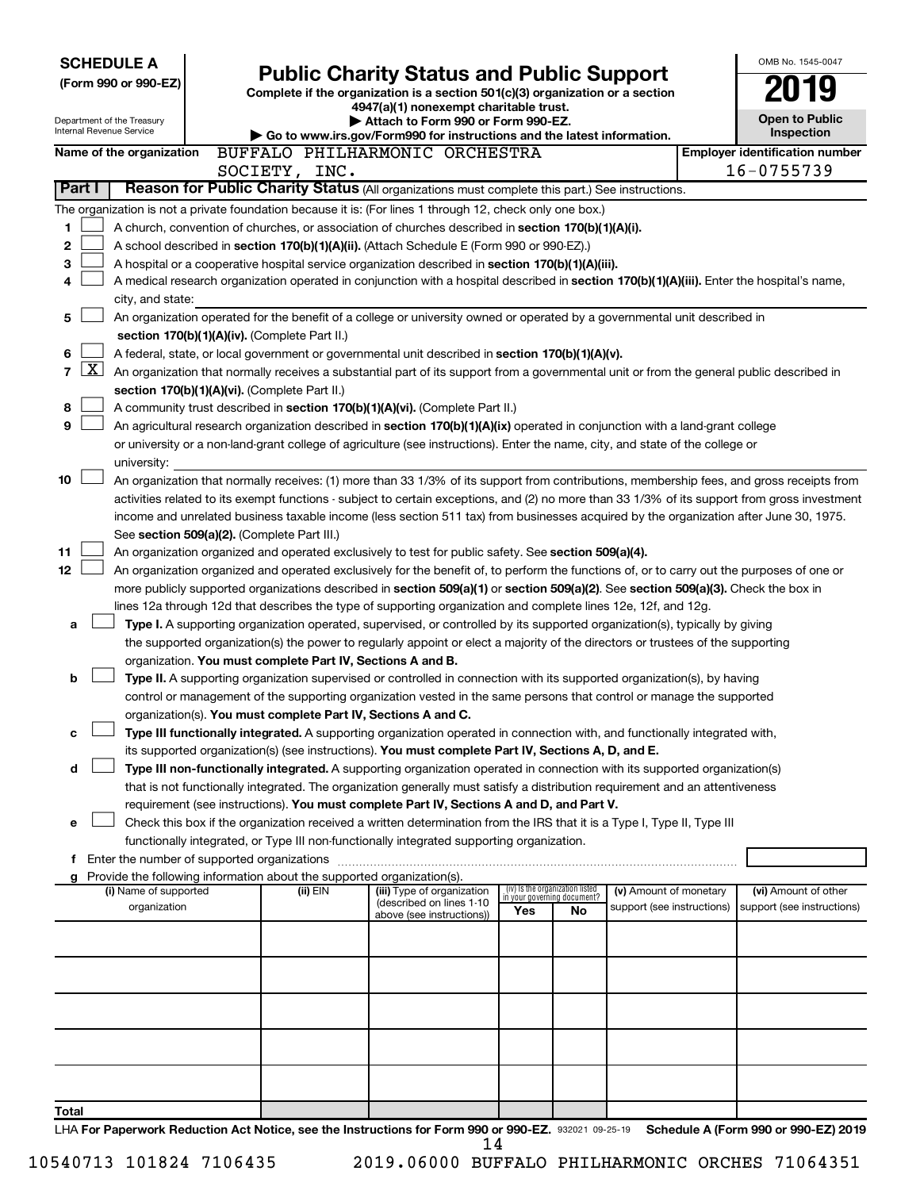**SCHEDULE A**
**(Form 990 or 990-EZ)**

Department of the Treasury
Internal Revenue Service

# Public Charity Status and Public Support

**Complete if the organization is a section 501(c)(3) organization or a section 4947(a)(1) nonexempt charitable trust.**
**▶ Attach to Form 990 or Form 990-EZ.**
**▶ Go to www.irs.gov/Form990 for instructions and the latest information.**

OMB No. 1545-0047

**2019**

**Open to Public Inspection**

**Name of the organization** BUFFALO PHILHARMONIC ORCHESTRA SOCIETY, INC.

**Employer identification number** 16-0755739

**Part I** **Reason for Public Charity Status** (All organizations must complete this part.) See instructions.

The organization is not a private foundation because it is: (For lines 1 through 12, check only one box.)

1 ☐ A church, convention of churches, or association of churches described in **section 170(b)(1)(A)(i).**

2 ☐ A school described in **section 170(b)(1)(A)(ii).** (Attach Schedule E (Form 990 or 990-EZ).)

3 ☐ A hospital or a cooperative hospital service organization described in **section 170(b)(1)(A)(iii).**

4 ☐ A medical research organization operated in conjunction with a hospital described in **section 170(b)(1)(A)(iii).** Enter the hospital's name, city, and state:

5 ☐ An organization operated for the benefit of a college or university owned or operated by a governmental unit described in **section 170(b)(1)(A)(iv).** (Complete Part II.)

6 ☐ A federal, state, or local government or governmental unit described in **section 170(b)(1)(A)(v).**

7 ☒ An organization that normally receives a substantial part of its support from a governmental unit or from the general public described in **section 170(b)(1)(A)(vi).** (Complete Part II.)

8 ☐ A community trust described in **section 170(b)(1)(A)(vi).** (Complete Part II.)

9 ☐ An agricultural research organization described in **section 170(b)(1)(A)(ix)** operated in conjunction with a land-grant college or university or a non-land-grant college of agriculture (see instructions). Enter the name, city, and state of the college or university:

10 ☐ An organization that normally receives: (1) more than 33 1/3% of its support from contributions, membership fees, and gross receipts from activities related to its exempt functions - subject to certain exceptions, and (2) no more than 33 1/3% of its support from gross investment income and unrelated business taxable income (less section 511 tax) from businesses acquired by the organization after June 30, 1975. See **section 509(a)(2).** (Complete Part III.)

11 ☐ An organization organized and operated exclusively to test for public safety. See **section 509(a)(4).**

12 ☐ An organization organized and operated exclusively for the benefit of, to perform the functions of, or to carry out the purposes of one or more publicly supported organizations described in **section 509(a)(1)** or **section 509(a)(2).** See **section 509(a)(3).** Check the box in lines 12a through 12d that describes the type of supporting organization and complete lines 12e, 12f, and 12g.

a ☐ **Type I.** A supporting organization operated, supervised, or controlled by its supported organization(s), typically by giving the supported organization(s) the power to regularly appoint or elect a majority of the directors or trustees of the supporting organization. **You must complete Part IV, Sections A and B.**

b ☐ **Type II.** A supporting organization supervised or controlled in connection with its supported organization(s), by having control or management of the supporting organization vested in the same persons that control or manage the supported organization(s). **You must complete Part IV, Sections A and C.**

c ☐ **Type III functionally integrated.** A supporting organization operated in connection with, and functionally integrated with, its supported organization(s) (see instructions). **You must complete Part IV, Sections A, D, and E.**

d ☐ **Type III non-functionally integrated.** A supporting organization operated in connection with its supported organization(s) that is not functionally integrated. The organization generally must satisfy a distribution requirement and an attentiveness requirement (see instructions). **You must complete Part IV, Sections A and D, and Part V.**

e ☐ Check this box if the organization received a written determination from the IRS that it is a Type I, Type II, Type III functionally integrated, or Type III non-functionally integrated supporting organization.

f Enter the number of supported organizations

g Provide the following information about the supported organization(s).

| (i) Name of supported organization | (ii) EIN | (iii) Type of organization (described on lines 1-10 above (see instructions)) | (iv) Is the organization listed in your governing document? Yes | No | (v) Amount of monetary support (see instructions) | (vi) Amount of other support (see instructions) |
|---|---|---|---|---|---|---|
| | | | | | | |
| | | | | | | |
| | | | | | | |
| | | | | | | |
| | | | | | | |
| **Total** | | | | | | |

LHA **For Paperwork Reduction Act Notice, see the Instructions for Form 990 or 990-EZ.** 932021 09-25-19 **Schedule A (Form 990 or 990-EZ) 2019**

10540713 101824 7106435 2019.06000 BUFFALO PHILHARMONIC ORCHES 71064351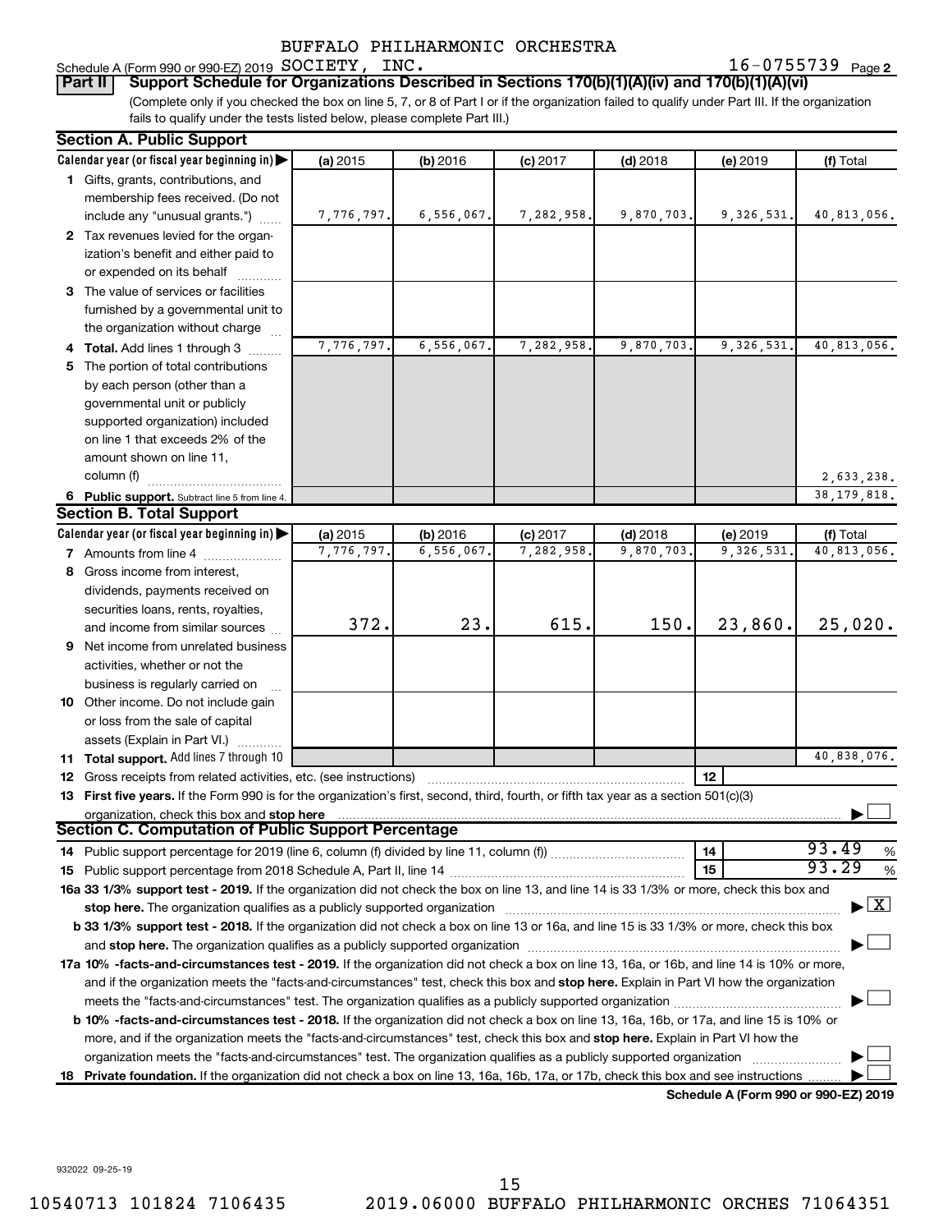BUFFALO PHILHARMONIC ORCHESTRA

Schedule A (Form 990 or 990-EZ) 2019 SOCIETY, INC. 16-0755739 Page 2

**Part II** **Support Schedule for Organizations Described in Sections 170(b)(1)(A)(iv) and 170(b)(1)(A)(vi)**

(Complete only if you checked the box on line 5, 7, or 8 of Part I or if the organization failed to qualify under Part III. If the organization fails to qualify under the tests listed below, please complete Part III.)

**Section A. Public Support**

| Calendar year (or fiscal year beginning in) | (a) 2015 | (b) 2016 | (c) 2017 | (d) 2018 | (e) 2019 | (f) Total |
|---|---|---|---|---|---|---|
| **1** Gifts, grants, contributions, and membership fees received. (Do not include any "unusual grants.") | 7,776,797. | 6,556,067. | 7,282,958. | 9,870,703. | 9,326,531. | 40,813,056. |
| **2** Tax revenues levied for the organization's benefit and either paid to or expended on its behalf | | | | | | |
| **3** The value of services or facilities furnished by a governmental unit to the organization without charge | | | | | | |
| **4** **Total.** Add lines 1 through 3 | 7,776,797. | 6,556,067. | 7,282,958. | 9,870,703. | 9,326,531. | 40,813,056. |
| **5** The portion of total contributions by each person (other than a governmental unit or publicly supported organization) included on line 1 that exceeds 2% of the amount shown on line 11, column (f) | | | | | | 2,633,238. |
| **6** **Public support.** Subtract line 5 from line 4. | | | | | | 38,179,818. |

**Section B. Total Support**

| Calendar year (or fiscal year beginning in) | (a) 2015 | (b) 2016 | (c) 2017 | (d) 2018 | (e) 2019 | (f) Total |
|---|---|---|---|---|---|---|
| **7** Amounts from line 4 | 7,776,797. | 6,556,067. | 7,282,958. | 9,870,703. | 9,326,531. | 40,813,056. |
| **8** Gross income from interest, dividends, payments received on securities loans, rents, royalties, and income from similar sources | 372. | 23. | 615. | 150. | 23,860. | 25,020. |
| **9** Net income from unrelated business activities, whether or not the business is regularly carried on | | | | | | |
| **10** Other income. Do not include gain or loss from the sale of capital assets (Explain in Part VI.) | | | | | | |
| **11** **Total support.** Add lines 7 through 10 | | | | | | 40,838,076. |

**12** Gross receipts from related activities, etc. (see instructions) | **12** |

**13** **First five years.** If the Form 990 is for the organization's first, second, third, fourth, or fifth tax year as a section 501(c)(3) organization, check this box and **stop here** ☐

**Section C. Computation of Public Support Percentage**

**14** Public support percentage for 2019 (line 6, column (f) divided by line 11, column (f)) | **14** | 93.49 %

**15** Public support percentage from 2018 Schedule A, Part II, line 14 | **15** | 93.29 %

**16a 33 1/3% support test - 2019.** If the organization did not check the box on line 13, and line 14 is 33 1/3% or more, check this box and **stop here.** The organization qualifies as a publicly supported organization ☒

**b 33 1/3% support test - 2018.** If the organization did not check a box on line 13 or 16a, and line 15 is 33 1/3% or more, check this box and **stop here.** The organization qualifies as a publicly supported organization ☐

**17a 10% -facts-and-circumstances test - 2019.** If the organization did not check a box on line 13, 16a, or 16b, and line 14 is 10% or more, and if the organization meets the "facts-and-circumstances" test, check this box and **stop here.** Explain in Part VI how the organization meets the "facts-and-circumstances" test. The organization qualifies as a publicly supported organization ☐

**b 10% -facts-and-circumstances test - 2018.** If the organization did not check a box on line 13, 16a, 16b, or 17a, and line 15 is 10% or more, and if the organization meets the "facts-and-circumstances" test, check this box and **stop here.** Explain in Part VI how the organization meets the "facts-and-circumstances" test. The organization qualifies as a publicly supported organization ☐

**18** **Private foundation.** If the organization did not check a box on line 13, 16a, 16b, 17a, or 17b, check this box and see instructions ☐

**Schedule A (Form 990 or 990-EZ) 2019**

932022 09-25-19

10540713 101824 7106435 2019.06000 BUFFALO PHILHARMONIC ORCHES 71064351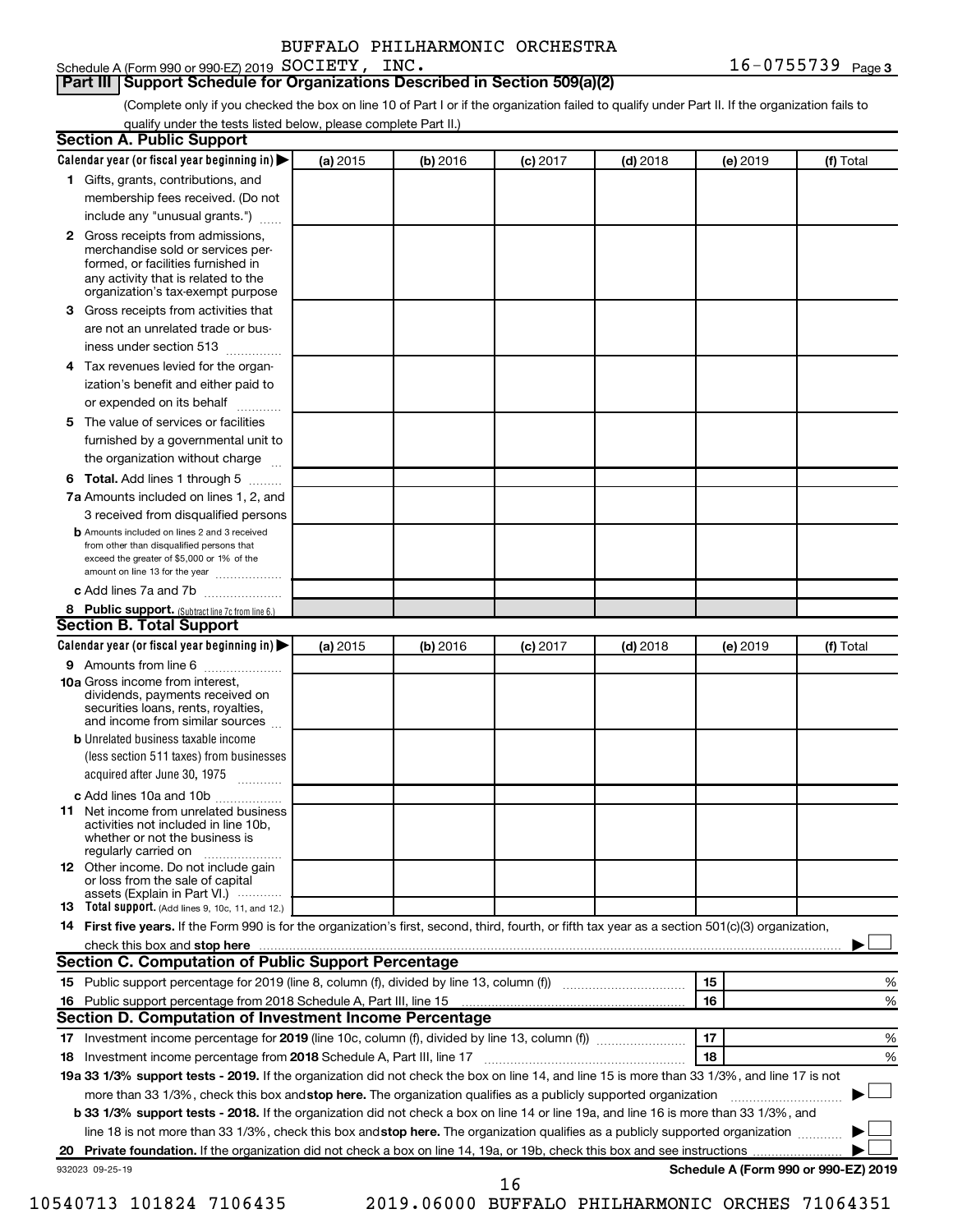BUFFALO PHILHARMONIC ORCHESTRA

Schedule A (Form 990 or 990-EZ) 2019 SOCIETY, INC. 16-0755739 Page 3

**Part III Support Schedule for Organizations Described in Section 509(a)(2)**

(Complete only if you checked the box on line 10 of Part I or if the organization failed to qualify under Part II. If the organization fails to qualify under the tests listed below, please complete Part II.)

**Section A. Public Support**

| Calendar year (or fiscal year beginning in) ▶ | (a) 2015 | (b) 2016 | (c) 2017 | (d) 2018 | (e) 2019 | (f) Total |
|---|---|---|---|---|---|---|
| **1** Gifts, grants, contributions, and membership fees received. (Do not include any "unusual grants.") | | | | | | |
| **2** Gross receipts from admissions, merchandise sold or services performed, or facilities furnished in any activity that is related to the organization's tax-exempt purpose | | | | | | |
| **3** Gross receipts from activities that are not an unrelated trade or business under section 513 | | | | | | |
| **4** Tax revenues levied for the organization's benefit and either paid to or expended on its behalf | | | | | | |
| **5** The value of services or facilities furnished by a governmental unit to the organization without charge | | | | | | |
| **6 Total.** Add lines 1 through 5 | | | | | | |
| **7a** Amounts included on lines 1, 2, and 3 received from disqualified persons | | | | | | |
| **b** Amounts included on lines 2 and 3 received from other than disqualified persons that exceed the greater of $5,000 or 1% of the amount on line 13 for the year | | | | | | |
| **c** Add lines 7a and 7b | | | | | | |
| **8 Public support.** (Subtract line 7c from line 6.) | | | | | | |

**Section B. Total Support**

| Calendar year (or fiscal year beginning in) ▶ | (a) 2015 | (b) 2016 | (c) 2017 | (d) 2018 | (e) 2019 | (f) Total |
|---|---|---|---|---|---|---|
| **9** Amounts from line 6 | | | | | | |
| **10a** Gross income from interest, dividends, payments received on securities loans, rents, royalties, and income from similar sources | | | | | | |
| **b** Unrelated business taxable income (less section 511 taxes) from businesses acquired after June 30, 1975 | | | | | | |
| **c** Add lines 10a and 10b | | | | | | |
| **11** Net income from unrelated business activities not included in line 10b, whether or not the business is regularly carried on | | | | | | |
| **12** Other income. Do not include gain or loss from the sale of capital assets (Explain in Part VI.) | | | | | | |
| **13 Total support.** (Add lines 9, 10c, 11, and 12.) | | | | | | |

**14 First five years.** If the Form 990 is for the organization's first, second, third, fourth, or fifth tax year as a section 501(c)(3) organization, check this box and **stop here** ▶ ☐

**Section C. Computation of Public Support Percentage**

| | | | |
|---|---|---|---|
| **15** | Public support percentage for 2019 (line 8, column (f), divided by line 13, column (f)) | 15 | % |
| **16** | Public support percentage from 2018 Schedule A, Part III, line 15 | 16 | % |

**Section D. Computation of Investment Income Percentage**

| | | | |
|---|---|---|---|
| **17** | Investment income percentage for **2019** (line 10c, column (f), divided by line 13, column (f)) | 17 | % |
| **18** | Investment income percentage from **2018** Schedule A, Part III, line 17 | 18 | % |

**19a 33 1/3% support tests - 2019.** If the organization did not check the box on line 14, and line 15 is more than 33 1/3%, and line 17 is not more than 33 1/3%, check this box and **stop here.** The organization qualifies as a publicly supported organization ▶ ☐

**b 33 1/3% support tests - 2018.** If the organization did not check a box on line 14 or line 19a, and line 16 is more than 33 1/3%, and line 18 is not more than 33 1/3%, check this box and **stop here.** The organization qualifies as a publicly supported organization ▶ ☐

**20 Private foundation.** If the organization did not check a box on line 14, 19a, or 19b, check this box and see instructions ▶ ☐

932023 09-25-19 **Schedule A (Form 990 or 990-EZ) 2019**

10540713 101824 7106435 2019.06000 BUFFALO PHILHARMONIC ORCHES 71064351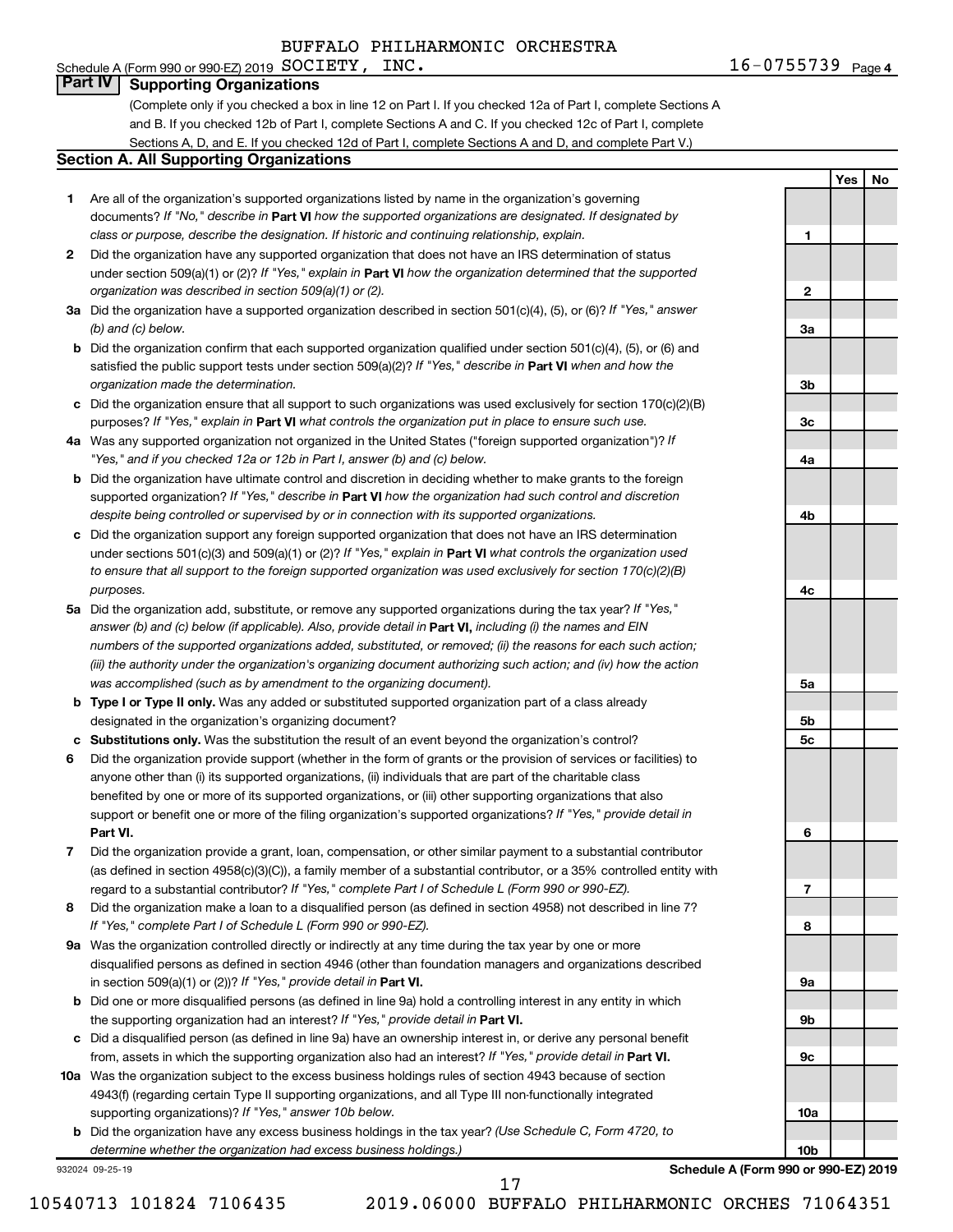BUFFALO PHILHARMONIC ORCHESTRA

Schedule A (Form 990 or 990-EZ) 2019 SOCIETY, INC. 16-0755739 Page 4

## Part IV Supporting Organizations

(Complete only if you checked a box in line 12 on Part I. If you checked 12a of Part I, complete Sections A and B. If you checked 12b of Part I, complete Sections A and C. If you checked 12c of Part I, complete Sections A, D, and E. If you checked 12d of Part I, complete Sections A and D, and complete Part V.)

### Section A. All Supporting Organizations

| | | Line | Yes | No |
|---|---|---|---|---|
| **1** | Are all of the organization's supported organizations listed by name in the organization's governing documents? *If "No," describe in* **Part VI** *how the supported organizations are designated. If designated by class or purpose, describe the designation. If historic and continuing relationship, explain.* | 1 | | |
| **2** | Did the organization have any supported organization that does not have an IRS determination of status under section 509(a)(1) or (2)? *If "Yes," explain in* **Part VI** *how the organization determined that the supported organization was described in section 509(a)(1) or (2).* | 2 | | |
| **3a** | Did the organization have a supported organization described in section 501(c)(4), (5), or (6)? *If "Yes," answer (b) and (c) below.* | 3a | | |
| **b** | Did the organization confirm that each supported organization qualified under section 501(c)(4), (5), or (6) and satisfied the public support tests under section 509(a)(2)? *If "Yes," describe in* **Part VI** *when and how the organization made the determination.* | 3b | | |
| **c** | Did the organization ensure that all support to such organizations was used exclusively for section 170(c)(2)(B) purposes? *If "Yes," explain in* **Part VI** *what controls the organization put in place to ensure such use.* | 3c | | |
| **4a** | Was any supported organization not organized in the United States ("foreign supported organization")? *If "Yes," and if you checked 12a or 12b in Part I, answer (b) and (c) below.* | 4a | | |
| **b** | Did the organization have ultimate control and discretion in deciding whether to make grants to the foreign supported organization? *If "Yes," describe in* **Part VI** *how the organization had such control and discretion despite being controlled or supervised by or in connection with its supported organizations.* | 4b | | |
| **c** | Did the organization support any foreign supported organization that does not have an IRS determination under sections 501(c)(3) and 509(a)(1) or (2)? *If "Yes," explain in* **Part VI** *what controls the organization used to ensure that all support to the foreign supported organization was used exclusively for section 170(c)(2)(B) purposes.* | 4c | | |
| **5a** | Did the organization add, substitute, or remove any supported organizations during the tax year? *If "Yes," answer (b) and (c) below (if applicable). Also, provide detail in* **Part VI,** *including (i) the names and EIN numbers of the supported organizations added, substituted, or removed; (ii) the reasons for each such action; (iii) the authority under the organization's organizing document authorizing such action; and (iv) how the action was accomplished (such as by amendment to the organizing document).* | 5a | | |
| **b** | **Type I or Type II only.** Was any added or substituted supported organization part of a class already designated in the organization's organizing document? | 5b | | |
| **c** | **Substitutions only.** Was the substitution the result of an event beyond the organization's control? | 5c | | |
| **6** | Did the organization provide support (whether in the form of grants or the provision of services or facilities) to anyone other than (i) its supported organizations, (ii) individuals that are part of the charitable class benefited by one or more of its supported organizations, or (iii) other supporting organizations that also support or benefit one or more of the filing organization's supported organizations? *If "Yes," provide detail in* **Part VI.** | 6 | | |
| **7** | Did the organization provide a grant, loan, compensation, or other similar payment to a substantial contributor (as defined in section 4958(c)(3)(C)), a family member of a substantial contributor, or a 35% controlled entity with regard to a substantial contributor? *If "Yes," complete Part I of Schedule L (Form 990 or 990-EZ).* | 7 | | |
| **8** | Did the organization make a loan to a disqualified person (as defined in section 4958) not described in line 7? *If "Yes," complete Part I of Schedule L (Form 990 or 990-EZ).* | 8 | | |
| **9a** | Was the organization controlled directly or indirectly at any time during the tax year by one or more disqualified persons as defined in section 4946 (other than foundation managers and organizations described in section 509(a)(1) or (2))? *If "Yes," provide detail in* **Part VI.** | 9a | | |
| **b** | Did one or more disqualified persons (as defined in line 9a) hold a controlling interest in any entity in which the supporting organization had an interest? *If "Yes," provide detail in* **Part VI.** | 9b | | |
| **c** | Did a disqualified person (as defined in line 9a) have an ownership interest in, or derive any personal benefit from, assets in which the supporting organization also had an interest? *If "Yes," provide detail in* **Part VI.** | 9c | | |
| **10a** | Was the organization subject to the excess business holdings rules of section 4943 because of section 4943(f) (regarding certain Type II supporting organizations, and all Type III non-functionally integrated supporting organizations)? *If "Yes," answer 10b below.* | 10a | | |
| **b** | Did the organization have any excess business holdings in the tax year? *(Use Schedule C, Form 4720, to determine whether the organization had excess business holdings.)* | 10b | | |

932024 09-25-19 **Schedule A (Form 990 or 990-EZ) 2019**

10540713 101824 7106435 2019.06000 BUFFALO PHILHARMONIC ORCHES 71064351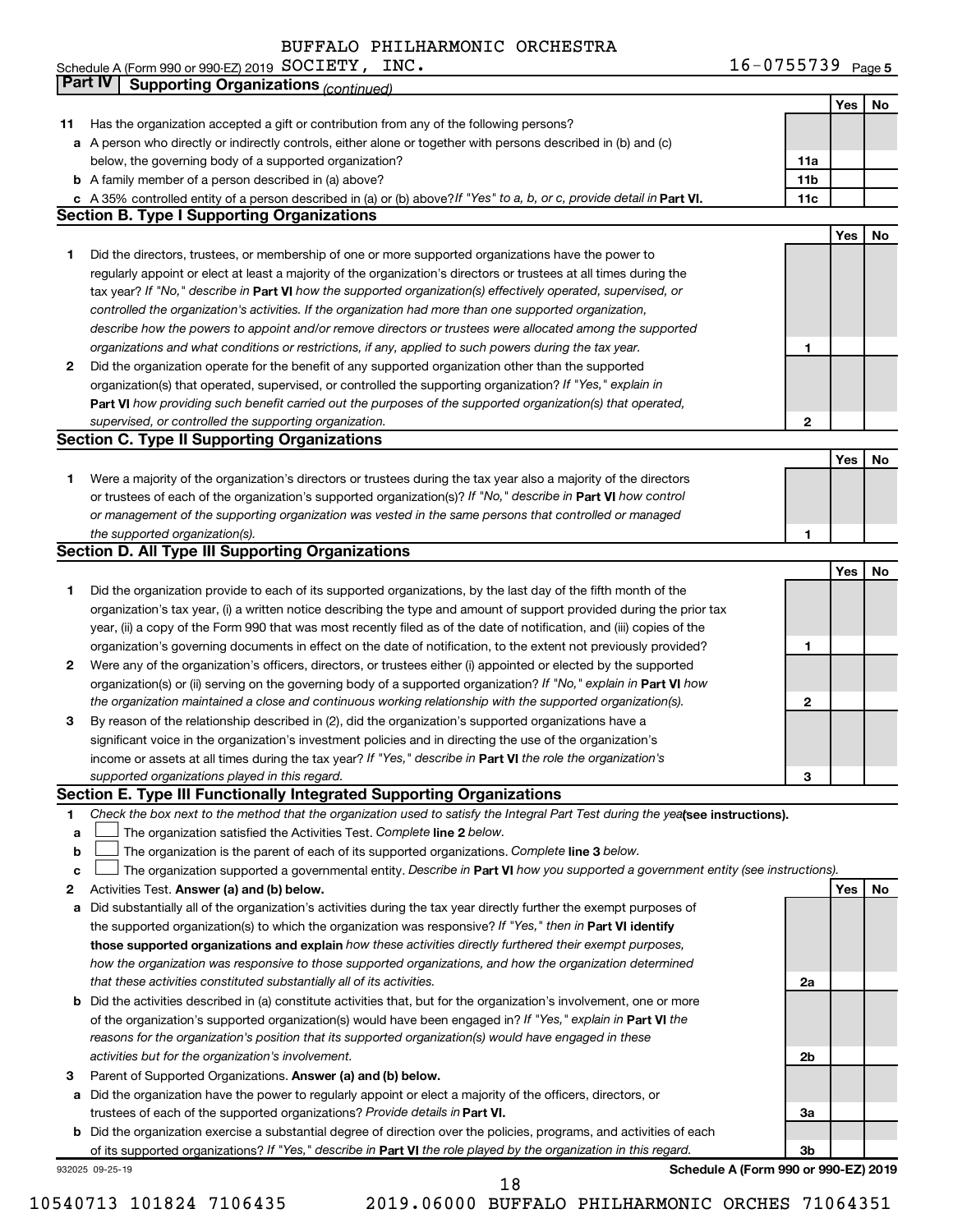BUFFALO PHILHARMONIC ORCHESTRA

Schedule A (Form 990 or 990-EZ) 2019 SOCIETY, INC. 16-0755739 Page **5**

## Part IV Supporting Organizations *(continued)*

| | | | Yes | No |
|---|---|---|---|---|
| **11** | Has the organization accepted a gift or contribution from any of the following persons? | | | |
| **a** | A person who directly or indirectly controls, either alone or together with persons described in (b) and (c) below, the governing body of a supported organization? | **11a** | | |
| **b** | A family member of a person described in (a) above? | **11b** | | |
| **c** | A 35% controlled entity of a person described in (a) or (b) above? *If "Yes" to a, b, or c, provide detail in* **Part VI.** | **11c** | | |

### Section B. Type I Supporting Organizations

| | | | Yes | No |
|---|---|---|---|---|
| **1** | Did the directors, trustees, or membership of one or more supported organizations have the power to regularly appoint or elect at least a majority of the organization's directors or trustees at all times during the tax year? *If "No," describe in* **Part VI** *how the supported organization(s) effectively operated, supervised, or controlled the organization's activities. If the organization had more than one supported organization, describe how the powers to appoint and/or remove directors or trustees were allocated among the supported organizations and what conditions or restrictions, if any, applied to such powers during the tax year.* | **1** | | |
| **2** | Did the organization operate for the benefit of any supported organization other than the supported organization(s) that operated, supervised, or controlled the supporting organization? *If "Yes," explain in* **Part VI** *how providing such benefit carried out the purposes of the supported organization(s) that operated, supervised, or controlled the supporting organization.* | **2** | | |

### Section C. Type II Supporting Organizations

| | | | Yes | No |
|---|---|---|---|---|
| **1** | Were a majority of the organization's directors or trustees during the tax year also a majority of the directors or trustees of each of the organization's supported organization(s)? *If "No," describe in* **Part VI** *how control or management of the supporting organization was vested in the same persons that controlled or managed the supported organization(s).* | **1** | | |

### Section D. All Type III Supporting Organizations

| | | | Yes | No |
|---|---|---|---|---|
| **1** | Did the organization provide to each of its supported organizations, by the last day of the fifth month of the organization's tax year, (i) a written notice describing the type and amount of support provided during the prior tax year, (ii) a copy of the Form 990 that was most recently filed as of the date of notification, and (iii) copies of the organization's governing documents in effect on the date of notification, to the extent not previously provided? | **1** | | |
| **2** | Were any of the organization's officers, directors, or trustees either (i) appointed or elected by the supported organization(s) or (ii) serving on the governing body of a supported organization? *If "No," explain in* **Part VI** *how the organization maintained a close and continuous working relationship with the supported organization(s).* | **2** | | |
| **3** | By reason of the relationship described in (2), did the organization's supported organizations have a significant voice in the organization's investment policies and in directing the use of the organization's income or assets at all times during the tax year? *If "Yes," describe in* **Part VI** *the role the organization's supported organizations played in this regard.* | **3** | | |

### Section E. Type III Functionally Integrated Supporting Organizations

**1** *Check the box next to the method that the organization used to satisfy the Integral Part Test during the year* **(see instructions).**

- **a** ☐ The organization satisfied the Activities Test. *Complete* **line 2** *below.*
- **b** ☐ The organization is the parent of each of its supported organizations. *Complete* **line 3** *below.*
- **c** ☐ The organization supported a governmental entity. *Describe in* **Part VI** *how you supported a government entity (see instructions).*

| | | | Yes | No |
|---|---|---|---|---|
| **2** | Activities Test. **Answer (a) and (b) below.** | | | |
| **a** | Did substantially all of the organization's activities during the tax year directly further the exempt purposes of the supported organization(s) to which the organization was responsive? *If "Yes," then in* **Part VI identify those supported organizations and explain** *how these activities directly furthered their exempt purposes, how the organization was responsive to those supported organizations, and how the organization determined that these activities constituted substantially all of its activities.* | **2a** | | |
| **b** | Did the activities described in (a) constitute activities that, but for the organization's involvement, one or more of the organization's supported organization(s) would have been engaged in? *If "Yes," explain in* **Part VI** *the reasons for the organization's position that its supported organization(s) would have engaged in these activities but for the organization's involvement.* | **2b** | | |
| **3** | Parent of Supported Organizations. **Answer (a) and (b) below.** | | | |
| **a** | Did the organization have the power to regularly appoint or elect a majority of the officers, directors, or trustees of each of the supported organizations? *Provide details in* **Part VI.** | **3a** | | |
| **b** | Did the organization exercise a substantial degree of direction over the policies, programs, and activities of each of its supported organizations? *If "Yes," describe in* **Part VI** *the role played by the organization in this regard.* | **3b** | | |

932025 09-25-19 **Schedule A (Form 990 or 990-EZ) 2019**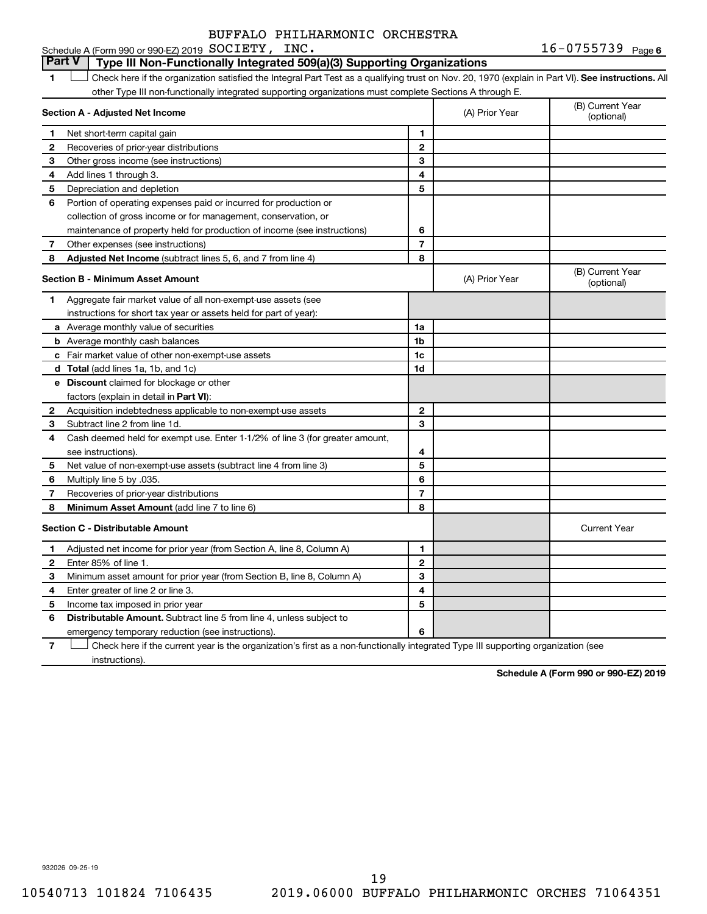BUFFALO PHILHARMONIC ORCHESTRA

Schedule A (Form 990 or 990-EZ) 2019 SOCIETY, INC. 16-0755739 Page 6

## Part V Type III Non-Functionally Integrated 509(a)(3) Supporting Organizations

1 ☐ Check here if the organization satisfied the Integral Part Test as a qualifying trust on Nov. 20, 1970 (explain in Part VI). **See instructions.** All other Type III non-functionally integrated supporting organizations must complete Sections A through E.

| **Section A - Adjusted Net Income** | | | (A) Prior Year | (B) Current Year (optional) |
|---|---|---|---|---|
| 1 | Net short-term capital gain | 1 | | |
| 2 | Recoveries of prior-year distributions | 2 | | |
| 3 | Other gross income (see instructions) | 3 | | |
| 4 | Add lines 1 through 3. | 4 | | |
| 5 | Depreciation and depletion | 5 | | |
| 6 | Portion of operating expenses paid or incurred for production or collection of gross income or for management, conservation, or maintenance of property held for production of income (see instructions) | 6 | | |
| 7 | Other expenses (see instructions) | 7 | | |
| 8 | **Adjusted Net Income** (subtract lines 5, 6, and 7 from line 4) | 8 | | |

| **Section B - Minimum Asset Amount** | | | (A) Prior Year | (B) Current Year (optional) |
|---|---|---|---|---|
| 1 | Aggregate fair market value of all non-exempt-use assets (see instructions for short tax year or assets held for part of year): | | | |
| a | Average monthly value of securities | 1a | | |
| b | Average monthly cash balances | 1b | | |
| c | Fair market value of other non-exempt-use assets | 1c | | |
| d | **Total** (add lines 1a, 1b, and 1c) | 1d | | |
| e | **Discount** claimed for blockage or other factors (explain in detail in **Part VI**): | | | |
| 2 | Acquisition indebtedness applicable to non-exempt-use assets | 2 | | |
| 3 | Subtract line 2 from line 1d. | 3 | | |
| 4 | Cash deemed held for exempt use. Enter 1-1/2% of line 3 (for greater amount, see instructions). | 4 | | |
| 5 | Net value of non-exempt-use assets (subtract line 4 from line 3) | 5 | | |
| 6 | Multiply line 5 by .035. | 6 | | |
| 7 | Recoveries of prior-year distributions | 7 | | |
| 8 | **Minimum Asset Amount** (add line 7 to line 6) | 8 | | |

| **Section C - Distributable Amount** | | | | Current Year |
|---|---|---|---|---|
| 1 | Adjusted net income for prior year (from Section A, line 8, Column A) | 1 | | |
| 2 | Enter 85% of line 1. | 2 | | |
| 3 | Minimum asset amount for prior year (from Section B, line 8, Column A) | 3 | | |
| 4 | Enter greater of line 2 or line 3. | 4 | | |
| 5 | Income tax imposed in prior year | 5 | | |
| 6 | **Distributable Amount.** Subtract line 5 from line 4, unless subject to emergency temporary reduction (see instructions). | 6 | | |

7 ☐ Check here if the current year is the organization's first as a non-functionally integrated Type III supporting organization (see instructions).

**Schedule A (Form 990 or 990-EZ) 2019**

932026 09-25-19

10540713 101824 7106435 2019.06000 BUFFALO PHILHARMONIC ORCHES 71064351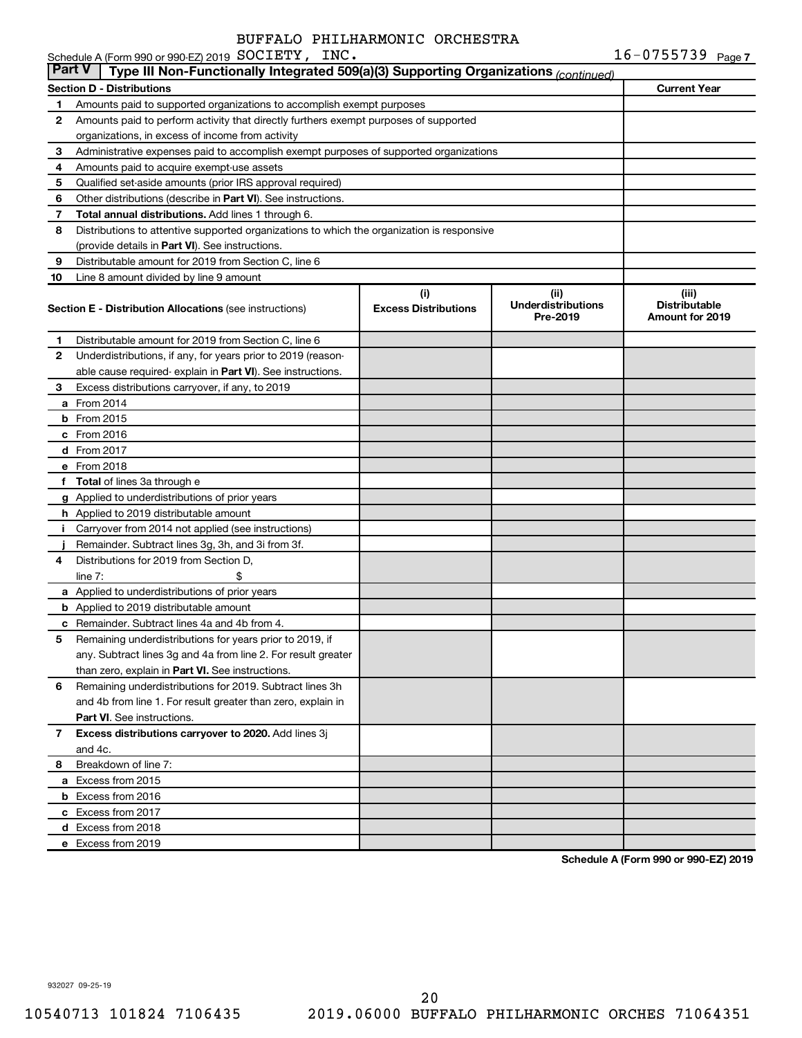BUFFALO PHILHARMONIC ORCHESTRA

Schedule A (Form 990 or 990-EZ) 2019 SOCIETY, INC. 16-0755739 Page 7

**Part V | Type III Non-Functionally Integrated 509(a)(3) Supporting Organizations** *(continued)*

| **Section D - Distributions** | | **Current Year** |
|---|---|---|
| 1 | Amounts paid to supported organizations to accomplish exempt purposes | |
| 2 | Amounts paid to perform activity that directly furthers exempt purposes of supported organizations, in excess of income from activity | |
| 3 | Administrative expenses paid to accomplish exempt purposes of supported organizations | |
| 4 | Amounts paid to acquire exempt-use assets | |
| 5 | Qualified set-aside amounts (prior IRS approval required) | |
| 6 | Other distributions (describe in **Part VI**). See instructions. | |
| 7 | **Total annual distributions.** Add lines 1 through 6. | |
| 8 | Distributions to attentive supported organizations to which the organization is responsive (provide details in **Part VI**). See instructions. | |
| 9 | Distributable amount for 2019 from Section C, line 6 | |
| 10 | Line 8 amount divided by line 9 amount | |

| **Section E - Distribution Allocations** (see instructions) | (i) **Excess Distributions** | (ii) **Underdistributions Pre-2019** | (iii) **Distributable Amount for 2019** |
|---|---|---|---|
| **1** Distributable amount for 2019 from Section C, line 6 | | | |
| **2** Underdistributions, if any, for years prior to 2019 (reasonable cause required- explain in **Part VI**). See instructions. | | | |
| **3** Excess distributions carryover, if any, to 2019 | | | |
| **a** From 2014 | | | |
| **b** From 2015 | | | |
| **c** From 2016 | | | |
| **d** From 2017 | | | |
| **e** From 2018 | | | |
| **f** **Total** of lines 3a through e | | | |
| **g** Applied to underdistributions of prior years | | | |
| **h** Applied to 2019 distributable amount | | | |
| **i** Carryover from 2014 not applied (see instructions) | | | |
| **j** Remainder. Subtract lines 3g, 3h, and 3i from 3f. | | | |
| **4** Distributions for 2019 from Section D, line 7: $ | | | |
| **a** Applied to underdistributions of prior years | | | |
| **b** Applied to 2019 distributable amount | | | |
| **c** Remainder. Subtract lines 4a and 4b from 4. | | | |
| **5** Remaining underdistributions for years prior to 2019, if any. Subtract lines 3g and 4a from line 2. For result greater than zero, explain in **Part VI.** See instructions. | | | |
| **6** Remaining underdistributions for 2019. Subtract lines 3h and 4b from line 1. For result greater than zero, explain in **Part VI**. See instructions. | | | |
| **7** **Excess distributions carryover to 2020.** Add lines 3j and 4c. | | | |
| **8** Breakdown of line 7: | | | |
| **a** Excess from 2015 | | | |
| **b** Excess from 2016 | | | |
| **c** Excess from 2017 | | | |
| **d** Excess from 2018 | | | |
| **e** Excess from 2019 | | | |

**Schedule A (Form 990 or 990-EZ) 2019**

932027 09-25-19

10540713 101824 7106435 2019.06000 BUFFALO PHILHARMONIC ORCHES 71064351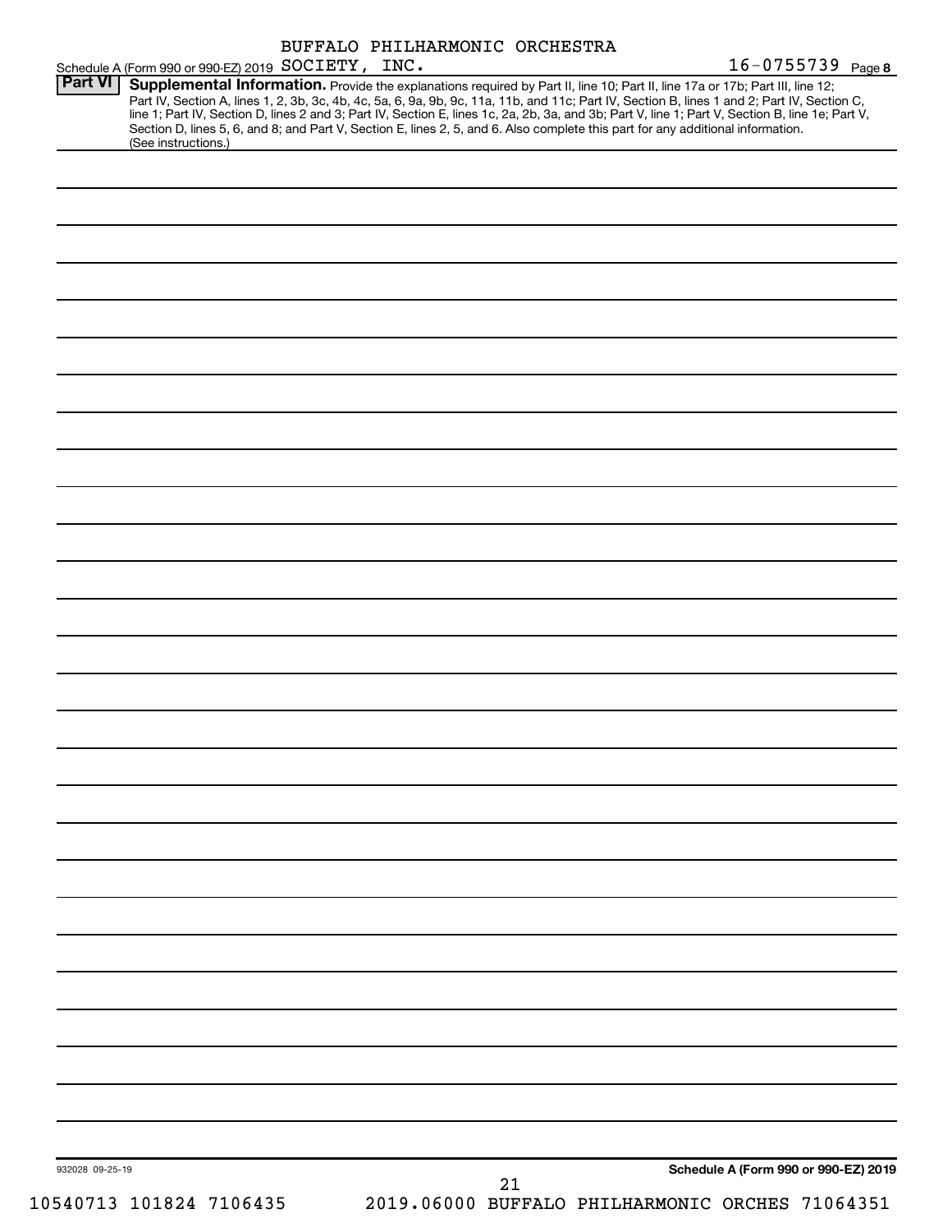BUFFALO PHILHARMONIC ORCHESTRA

Schedule A (Form 990 or 990-EZ) 2019 SOCIETY, INC. 16-0755739 Page 8

**Part VI** **Supplemental Information.** Provide the explanations required by Part II, line 10; Part II, line 17a or 17b; Part III, line 12; Part IV, Section A, lines 1, 2, 3b, 3c, 4b, 4c, 5a, 6, 9a, 9b, 9c, 11a, 11b, and 11c; Part IV, Section B, lines 1 and 2; Part IV, Section C, line 1; Part IV, Section D, lines 2 and 3; Part IV, Section E, lines 1c, 2a, 2b, 3a, and 3b; Part V, line 1; Part V, Section B, line 1e; Part V, Section D, lines 5, 6, and 8; and Part V, Section E, lines 2, 5, and 6. Also complete this part for any additional information. (See instructions.)

932028 09-25-19

**Schedule A (Form 990 or 990-EZ) 2019**

10540713 101824 7106435 2019.06000 BUFFALO PHILHARMONIC ORCHES 71064351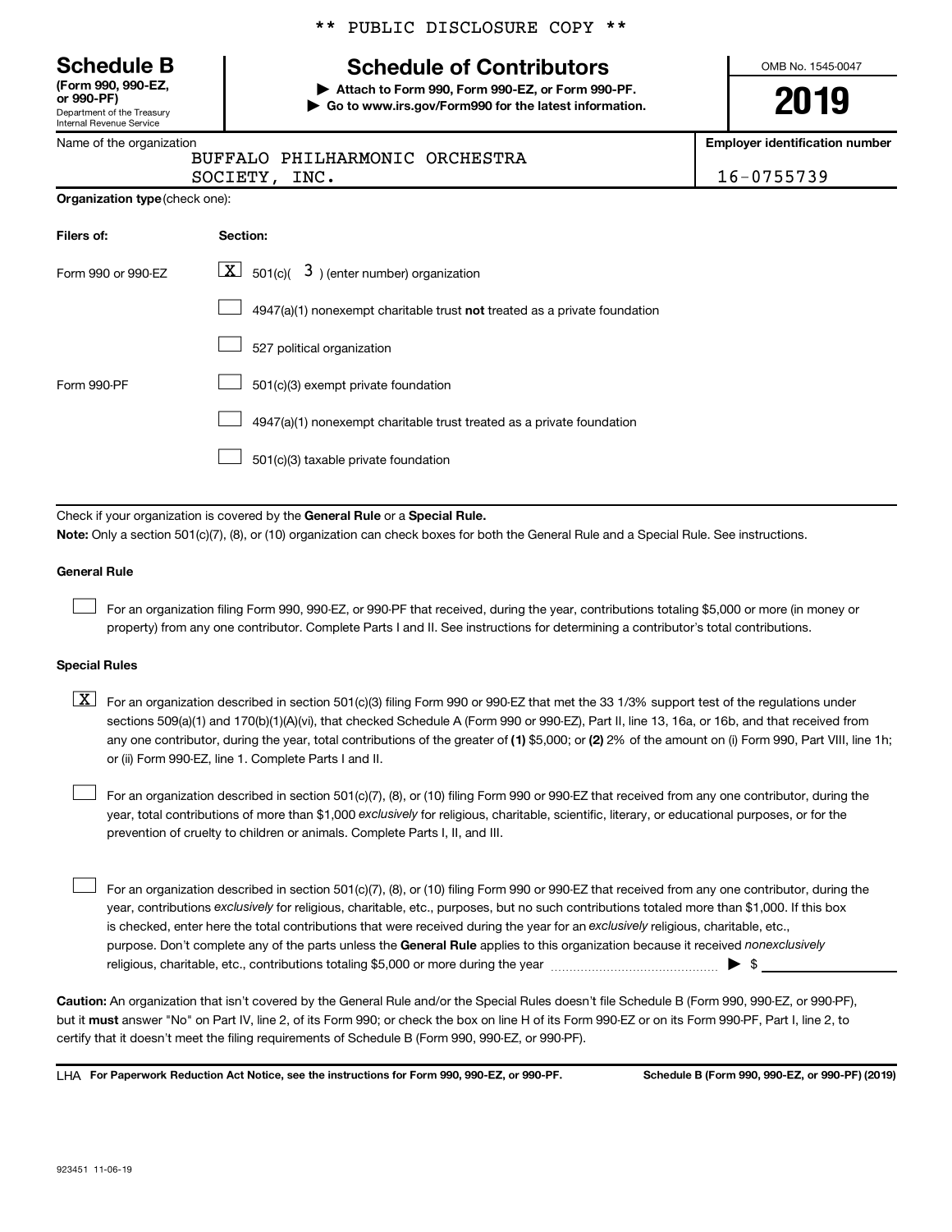** PUBLIC DISCLOSURE COPY **

# Schedule B

**(Form 990, 990-EZ, or 990-PF)**
Department of the Treasury
Internal Revenue Service

## Schedule of Contributors

▶ **Attach to Form 990, Form 990-EZ, or Form 990-PF.**
▶ **Go to www.irs.gov/Form990 for the latest information.**

OMB No. 1545-0047

**2019**

Name of the organization: BUFFALO PHILHARMONIC ORCHESTRA SOCIETY, INC.

**Employer identification number:** 16-0755739

**Organization type** (check one):

| Filers of: | Section: |
|---|---|
| Form 990 or 990-EZ | [X] 501(c)( 3 ) (enter number) organization |
| | [ ] 4947(a)(1) nonexempt charitable trust **not** treated as a private foundation |
| | [ ] 527 political organization |
| Form 990-PF | [ ] 501(c)(3) exempt private foundation |
| | [ ] 4947(a)(1) nonexempt charitable trust treated as a private foundation |
| | [ ] 501(c)(3) taxable private foundation |

Check if your organization is covered by the **General Rule** or a **Special Rule.**

**Note:** Only a section 501(c)(7), (8), or (10) organization can check boxes for both the General Rule and a Special Rule. See instructions.

### General Rule

[ ] For an organization filing Form 990, 990-EZ, or 990-PF that received, during the year, contributions totaling $5,000 or more (in money or property) from any one contributor. Complete Parts I and II. See instructions for determining a contributor's total contributions.

### Special Rules

[X] For an organization described in section 501(c)(3) filing Form 990 or 990-EZ that met the 33 1/3% support test of the regulations under sections 509(a)(1) and 170(b)(1)(A)(vi), that checked Schedule A (Form 990 or 990-EZ), Part II, line 13, 16a, or 16b, and that received from any one contributor, during the year, total contributions of the greater of **(1)** $5,000; or **(2)** 2% of the amount on (i) Form 990, Part VIII, line 1h; or (ii) Form 990-EZ, line 1. Complete Parts I and II.

[ ] For an organization described in section 501(c)(7), (8), or (10) filing Form 990 or 990-EZ that received from any one contributor, during the year, total contributions of more than $1,000 *exclusively* for religious, charitable, scientific, literary, or educational purposes, or for the prevention of cruelty to children or animals. Complete Parts I, II, and III.

[ ] For an organization described in section 501(c)(7), (8), or (10) filing Form 990 or 990-EZ that received from any one contributor, during the year, contributions *exclusively* for religious, charitable, etc., purposes, but no such contributions totaled more than $1,000. If this box is checked, enter here the total contributions that were received during the year for an *exclusively* religious, charitable, etc., purpose. Don't complete any of the parts unless the **General Rule** applies to this organization because it received *nonexclusively* religious, charitable, etc., contributions totaling $5,000 or more during the year ▶ $ ____________

**Caution:** An organization that isn't covered by the General Rule and/or the Special Rules doesn't file Schedule B (Form 990, 990-EZ, or 990-PF), but it **must** answer "No" on Part IV, line 2, of its Form 990; or check the box on line H of its Form 990-EZ or on its Form 990-PF, Part I, line 2, to certify that it doesn't meet the filing requirements of Schedule B (Form 990, 990-EZ, or 990-PF).

LHA **For Paperwork Reduction Act Notice, see the instructions for Form 990, 990-EZ, or 990-PF.** **Schedule B (Form 990, 990-EZ, or 990-PF) (2019)**

923451 11-06-19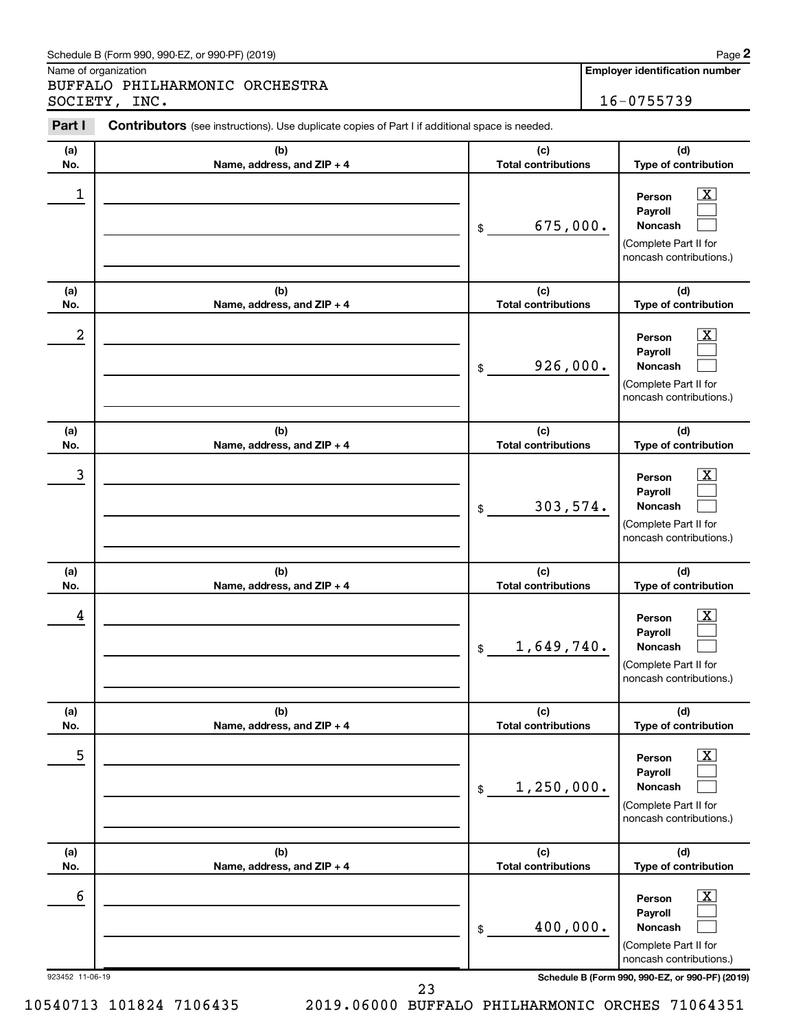Schedule B (Form 990, 990-EZ, or 990-PF) (2019)

Name of organization

BUFFALO PHILHARMONIC ORCHESTRA SOCIETY, INC.

**Employer identification number**

16-0755739

**Part I** **Contributors** (see instructions). Use duplicate copies of Part I if additional space is needed.

| (a) No. | (b) Name, address, and ZIP + 4 | (c) Total contributions | (d) Type of contribution |
|---|---|---|---|
| 1 | | $ 675,000. | Person [X] Payroll [ ] Noncash [ ] (Complete Part II for noncash contributions.) |
| 2 | | $ 926,000. | Person [X] Payroll [ ] Noncash [ ] (Complete Part II for noncash contributions.) |
| 3 | | $ 303,574. | Person [X] Payroll [ ] Noncash [ ] (Complete Part II for noncash contributions.) |
| 4 | | $ 1,649,740. | Person [X] Payroll [ ] Noncash [ ] (Complete Part II for noncash contributions.) |
| 5 | | $ 1,250,000. | Person [X] Payroll [ ] Noncash [ ] (Complete Part II for noncash contributions.) |
| 6 | | $ 400,000. | Person [X] Payroll [ ] Noncash [ ] (Complete Part II for noncash contributions.) |

923452 11-06-19

**Schedule B (Form 990, 990-EZ, or 990-PF) (2019)**

10540713 101824 7106435 2019.06000 BUFFALO PHILHARMONIC ORCHES 71064351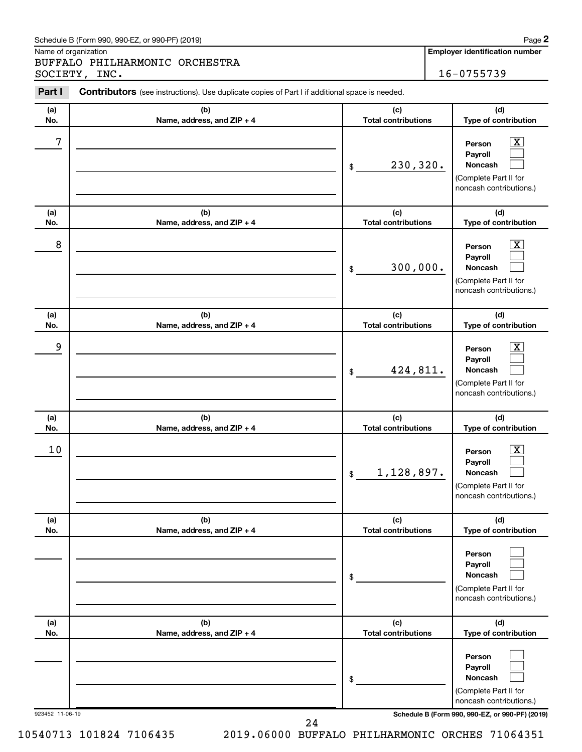Schedule B (Form 990, 990-EZ, or 990-PF) (2019)

Name of organization: BUFFALO PHILHARMONIC ORCHESTRA SOCIETY, INC.

**Employer identification number:** 16-0755739

**Part I** **Contributors** (see instructions). Use duplicate copies of Part I if additional space is needed.

| (a) No. | (b) Name, address, and ZIP + 4 | (c) Total contributions | (d) Type of contribution |
|---|---|---|---|
| 7 | | $ 230,320. | Person [X] Payroll [ ] Noncash [ ] (Complete Part II for noncash contributions.) |
| 8 | | $ 300,000. | Person [X] Payroll [ ] Noncash [ ] (Complete Part II for noncash contributions.) |
| 9 | | $ 424,811. | Person [X] Payroll [ ] Noncash [ ] (Complete Part II for noncash contributions.) |
| 10 | | $ 1,128,897. | Person [X] Payroll [ ] Noncash [ ] (Complete Part II for noncash contributions.) |
| | | $ | Person [ ] Payroll [ ] Noncash [ ] (Complete Part II for noncash contributions.) |
| | | $ | Person [ ] Payroll [ ] Noncash [ ] (Complete Part II for noncash contributions.) |

923452 11-06-19

Schedule B (Form 990, 990-EZ, or 990-PF) (2019)

10540713 101824 7106435 2019.06000 BUFFALO PHILHARMONIC ORCHES 71064351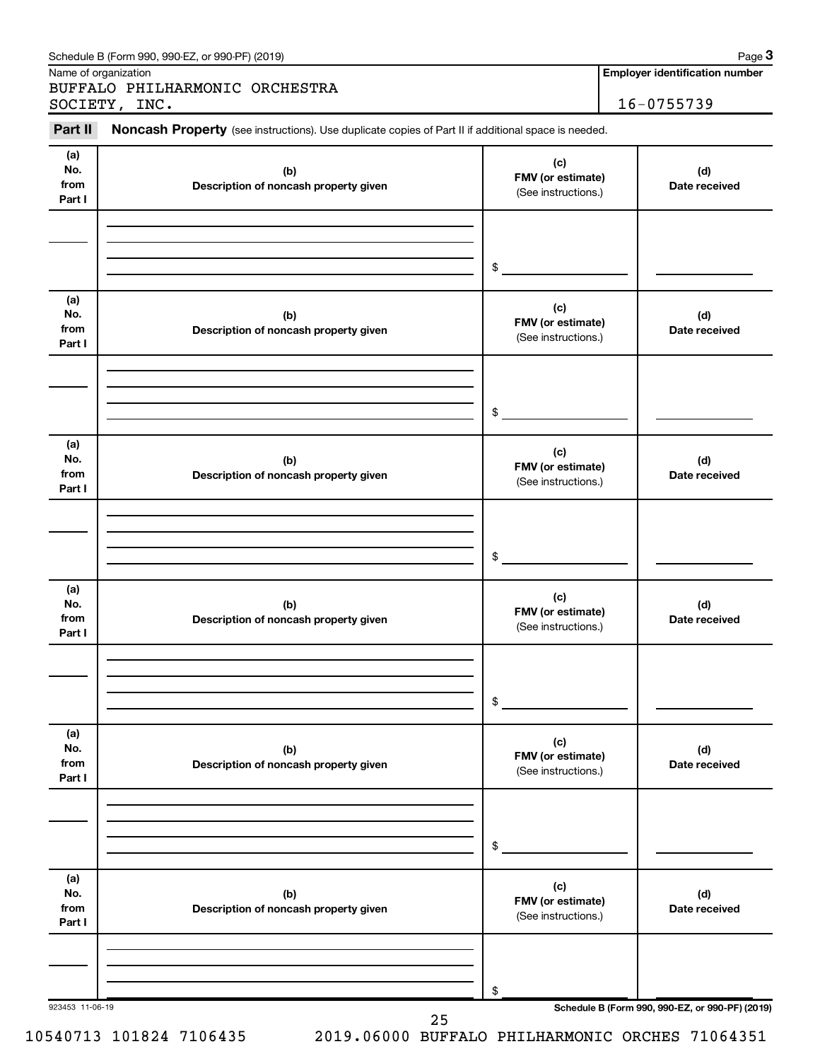Schedule B (Form 990, 990-EZ, or 990-PF) (2019)

Name of organization: BUFFALO PHILHARMONIC ORCHESTRA SOCIETY, INC.

**Employer identification number:** 16-0755739

**Part II** **Noncash Property** (see instructions). Use duplicate copies of Part II if additional space is needed.

| (a) No. from Part I | (b) Description of noncash property given | (c) FMV (or estimate) (See instructions.) | (d) Date received |
|---|---|---|---|
| | | $ | |

| (a) No. from Part I | (b) Description of noncash property given | (c) FMV (or estimate) (See instructions.) | (d) Date received |
|---|---|---|---|
| | | $ | |

| (a) No. from Part I | (b) Description of noncash property given | (c) FMV (or estimate) (See instructions.) | (d) Date received |
|---|---|---|---|
| | | $ | |

| (a) No. from Part I | (b) Description of noncash property given | (c) FMV (or estimate) (See instructions.) | (d) Date received |
|---|---|---|---|
| | | $ | |

| (a) No. from Part I | (b) Description of noncash property given | (c) FMV (or estimate) (See instructions.) | (d) Date received |
|---|---|---|---|
| | | $ | |

| (a) No. from Part I | (b) Description of noncash property given | (c) FMV (or estimate) (See instructions.) | (d) Date received |
|---|---|---|---|
| | | $ | |

923453 11-06-19

Schedule B (Form 990, 990-EZ, or 990-PF) (2019)

10540713 101824 7106435 2019.06000 BUFFALO PHILHARMONIC ORCHES 71064351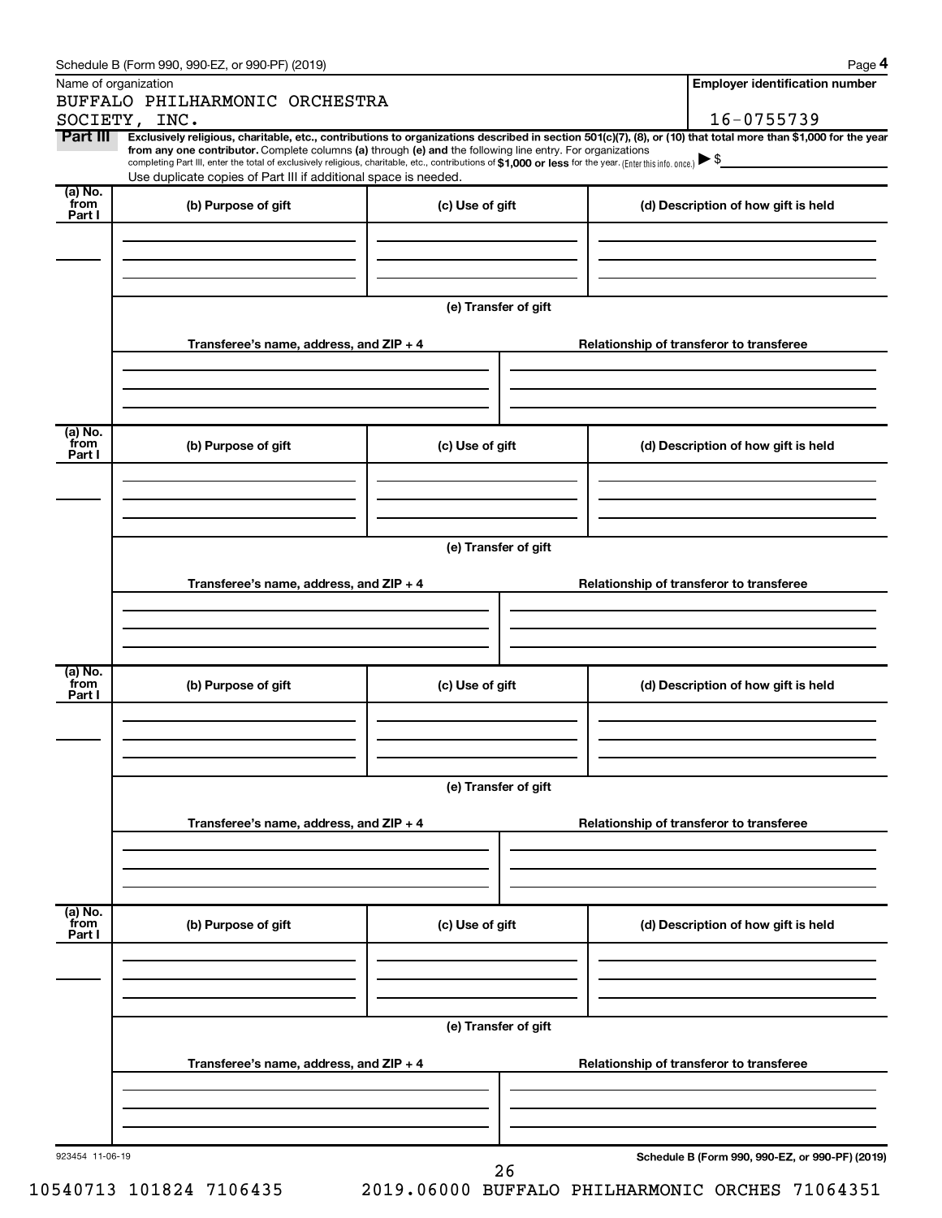Schedule B (Form 990, 990-EZ, or 990-PF) (2019) Page **4**

| Name of organization | Employer identification number |
| --- | --- |
| BUFFALO PHILHARMONIC ORCHESTRA SOCIETY, INC. | 16-0755739 |

**Part III** **Exclusively religious, charitable, etc., contributions to organizations described in section 501(c)(7), (8), or (10) that total more than $1,000 for the year from any one contributor.** Complete columns **(a)** through **(e)** and the following line entry. For organizations completing Part III, enter the total of exclusively religious, charitable, etc., contributions of **$1,000 or less** for the year. (Enter this info. once.) ▶ $

Use duplicate copies of Part III if additional space is needed.

| (a) No. from Part I | (b) Purpose of gift | (c) Use of gift | (d) Description of how gift is held |
| --- | --- | --- | --- |
| | | | |

(e) Transfer of gift

| Transferee's name, address, and ZIP + 4 | Relationship of transferor to transferee |
| --- | --- |
| | |

| (a) No. from Part I | (b) Purpose of gift | (c) Use of gift | (d) Description of how gift is held |
| --- | --- | --- | --- |
| | | | |

(e) Transfer of gift

| Transferee's name, address, and ZIP + 4 | Relationship of transferor to transferee |
| --- | --- |
| | |

| (a) No. from Part I | (b) Purpose of gift | (c) Use of gift | (d) Description of how gift is held |
| --- | --- | --- | --- |
| | | | |

(e) Transfer of gift

| Transferee's name, address, and ZIP + 4 | Relationship of transferor to transferee |
| --- | --- |
| | |

| (a) No. from Part I | (b) Purpose of gift | (c) Use of gift | (d) Description of how gift is held |
| --- | --- | --- | --- |
| | | | |

(e) Transfer of gift

| Transferee's name, address, and ZIP + 4 | Relationship of transferor to transferee |
| --- | --- |
| | |

923454 11-06-19 **Schedule B (Form 990, 990-EZ, or 990-PF) (2019)**

10540713 101824 7106435 2019.06000 BUFFALO PHILHARMONIC ORCHES 71064351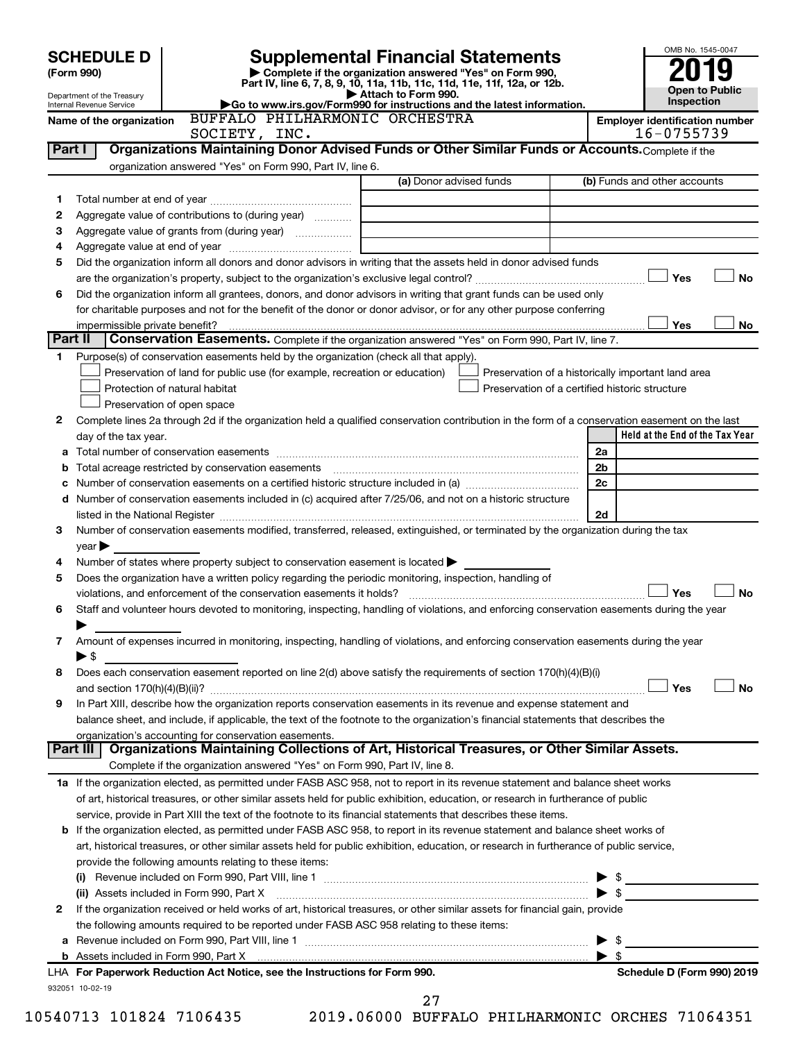# SCHEDULE D (Form 990)

Department of the Treasury
Internal Revenue Service

# Supplemental Financial Statements

▶ Complete if the organization answered "Yes" on Form 990, Part IV, line 6, 7, 8, 9, 10, 11a, 11b, 11c, 11d, 11e, 11f, 12a, or 12b.
▶ Attach to Form 990.
▶Go to www.irs.gov/Form990 for instructions and the latest information.

OMB No. 1545-0047

**2019**

**Open to Public Inspection**

Name of the organization: BUFFALO PHILHARMONIC ORCHESTRA SOCIETY, INC.

Employer identification number: 16-0755739

## Part I — Organizations Maintaining Donor Advised Funds or Other Similar Funds or Accounts.

Complete if the organization answered "Yes" on Form 990, Part IV, line 6.

| | | (a) Donor advised funds | (b) Funds and other accounts |
|---|---|---|---|
| 1 | Total number at end of year | | |
| 2 | Aggregate value of contributions to (during year) | | |
| 3 | Aggregate value of grants from (during year) | | |
| 4 | Aggregate value at end of year | | |

5 Did the organization inform all donors and donor advisors in writing that the assets held in donor advised funds are the organization's property, subject to the organization's exclusive legal control? ☐ Yes ☐ No

6 Did the organization inform all grantees, donors, and donor advisors in writing that grant funds can be used only for charitable purposes and not for the benefit of the donor or donor advisor, or for any other purpose conferring impermissible private benefit? ☐ Yes ☐ No

## Part II — Conservation Easements.

Complete if the organization answered "Yes" on Form 990, Part IV, line 7.

1 Purpose(s) of conservation easements held by the organization (check all that apply).

- ☐ Preservation of land for public use (for example, recreation or education)
- ☐ Protection of natural habitat
- ☐ Preservation of open space
- ☐ Preservation of a historically important land area
- ☐ Preservation of a certified historic structure

2 Complete lines 2a through 2d if the organization held a qualified conservation contribution in the form of a conservation easement on the last day of the tax year.

| | | | Held at the End of the Tax Year |
|---|---|---|---|
| a | Total number of conservation easements | 2a | |
| b | Total acreage restricted by conservation easements | 2b | |
| c | Number of conservation easements on a certified historic structure included in (a) | 2c | |
| d | Number of conservation easements included in (c) acquired after 7/25/06, and not on a historic structure listed in the National Register | 2d | |

3 Number of conservation easements modified, transferred, released, extinguished, or terminated by the organization during the tax year ▶

4 Number of states where property subject to conservation easement is located ▶

5 Does the organization have a written policy regarding the periodic monitoring, inspection, handling of violations, and enforcement of the conservation easements it holds? ☐ Yes ☐ No

6 Staff and volunteer hours devoted to monitoring, inspecting, handling of violations, and enforcing conservation easements during the year ▶

7 Amount of expenses incurred in monitoring, inspecting, handling of violations, and enforcing conservation easements during the year ▶ $

8 Does each conservation easement reported on line 2(d) above satisfy the requirements of section 170(h)(4)(B)(i) and section 170(h)(4)(B)(ii)? ☐ Yes ☐ No

9 In Part XIII, describe how the organization reports conservation easements in its revenue and expense statement and balance sheet, and include, if applicable, the text of the footnote to the organization's financial statements that describes the organization's accounting for conservation easements.

## Part III — Organizations Maintaining Collections of Art, Historical Treasures, or Other Similar Assets.

Complete if the organization answered "Yes" on Form 990, Part IV, line 8.

1a If the organization elected, as permitted under FASB ASC 958, not to report in its revenue statement and balance sheet works of art, historical treasures, or other similar assets held for public exhibition, education, or research in furtherance of public service, provide in Part XIII the text of the footnote to its financial statements that describes these items.

b If the organization elected, as permitted under FASB ASC 958, to report in its revenue statement and balance sheet works of art, historical treasures, or other similar assets held for public exhibition, education, or research in furtherance of public service, provide the following amounts relating to these items:

(i) Revenue included on Form 990, Part VIII, line 1 ▶ $

(ii) Assets included in Form 990, Part X ▶ $

2 If the organization received or held works of art, historical treasures, or other similar assets for financial gain, provide the following amounts required to be reported under FASB ASC 958 relating to these items:

a Revenue included on Form 990, Part VIII, line 1 ▶ $

b Assets included in Form 990, Part X ▶ $

LHA **For Paperwork Reduction Act Notice, see the Instructions for Form 990.** **Schedule D (Form 990) 2019**

932051 10-02-19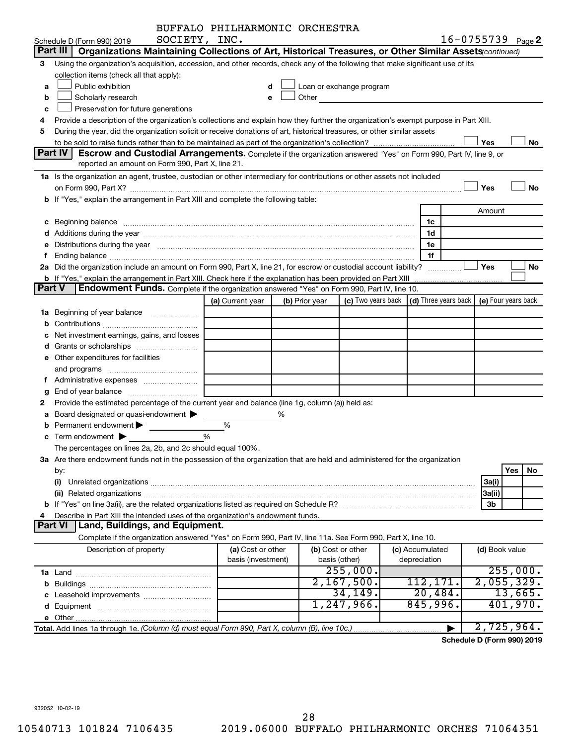BUFFALO PHILHARMONIC ORCHESTRA SOCIETY, INC.

Schedule D (Form 990) 2019 16-0755739 Page 2

## Part III Organizations Maintaining Collections of Art, Historical Treasures, or Other Similar Assets *(continued)*

3 Using the organization's acquisition, accession, and other records, check any of the following that make significant use of its collection items (check all that apply):

- a ☐ Public exhibition
- b ☐ Scholarly research
- c ☐ Preservation for future generations
- d ☐ Loan or exchange program
- e ☐ Other

4 Provide a description of the organization's collections and explain how they further the organization's exempt purpose in Part XIII.

5 During the year, did the organization solicit or receive donations of art, historical treasures, or other similar assets to be sold to raise funds rather than to be maintained as part of the organization's collection? ☐ Yes ☐ No

## Part IV Escrow and Custodial Arrangements.

Complete if the organization answered "Yes" on Form 990, Part IV, line 9, or reported an amount on Form 990, Part X, line 21.

1a Is the organization an agent, trustee, custodian or other intermediary for contributions or other assets not included on Form 990, Part X? ☐ Yes ☐ No

b If "Yes," explain the arrangement in Part XIII and complete the following table:

| | | Amount |
|---|---|---|
| c Beginning balance | 1c | |
| d Additions during the year | 1d | |
| e Distributions during the year | 1e | |
| f Ending balance | 1f | |

2a Did the organization include an amount on Form 990, Part X, line 21, for escrow or custodial account liability? ☐ Yes ☐ No

b If "Yes," explain the arrangement in Part XIII. Check here if the explanation has been provided on Part XIII ☐

## Part V Endowment Funds.

Complete if the organization answered "Yes" on Form 990, Part IV, line 10.

| | (a) Current year | (b) Prior year | (c) Two years back | (d) Three years back | (e) Four years back |
|---|---|---|---|---|---|
| 1a Beginning of year balance | | | | | |
| b Contributions | | | | | |
| c Net investment earnings, gains, and losses | | | | | |
| d Grants or scholarships | | | | | |
| e Other expenditures for facilities and programs | | | | | |
| f Administrative expenses | | | | | |
| g End of year balance | | | | | |

2 Provide the estimated percentage of the current year end balance (line 1g, column (a)) held as:

- a Board designated or quasi-endowment ▶ %
- b Permanent endowment ▶ %
- c Term endowment ▶ %

The percentages on lines 2a, 2b, and 2c should equal 100%.

3a Are there endowment funds not in the possession of the organization that are held and administered for the organization by:

| | | Yes | No |
|---|---|---|---|
| (i) Unrelated organizations | 3a(i) | | |
| (ii) Related organizations | 3a(ii) | | |
| b If "Yes" on line 3a(ii), are the related organizations listed as required on Schedule R? | 3b | | |

4 Describe in Part XIII the intended uses of the organization's endowment funds.

## Part VI Land, Buildings, and Equipment.

Complete if the organization answered "Yes" on Form 990, Part IV, line 11a. See Form 990, Part X, line 10.

| Description of property | (a) Cost or other basis (investment) | (b) Cost or other basis (other) | (c) Accumulated depreciation | (d) Book value |
|---|---|---|---|---|
| 1a Land | | 255,000. | | 255,000. |
| b Buildings | | 2,167,500. | 112,171. | 2,055,329. |
| c Leasehold improvements | | 34,149. | 20,484. | 13,665. |
| d Equipment | | 1,247,966. | 845,996. | 401,970. |
| e Other | | | | |
| **Total.** Add lines 1a through 1e. *(Column (d) must equal Form 990, Part X, column (B), line 10c.)* | | | ▶ | 2,725,964. |

**Schedule D (Form 990) 2019**

932052 10-02-19

10540713 101824 7106435 2019.06000 BUFFALO PHILHARMONIC ORCHES 71064351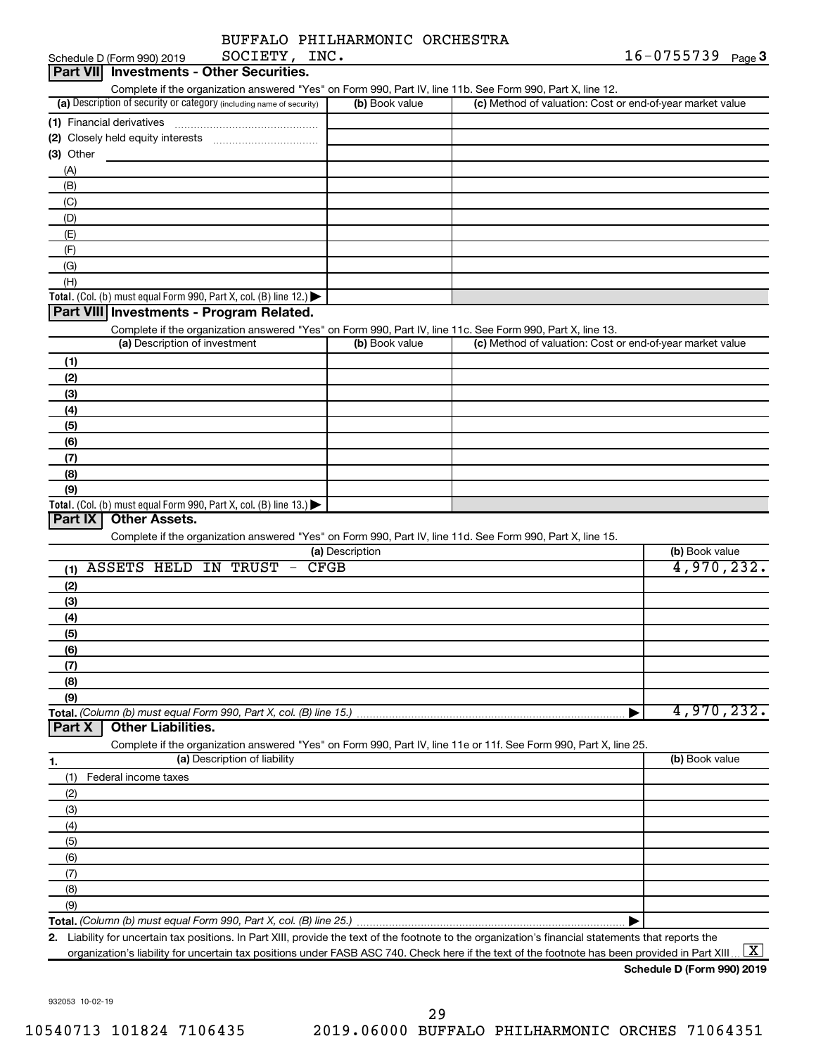Schedule D (Form 990) 2019 BUFFALO PHILHARMONIC ORCHESTRA SOCIETY, INC. 16-0755739 Page 3

## Part VII Investments - Other Securities.

Complete if the organization answered "Yes" on Form 990, Part IV, line 11b. See Form 990, Part X, line 12.

| (a) Description of security or category (including name of security) | (b) Book value | (c) Method of valuation: Cost or end-of-year market value |
|---|---|---|
| (1) Financial derivatives | | |
| (2) Closely held equity interests | | |
| (3) Other | | |
| (A) | | |
| (B) | | |
| (C) | | |
| (D) | | |
| (E) | | |
| (F) | | |
| (G) | | |
| (H) | | |
| **Total.** (Col. (b) must equal Form 990, Part X, col. (B) line 12.) | | |

## Part VIII Investments - Program Related.

Complete if the organization answered "Yes" on Form 990, Part IV, line 11c. See Form 990, Part X, line 13.

| (a) Description of investment | (b) Book value | (c) Method of valuation: Cost or end-of-year market value |
|---|---|---|
| (1) | | |
| (2) | | |
| (3) | | |
| (4) | | |
| (5) | | |
| (6) | | |
| (7) | | |
| (8) | | |
| (9) | | |
| **Total.** (Col. (b) must equal Form 990, Part X, col. (B) line 13.) | | |

## Part IX Other Assets.

Complete if the organization answered "Yes" on Form 990, Part IV, line 11d. See Form 990, Part X, line 15.

| (a) Description | (b) Book value |
|---|---|
| (1) ASSETS HELD IN TRUST - CFGB | 4,970,232. |
| (2) | |
| (3) | |
| (4) | |
| (5) | |
| (6) | |
| (7) | |
| (8) | |
| (9) | |
| **Total.** *(Column (b) must equal Form 990, Part X, col. (B) line 15.)* | 4,970,232. |

## Part X Other Liabilities.

Complete if the organization answered "Yes" on Form 990, Part IV, line 11e or 11f. See Form 990, Part X, line 25.

| 1. (a) Description of liability | (b) Book value |
|---|---|
| (1) Federal income taxes | |
| (2) | |
| (3) | |
| (4) | |
| (5) | |
| (6) | |
| (7) | |
| (8) | |
| (9) | |
| **Total.** *(Column (b) must equal Form 990, Part X, col. (B) line 25.)* | |

**2.** Liability for uncertain tax positions. In Part XIII, provide the text of the footnote to the organization's financial statements that reports the organization's liability for uncertain tax positions under FASB ASC 740. Check here if the text of the footnote has been provided in Part XIII [X]

**Schedule D (Form 990) 2019**

932053 10-02-19

10540713 101824 7106435 2019.06000 BUFFALO PHILHARMONIC ORCHES 71064351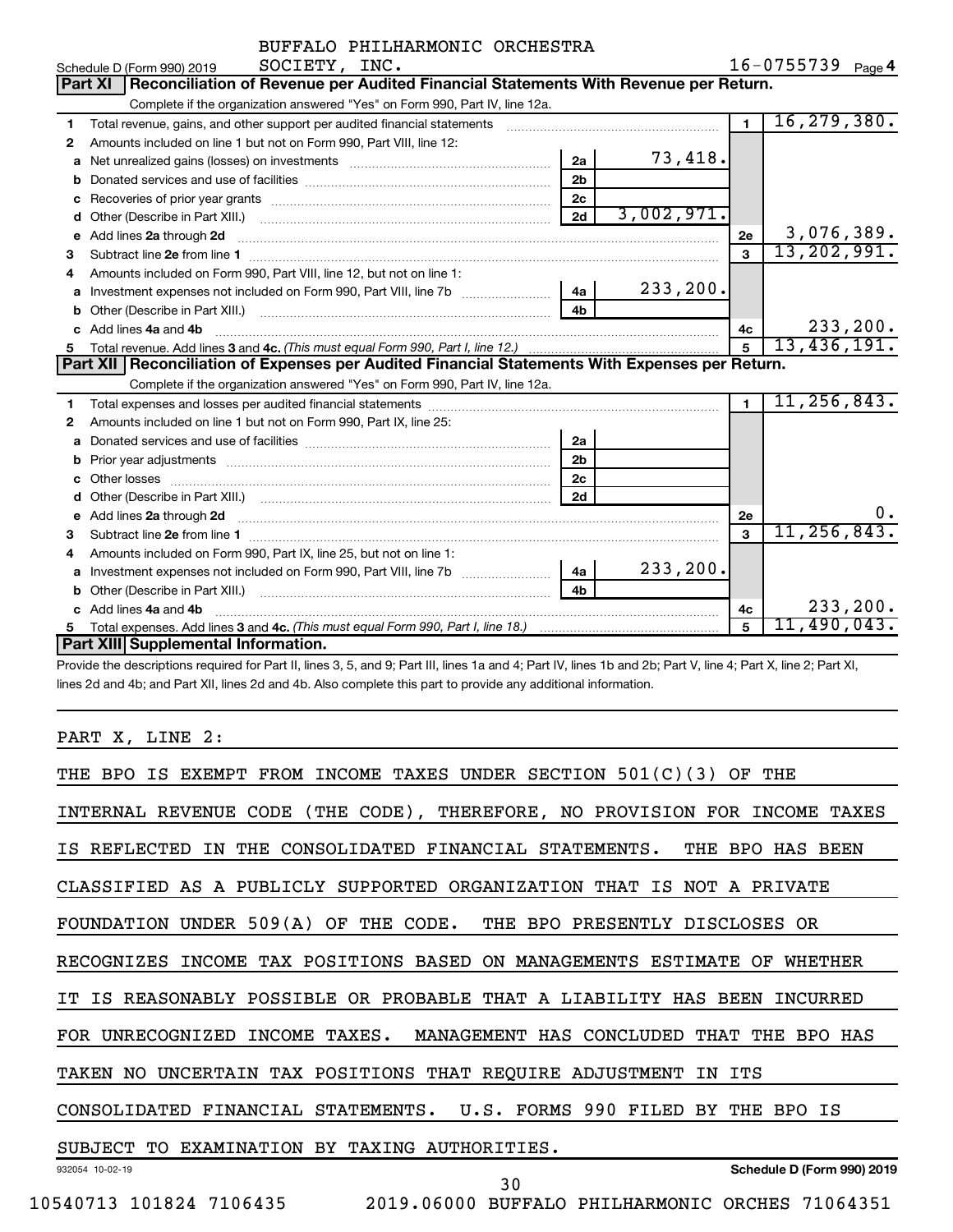BUFFALO PHILHARMONIC ORCHESTRA

Schedule D (Form 990) 2019 SOCIETY, INC. 16-0755739 Page 4

## Part XI Reconciliation of Revenue per Audited Financial Statements With Revenue per Return.

Complete if the organization answered "Yes" on Form 990, Part IV, line 12a.

| | | | | | |
|---|---|---|---|---|---|
| 1 | Total revenue, gains, and other support per audited financial statements | | | 1 | 16,279,380. |
| 2 | Amounts included on line 1 but not on Form 990, Part VIII, line 12: | | | | |
| a | Net unrealized gains (losses) on investments | 2a | 73,418. | | |
| b | Donated services and use of facilities | 2b | | | |
| c | Recoveries of prior year grants | 2c | | | |
| d | Other (Describe in Part XIII.) | 2d | 3,002,971. | | |
| e | Add lines 2a through 2d | | | 2e | 3,076,389. |
| 3 | Subtract line 2e from line 1 | | | 3 | 13,202,991. |
| 4 | Amounts included on Form 990, Part VIII, line 12, but not on line 1: | | | | |
| a | Investment expenses not included on Form 990, Part VIII, line 7b | 4a | 233,200. | | |
| b | Other (Describe in Part XIII.) | 4b | | | |
| c | Add lines 4a and 4b | | | 4c | 233,200. |
| 5 | Total revenue. Add lines 3 and 4c. *(This must equal Form 990, Part I, line 12.)* | | | 5 | 13,436,191. |

## Part XII Reconciliation of Expenses per Audited Financial Statements With Expenses per Return.

Complete if the organization answered "Yes" on Form 990, Part IV, line 12a.

| | | | | | |
|---|---|---|---|---|---|
| 1 | Total expenses and losses per audited financial statements | | | 1 | 11,256,843. |
| 2 | Amounts included on line 1 but not on Form 990, Part IX, line 25: | | | | |
| a | Donated services and use of facilities | 2a | | | |
| b | Prior year adjustments | 2b | | | |
| c | Other losses | 2c | | | |
| d | Other (Describe in Part XIII.) | 2d | | | |
| e | Add lines 2a through 2d | | | 2e | 0. |
| 3 | Subtract line 2e from line 1 | | | 3 | 11,256,843. |
| 4 | Amounts included on Form 990, Part IX, line 25, but not on line 1: | | | | |
| a | Investment expenses not included on Form 990, Part VIII, line 7b | 4a | 233,200. | | |
| b | Other (Describe in Part XIII.) | 4b | | | |
| c | Add lines 4a and 4b | | | 4c | 233,200. |
| 5 | Total expenses. Add lines 3 and 4c. *(This must equal Form 990, Part I, line 18.)* | | | 5 | 11,490,043. |

## Part XIII Supplemental Information.

Provide the descriptions required for Part II, lines 3, 5, and 9; Part III, lines 1a and 4; Part IV, lines 1b and 2b; Part V, line 4; Part X, line 2; Part XI, lines 2d and 4b; and Part XII, lines 2d and 4b. Also complete this part to provide any additional information.

PART X, LINE 2:

THE BPO IS EXEMPT FROM INCOME TAXES UNDER SECTION 501(C)(3) OF THE INTERNAL REVENUE CODE (THE CODE), THEREFORE, NO PROVISION FOR INCOME TAXES IS REFLECTED IN THE CONSOLIDATED FINANCIAL STATEMENTS. THE BPO HAS BEEN CLASSIFIED AS A PUBLICLY SUPPORTED ORGANIZATION THAT IS NOT A PRIVATE FOUNDATION UNDER 509(A) OF THE CODE. THE BPO PRESENTLY DISCLOSES OR RECOGNIZES INCOME TAX POSITIONS BASED ON MANAGEMENTS ESTIMATE OF WHETHER IT IS REASONABLY POSSIBLE OR PROBABLE THAT A LIABILITY HAS BEEN INCURRED FOR UNRECOGNIZED INCOME TAXES. MANAGEMENT HAS CONCLUDED THAT THE BPO HAS TAKEN NO UNCERTAIN TAX POSITIONS THAT REQUIRE ADJUSTMENT IN ITS CONSOLIDATED FINANCIAL STATEMENTS. U.S. FORMS 990 FILED BY THE BPO IS SUBJECT TO EXAMINATION BY TAXING AUTHORITIES.

932054 10-02-19 **Schedule D (Form 990) 2019**

10540713 101824 7106435 2019.06000 BUFFALO PHILHARMONIC ORCHES 71064351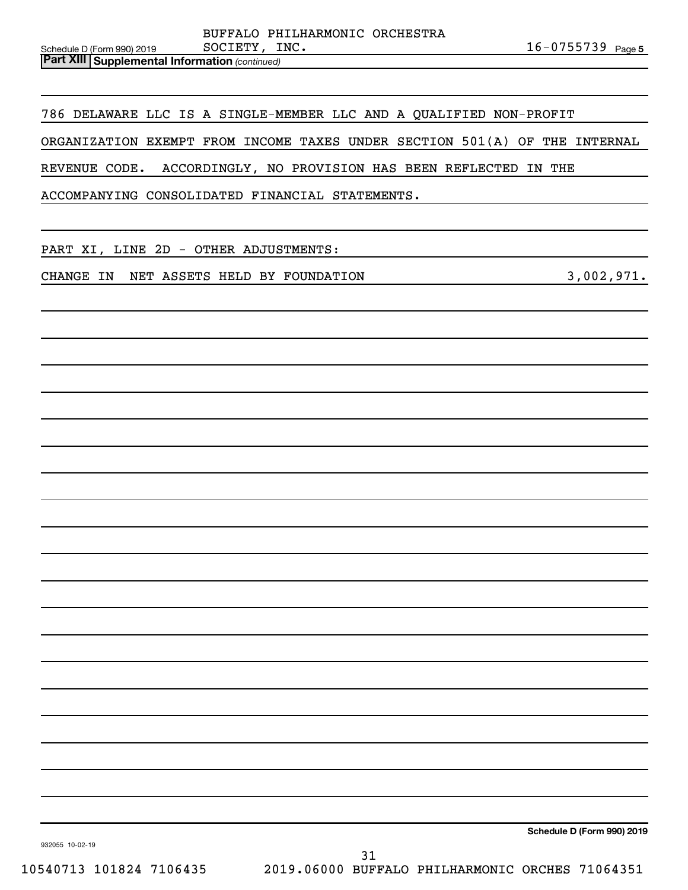**Part XIII** **Supplemental Information** *(continued)*

786 DELAWARE LLC IS A SINGLE-MEMBER LLC AND A QUALIFIED NON-PROFIT ORGANIZATION EXEMPT FROM INCOME TAXES UNDER SECTION 501(A) OF THE INTERNAL REVENUE CODE. ACCORDINGLY, NO PROVISION HAS BEEN REFLECTED IN THE ACCOMPANYING CONSOLIDATED FINANCIAL STATEMENTS.

PART XI, LINE 2D - OTHER ADJUSTMENTS:

| | |
|---|---|
| CHANGE IN NET ASSETS HELD BY FOUNDATION | 3,002,971. |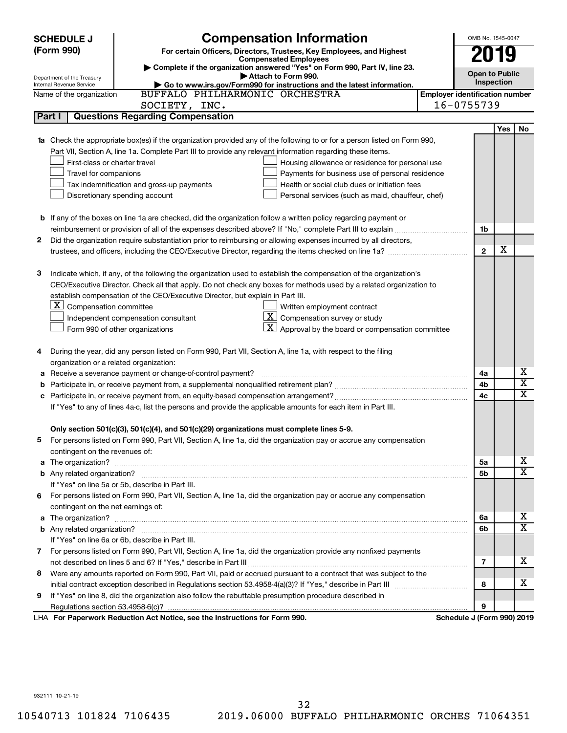**SCHEDULE J (Form 990)**

Department of the Treasury
Internal Revenue Service

# Compensation Information

**For certain Officers, Directors, Trustees, Key Employees, and Highest Compensated Employees**

▶ Complete if the organization answered "Yes" on Form 990, Part IV, line 23.
▶ Attach to Form 990.
▶ Go to www.irs.gov/Form990 for instructions and the latest information.

OMB No. 1545-0047

**2019**

**Open to Public Inspection**

Name of the organization: BUFFALO PHILHARMONIC ORCHESTRA SOCIETY, INC.

Employer identification number: 16-0755739

## Part I Questions Regarding Compensation

| | | | Yes | No |
|---|---|---|---|---|
| **1a** | Check the appropriate box(es) if the organization provided any of the following to or for a person listed on Form 990, Part VII, Section A, line 1a. Complete Part III to provide any relevant information regarding these items.<br>☐ First-class or charter travel<br>☐ Travel for companions<br>☐ Tax indemnification and gross-up payments<br>☐ Discretionary spending account<br>☐ Housing allowance or residence for personal use<br>☐ Payments for business use of personal residence<br>☐ Health or social club dues or initiation fees<br>☐ Personal services (such as maid, chauffeur, chef) | | | |
| **b** | If any of the boxes on line 1a are checked, did the organization follow a written policy regarding payment or reimbursement or provision of all of the expenses described above? If "No," complete Part III to explain | 1b | | |
| **2** | Did the organization require substantiation prior to reimbursing or allowing expenses incurred by all directors, trustees, and officers, including the CEO/Executive Director, regarding the items checked on line 1a? | 2 | X | |
| **3** | Indicate which, if any, of the following the organization used to establish the compensation of the organization's CEO/Executive Director. Check all that apply. Do not check any boxes for methods used by a related organization to establish compensation of the CEO/Executive Director, but explain in Part III.<br>☒ Compensation committee<br>☐ Independent compensation consultant<br>☐ Form 990 of other organizations<br>☐ Written employment contract<br>☒ Compensation survey or study<br>☒ Approval by the board or compensation committee | | | |
| **4** | During the year, did any person listed on Form 990, Part VII, Section A, line 1a, with respect to the filing organization or a related organization: | | | |
| **a** | Receive a severance payment or change-of-control payment? | 4a | | X |
| **b** | Participate in, or receive payment from, a supplemental nonqualified retirement plan? | 4b | | X |
| **c** | Participate in, or receive payment from, an equity-based compensation arrangement? | 4c | | X |
| | If "Yes" to any of lines 4a-c, list the persons and provide the applicable amounts for each item in Part III. | | | |
| | **Only section 501(c)(3), 501(c)(4), and 501(c)(29) organizations must complete lines 5-9.** | | | |
| **5** | For persons listed on Form 990, Part VII, Section A, line 1a, did the organization pay or accrue any compensation contingent on the revenues of: | | | |
| **a** | The organization? | 5a | | X |
| **b** | Any related organization? | 5b | | X |
| | If "Yes" on line 5a or 5b, describe in Part III. | | | |
| **6** | For persons listed on Form 990, Part VII, Section A, line 1a, did the organization pay or accrue any compensation contingent on the net earnings of: | | | |
| **a** | The organization? | 6a | | X |
| **b** | Any related organization? | 6b | | X |
| | If "Yes" on line 6a or 6b, describe in Part III. | | | |
| **7** | For persons listed on Form 990, Part VII, Section A, line 1a, did the organization provide any nonfixed payments not described on lines 5 and 6? If "Yes," describe in Part III | 7 | | X |
| **8** | Were any amounts reported on Form 990, Part VII, paid or accrued pursuant to a contract that was subject to the initial contract exception described in Regulations section 53.4958-4(a)(3)? If "Yes," describe in Part III | 8 | | X |
| **9** | If "Yes" on line 8, did the organization also follow the rebuttable presumption procedure described in Regulations section 53.4958-6(c)? | 9 | | |

LHA **For Paperwork Reduction Act Notice, see the Instructions for Form 990.** **Schedule J (Form 990) 2019**

932111 10-21-19

10540713 101824 7106435 2019.06000 BUFFALO PHILHARMONIC ORCHES 71064351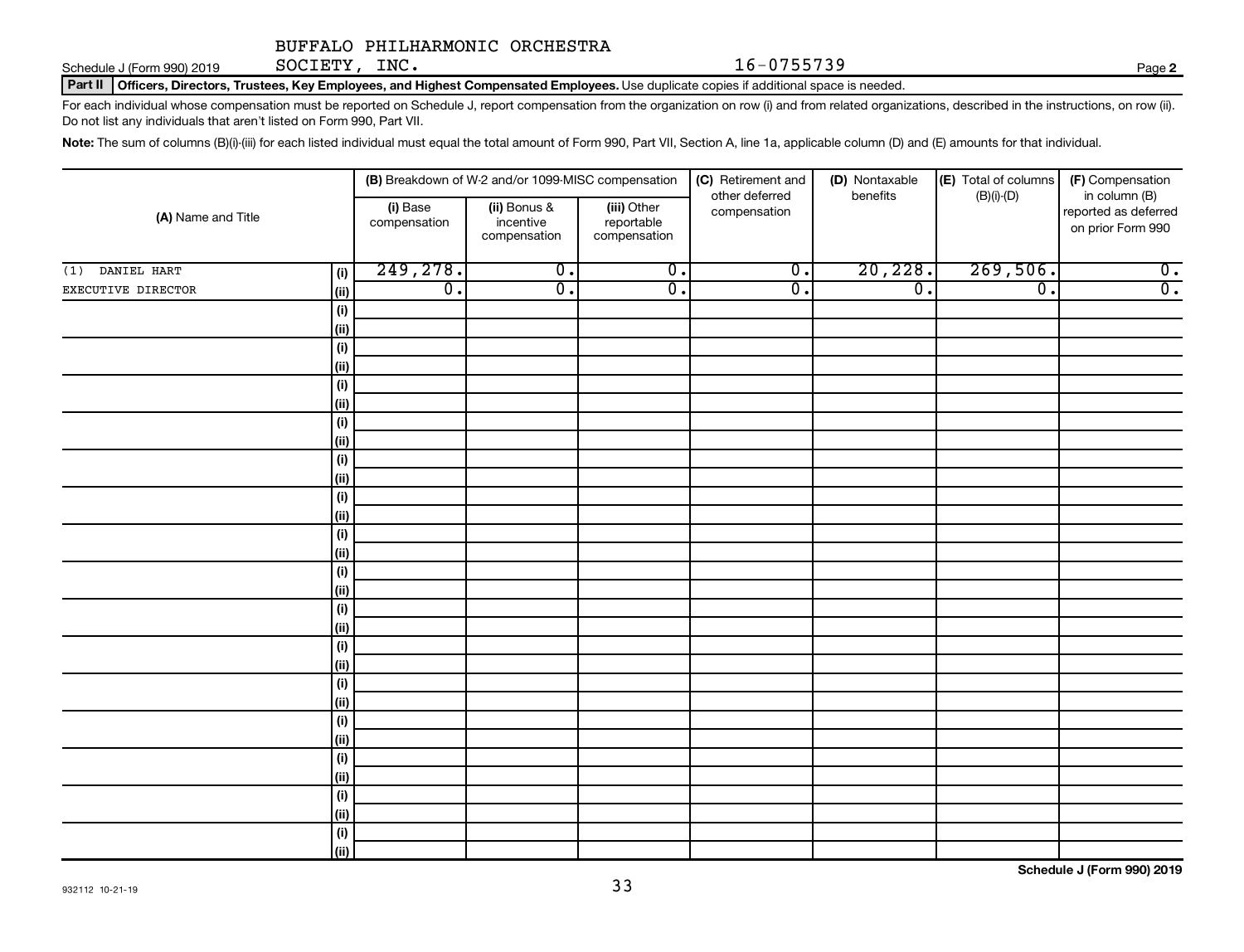BUFFALO PHILHARMONIC ORCHESTRA SOCIETY, INC. 16-0755739

Schedule J (Form 990) 2019

**Part II** **Officers, Directors, Trustees, Key Employees, and Highest Compensated Employees.** Use duplicate copies if additional space is needed.

For each individual whose compensation must be reported on Schedule J, report compensation from the organization on row (i) and from related organizations, described in the instructions, on row (ii). Do not list any individuals that aren't listed on Form 990, Part VII.

**Note:** The sum of columns (B)(i)-(iii) for each listed individual must equal the total amount of Form 990, Part VII, Section A, line 1a, applicable column (D) and (E) amounts for that individual.

| (A) Name and Title | | (B) Breakdown of W-2 and/or 1099-MISC compensation | | | (C) Retirement and other deferred compensation | (D) Nontaxable benefits | (E) Total of columns (B)(i)-(D) | (F) Compensation in column (B) reported as deferred on prior Form 990 |
|---|---|---|---|---|---|---|---|---|
| | | (i) Base compensation | (ii) Bonus & incentive compensation | (iii) Other reportable compensation | | | | |
| (1) DANIEL HART | (i) | 249,278. | 0. | 0. | 0. | 20,228. | 269,506. | 0. |
| EXECUTIVE DIRECTOR | (ii) | 0. | 0. | 0. | 0. | 0. | 0. | 0. |
| | (i) | | | | | | | |
| | (ii) | | | | | | | |
| | (i) | | | | | | | |
| | (ii) | | | | | | | |
| | (i) | | | | | | | |
| | (ii) | | | | | | | |
| | (i) | | | | | | | |
| | (ii) | | | | | | | |
| | (i) | | | | | | | |
| | (ii) | | | | | | | |
| | (i) | | | | | | | |
| | (ii) | | | | | | | |
| | (i) | | | | | | | |
| | (ii) | | | | | | | |
| | (i) | | | | | | | |
| | (ii) | | | | | | | |
| | (i) | | | | | | | |
| | (ii) | | | | | | | |
| | (i) | | | | | | | |
| | (ii) | | | | | | | |
| | (i) | | | | | | | |
| | (ii) | | | | | | | |
| | (i) | | | | | | | |
| | (ii) | | | | | | | |
| | (i) | | | | | | | |
| | (ii) | | | | | | | |
| | (i) | | | | | | | |
| | (ii) | | | | | | | |
| | (i) | | | | | | | |
| | (ii) | | | | | | | |

932112 10-21-19

**Schedule J (Form 990) 2019**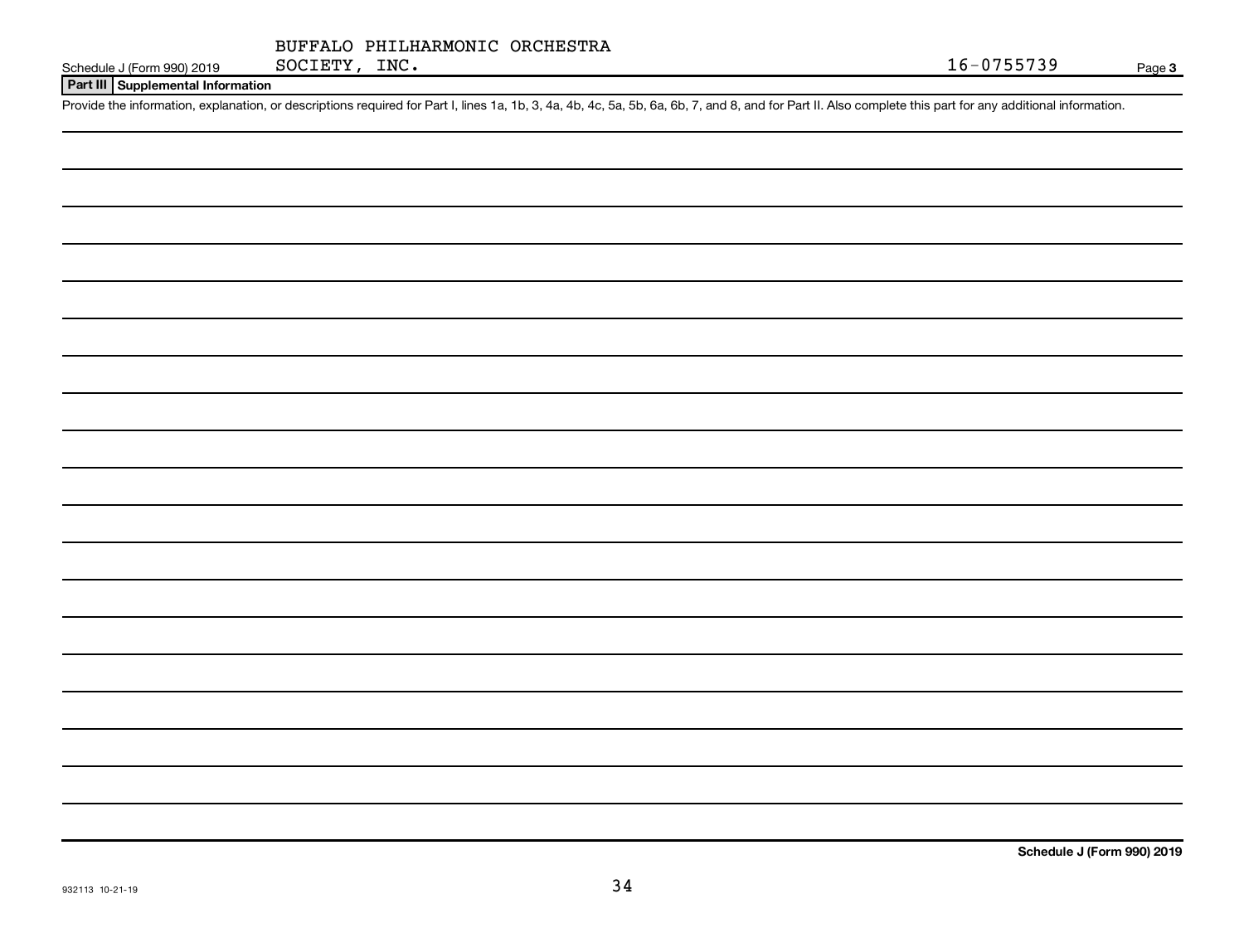BUFFALO PHILHARMONIC ORCHESTRA

Schedule J (Form 990) 2019 SOCIETY, INC. 16-0755739 Page **3**

## Part III Supplemental Information

Provide the information, explanation, or descriptions required for Part I, lines 1a, 1b, 3, 4a, 4b, 4c, 5a, 5b, 6a, 6b, 7, and 8, and for Part II. Also complete this part for any additional information.

**Schedule J (Form 990) 2019**

932113 10-21-19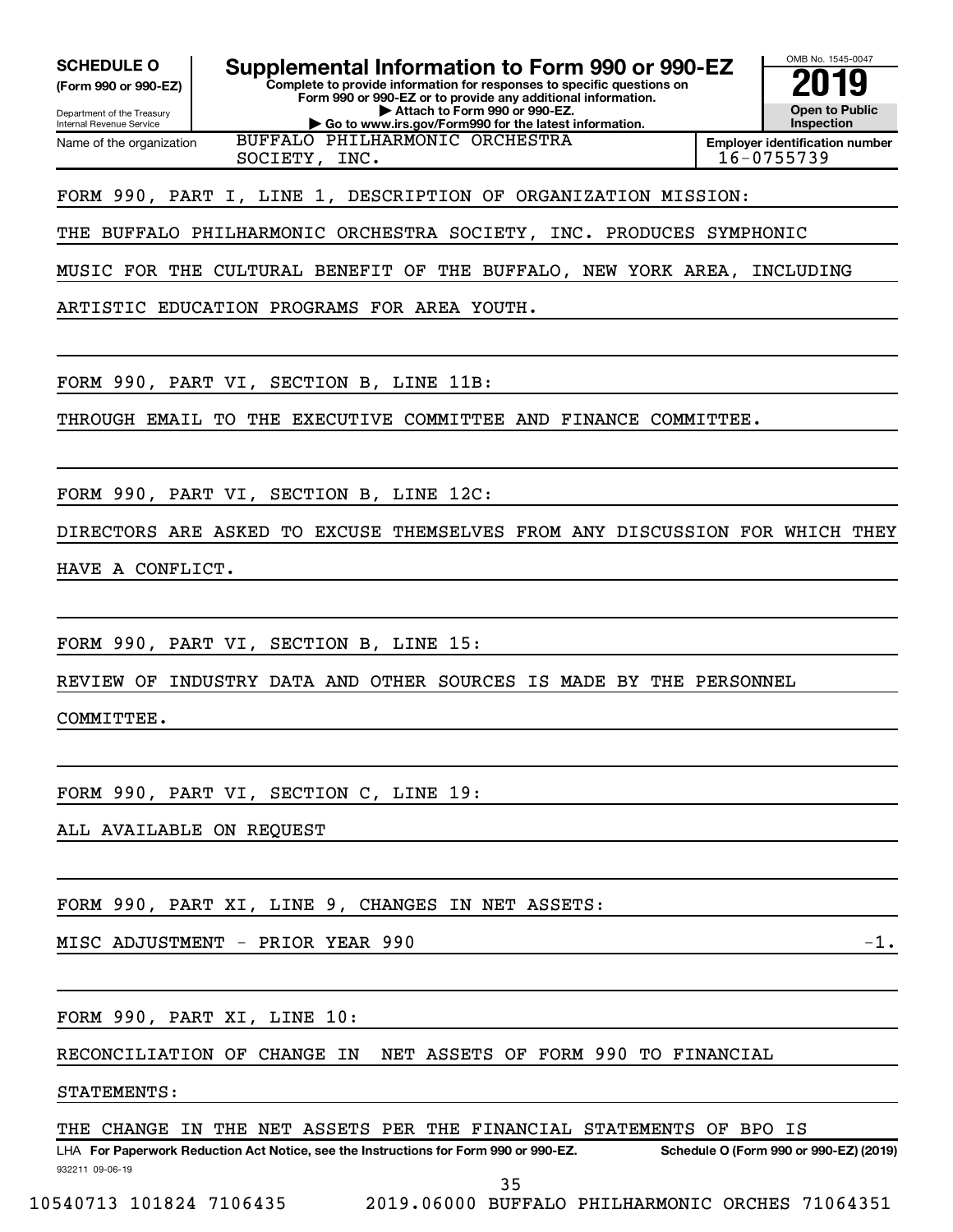**SCHEDULE O**
**(Form 990 or 990-EZ)**

Department of the Treasury
Internal Revenue Service

# Supplemental Information to Form 990 or 990-EZ

**Complete to provide information for responses to specific questions on Form 990 or 990-EZ or to provide any additional information.**
**▶ Attach to Form 990 or 990-EZ.**
**▶ Go to www.irs.gov/Form990 for the latest information.**

OMB No. 1545-0047
**2019**
**Open to Public Inspection**

| Name of the organization | Employer identification number |
|---|---|
| BUFFALO PHILHARMONIC ORCHESTRA SOCIETY, INC. | 16-0755739 |

FORM 990, PART I, LINE 1, DESCRIPTION OF ORGANIZATION MISSION:

THE BUFFALO PHILHARMONIC ORCHESTRA SOCIETY, INC. PRODUCES SYMPHONIC MUSIC FOR THE CULTURAL BENEFIT OF THE BUFFALO, NEW YORK AREA, INCLUDING ARTISTIC EDUCATION PROGRAMS FOR AREA YOUTH.

FORM 990, PART VI, SECTION B, LINE 11B:

THROUGH EMAIL TO THE EXECUTIVE COMMITTEE AND FINANCE COMMITTEE.

FORM 990, PART VI, SECTION B, LINE 12C:

DIRECTORS ARE ASKED TO EXCUSE THEMSELVES FROM ANY DISCUSSION FOR WHICH THEY HAVE A CONFLICT.

FORM 990, PART VI, SECTION B, LINE 15:

REVIEW OF INDUSTRY DATA AND OTHER SOURCES IS MADE BY THE PERSONNEL COMMITTEE.

FORM 990, PART VI, SECTION C, LINE 19:

ALL AVAILABLE ON REQUEST

FORM 990, PART XI, LINE 9, CHANGES IN NET ASSETS:

MISC ADJUSTMENT - PRIOR YEAR 990 -1.

FORM 990, PART XI, LINE 10:

RECONCILIATION OF CHANGE IN NET ASSETS OF FORM 990 TO FINANCIAL STATEMENTS:

THE CHANGE IN THE NET ASSETS PER THE FINANCIAL STATEMENTS OF BPO IS

LHA **For Paperwork Reduction Act Notice, see the Instructions for Form 990 or 990-EZ.** **Schedule O (Form 990 or 990-EZ) (2019)**
932211 09-06-19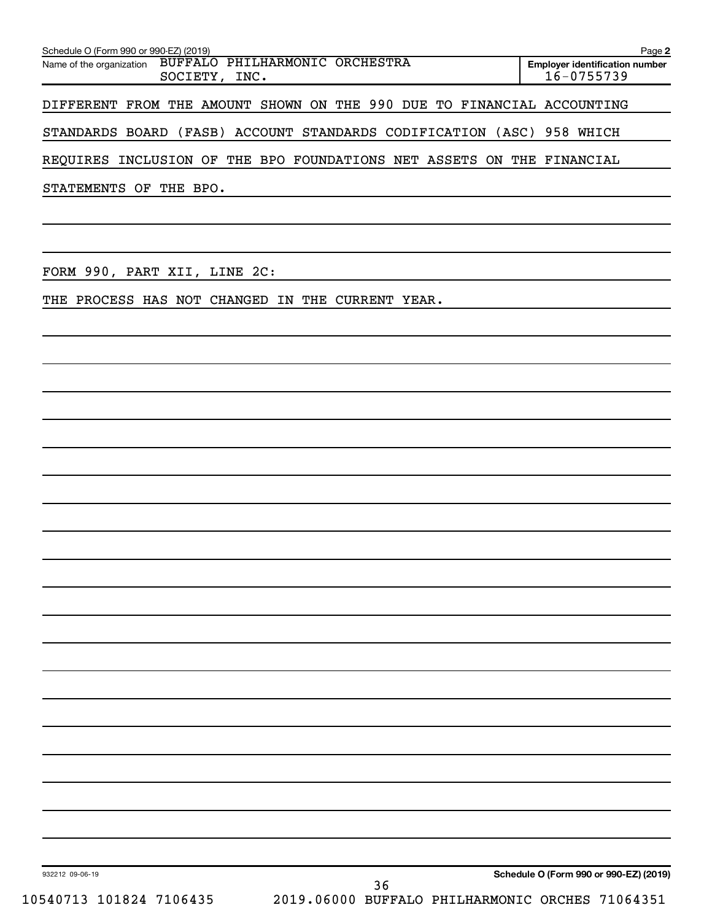Schedule O (Form 990 or 990-EZ) (2019)

Name of the organization BUFFALO PHILHARMONIC ORCHESTRA SOCIETY, INC.

**Employer identification number** 16-0755739

DIFFERENT FROM THE AMOUNT SHOWN ON THE 990 DUE TO FINANCIAL ACCOUNTING STANDARDS BOARD (FASB) ACCOUNT STANDARDS CODIFICATION (ASC) 958 WHICH REQUIRES INCLUSION OF THE BPO FOUNDATIONS NET ASSETS ON THE FINANCIAL STATEMENTS OF THE BPO.

FORM 990, PART XII, LINE 2C:

THE PROCESS HAS NOT CHANGED IN THE CURRENT YEAR.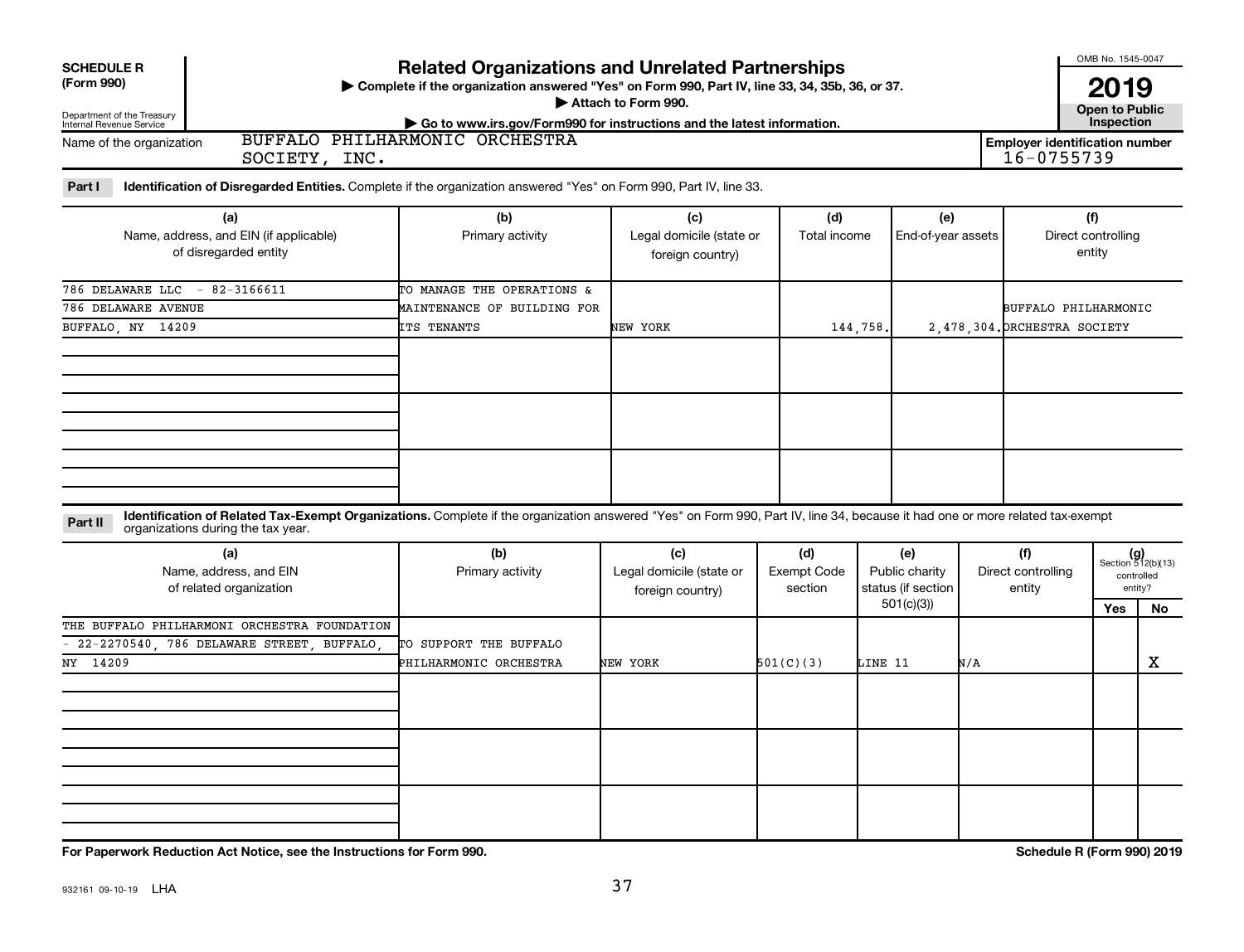**SCHEDULE R (Form 990)**

Department of the Treasury
Internal Revenue Service

# Related Organizations and Unrelated Partnerships

▶ Complete if the organization answered "Yes" on Form 990, Part IV, line 33, 34, 35b, 36, or 37.
▶ Attach to Form 990.
▶ Go to www.irs.gov/Form990 for instructions and the latest information.

OMB No. 1545-0047

**2019**

**Open to Public Inspection**

Name of the organization: BUFFALO PHILHARMONIC ORCHESTRA SOCIETY, INC.

Employer identification number: 16-0755739

**Part I** **Identification of Disregarded Entities.** Complete if the organization answered "Yes" on Form 990, Part IV, line 33.

| (a) Name, address, and EIN (if applicable) of disregarded entity | (b) Primary activity | (c) Legal domicile (state or foreign country) | (d) Total income | (e) End-of-year assets | (f) Direct controlling entity |
|---|---|---|---|---|---|
| 786 DELAWARE LLC - 82-3166611, 786 DELAWARE AVENUE, BUFFALO, NY 14209 | TO MANAGE THE OPERATIONS & MAINTENANCE OF BUILDING FOR ITS TENANTS | NEW YORK | 144,758. | 2,478,304. | BUFFALO PHILHARMONIC ORCHESTRA SOCIETY |
| | | | | | |
| | | | | | |
| | | | | | |

**Part II** **Identification of Related Tax-Exempt Organizations.** Complete if the organization answered "Yes" on Form 990, Part IV, line 34, because it had one or more related tax-exempt organizations during the tax year.

| (a) Name, address, and EIN of related organization | (b) Primary activity | (c) Legal domicile (state or foreign country) | (d) Exempt Code section | (e) Public charity status (if section 501(c)(3)) | (f) Direct controlling entity | (g) Section 512(b)(13) controlled entity? Yes | No |
|---|---|---|---|---|---|---|---|
| THE BUFFALO PHILHARMONI ORCHESTRA FOUNDATION - 22-2270540, 786 DELAWARE STREET, BUFFALO, NY 14209 | TO SUPPORT THE BUFFALO PHILHARMONIC ORCHESTRA | NEW YORK | 501(C)(3) | LINE 11 | N/A | | X |
| | | | | | | | |
| | | | | | | | |
| | | | | | | | |

**For Paperwork Reduction Act Notice, see the Instructions for Form 990.**

**Schedule R (Form 990) 2019**

932161 09-10-19 LHA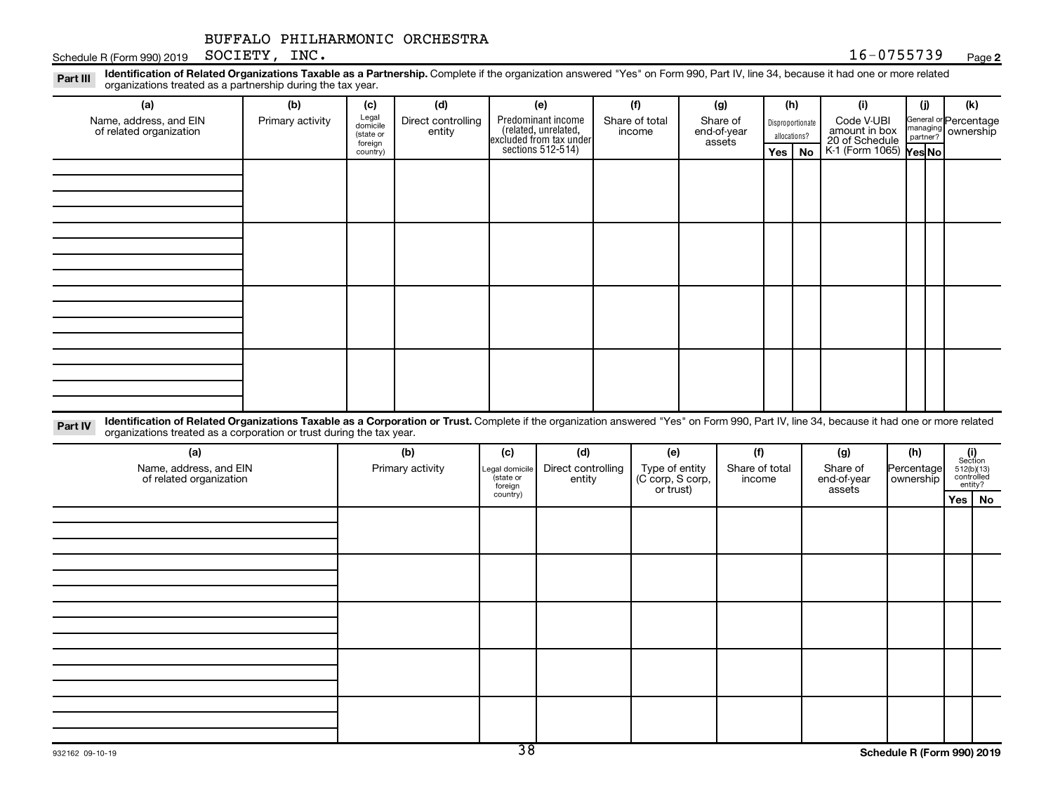BUFFALO PHILHARMONIC ORCHESTRA SOCIETY, INC.

Schedule R (Form 990) 2019 16-0755739 Page **2**

**Part III** **Identification of Related Organizations Taxable as a Partnership.** Complete if the organization answered "Yes" on Form 990, Part IV, line 34, because it had one or more related organizations treated as a partnership during the tax year.

| (a) Name, address, and EIN of related organization | (b) Primary activity | (c) Legal domicile (state or foreign country) | (d) Direct controlling entity | (e) Predominant income (related, unrelated, excluded from tax under sections 512-514) | (f) Share of total income | (g) Share of end-of-year assets | (h) Disproportionate allocations? Yes | No | (i) Code V-UBI amount in box 20 of Schedule K-1 (Form 1065) | (j) General or managing partner? Yes | No | (k) Percentage ownership |
|---|---|---|---|---|---|---|---|---|---|---|---|---|
| | | | | | | | | | | | | |
| | | | | | | | | | | | | |
| | | | | | | | | | | | | |
| | | | | | | | | | | | | |

**Part IV** **Identification of Related Organizations Taxable as a Corporation or Trust.** Complete if the organization answered "Yes" on Form 990, Part IV, line 34, because it had one or more related organizations treated as a corporation or trust during the tax year.

| (a) Name, address, and EIN of related organization | (b) Primary activity | (c) Legal domicile (state or foreign country) | (d) Direct controlling entity | (e) Type of entity (C corp, S corp, or trust) | (f) Share of total income | (g) Share of end-of-year assets | (h) Percentage ownership | (i) Section 512(b)(13) controlled entity? Yes | No |
|---|---|---|---|---|---|---|---|---|---|
| | | | | | | | | | |
| | | | | | | | | | |
| | | | | | | | | | |
| | | | | | | | | | |
| | | | | | | | | | |

932162 09-10-19 **Schedule R (Form 990) 2019**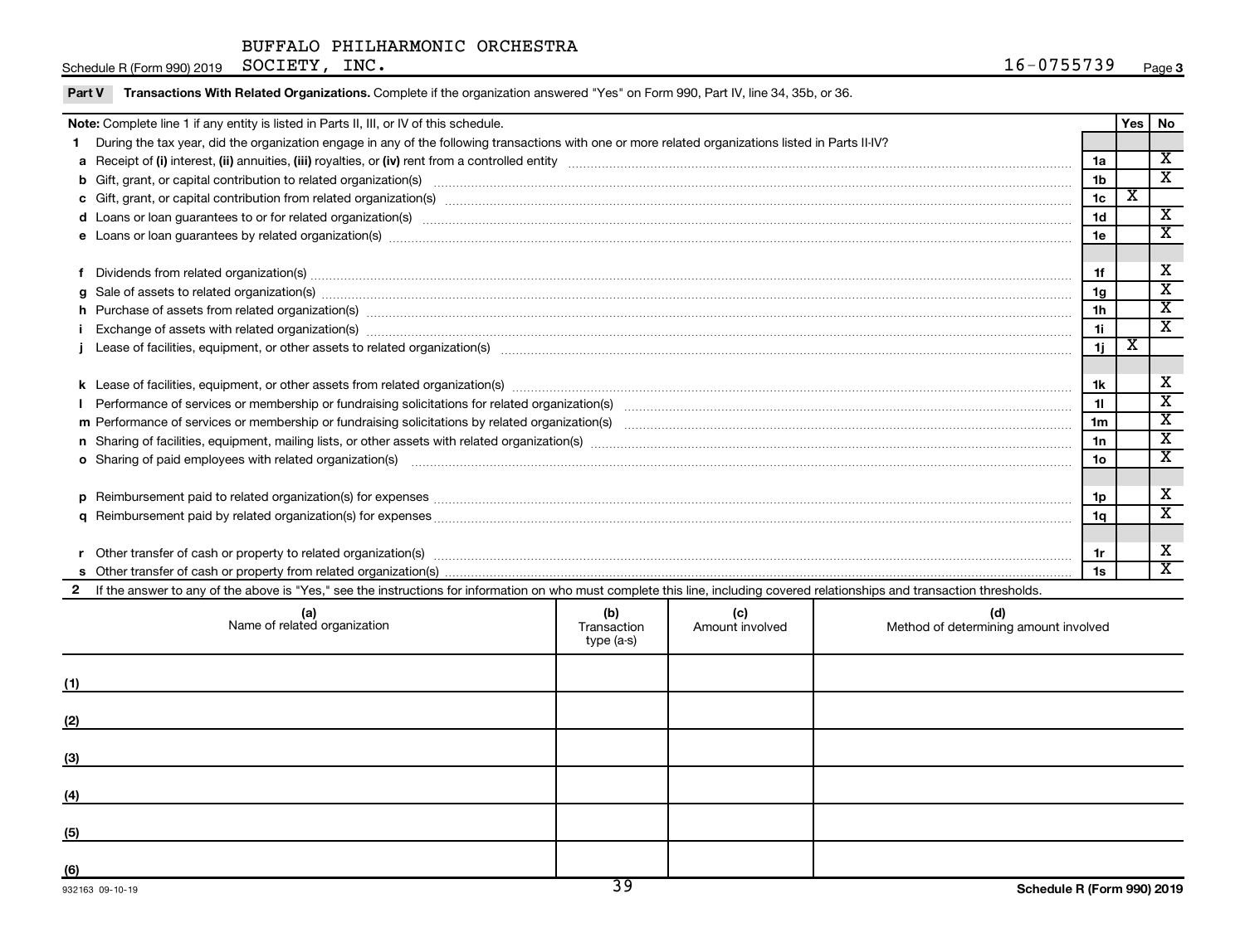BUFFALO PHILHARMONIC ORCHESTRA

Schedule R (Form 990) 2019 SOCIETY, INC. 16-0755739 Page 3

**Part V Transactions With Related Organizations.** Complete if the organization answered "Yes" on Form 990, Part IV, line 34, 35b, or 36.

| **Note:** Complete line 1 if any entity is listed in Parts II, III, or IV of this schedule. | | Yes | No |
|---|---|---|---|
| **1** During the tax year, did the organization engage in any of the following transactions with one or more related organizations listed in Parts II-IV? | | | |
| **a** Receipt of **(i)** interest, **(ii)** annuities, **(iii)** royalties, or **(iv)** rent from a controlled entity | 1a | | X |
| **b** Gift, grant, or capital contribution to related organization(s) | 1b | | X |
| **c** Gift, grant, or capital contribution from related organization(s) | 1c | X | |
| **d** Loans or loan guarantees to or for related organization(s) | 1d | | X |
| **e** Loans or loan guarantees by related organization(s) | 1e | | X |
| **f** Dividends from related organization(s) | 1f | | X |
| **g** Sale of assets to related organization(s) | 1g | | X |
| **h** Purchase of assets from related organization(s) | 1h | | X |
| **i** Exchange of assets with related organization(s) | 1i | | X |
| **j** Lease of facilities, equipment, or other assets to related organization(s) | 1j | X | |
| **k** Lease of facilities, equipment, or other assets from related organization(s) | 1k | | X |
| **l** Performance of services or membership or fundraising solicitations for related organization(s) | 1l | | X |
| **m** Performance of services or membership or fundraising solicitations by related organization(s) | 1m | | X |
| **n** Sharing of facilities, equipment, mailing lists, or other assets with related organization(s) | 1n | | X |
| **o** Sharing of paid employees with related organization(s) | 1o | | X |
| **p** Reimbursement paid to related organization(s) for expenses | 1p | | X |
| **q** Reimbursement paid by related organization(s) for expenses | 1q | | X |
| **r** Other transfer of cash or property to related organization(s) | 1r | | X |
| **s** Other transfer of cash or property from related organization(s) | 1s | | X |

**2** If the answer to any of the above is "Yes," see the instructions for information on who must complete this line, including covered relationships and transaction thresholds.

| | (a) Name of related organization | (b) Transaction type (a-s) | (c) Amount involved | (d) Method of determining amount involved |
|---|---|---|---|---|
| (1) | | | | |
| (2) | | | | |
| (3) | | | | |
| (4) | | | | |
| (5) | | | | |
| (6) | | | | |

932163 09-10-19 **Schedule R (Form 990) 2019**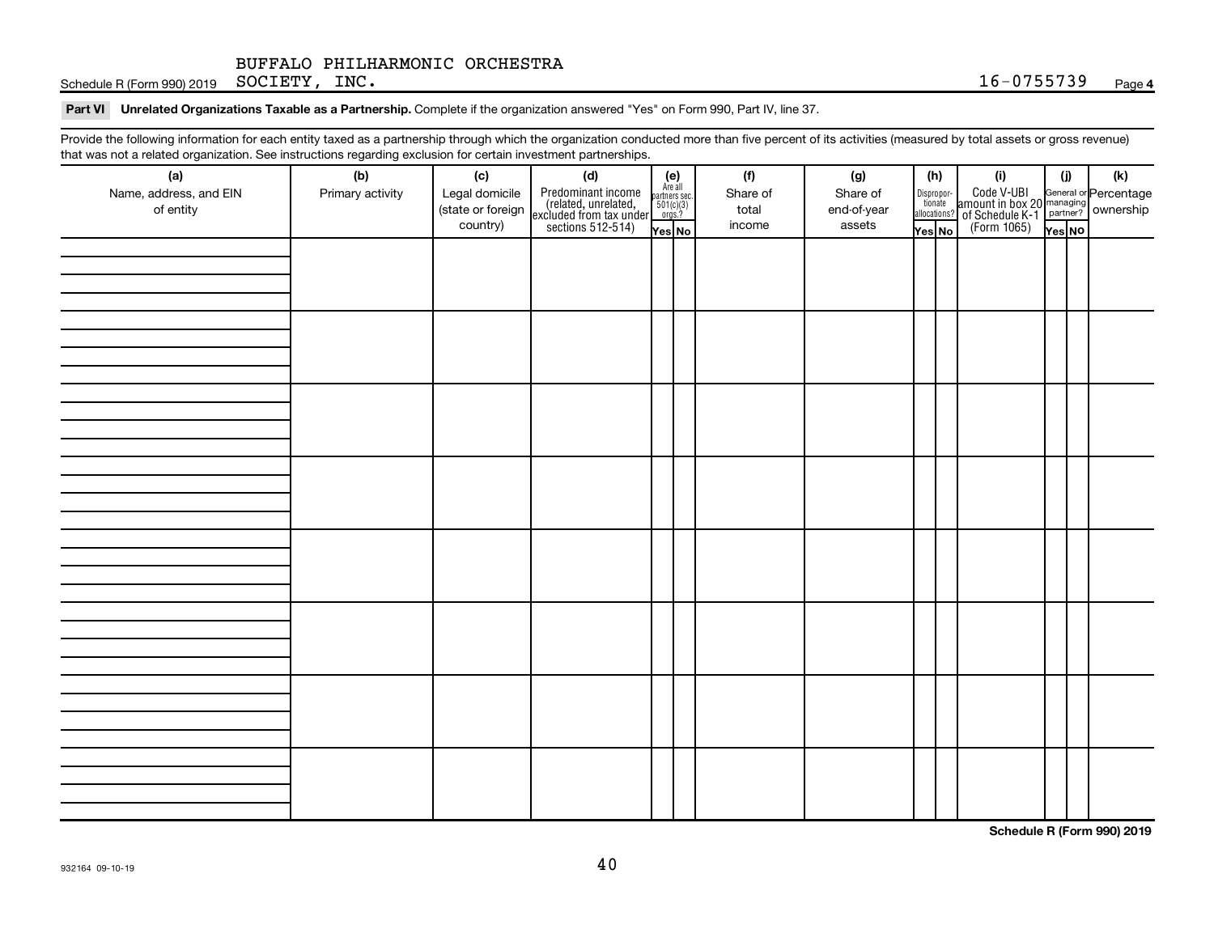BUFFALO PHILHARMONIC ORCHESTRA

Schedule R (Form 990) 2019 SOCIETY, INC. 16-0755739 Page **4**

**Part VI Unrelated Organizations Taxable as a Partnership.** Complete if the organization answered "Yes" on Form 990, Part IV, line 37.

Provide the following information for each entity taxed as a partnership through which the organization conducted more than five percent of its activities (measured by total assets or gross revenue) that was not a related organization. See instructions regarding exclusion for certain investment partnerships.

| (a) Name, address, and EIN of entity | (b) Primary activity | (c) Legal domicile (state or foreign country) | (d) Predominant income (related, unrelated, excluded from tax under sections 512-514) | (e) Are all partners sec. 501(c)(3) orgs.? | | (f) Share of total income | (g) Share of end-of-year assets | (h) Disproportionate allocations? | | (i) Code V-UBI amount in box 20 of Schedule K-1 (Form 1065) | (j) General or managing partner? | | (k) Percentage ownership |
|---|---|---|---|---|---|---|---|---|---|---|---|---|---|
| | | | | Yes | No | | | Yes | No | | Yes | No | |
| | | | | | | | | | | | | | |
| | | | | | | | | | | | | | |
| | | | | | | | | | | | | | |
| | | | | | | | | | | | | | |
| | | | | | | | | | | | | | |
| | | | | | | | | | | | | | |
| | | | | | | | | | | | | | |
| | | | | | | | | | | | | | |

**Schedule R (Form 990) 2019**

932164 09-10-19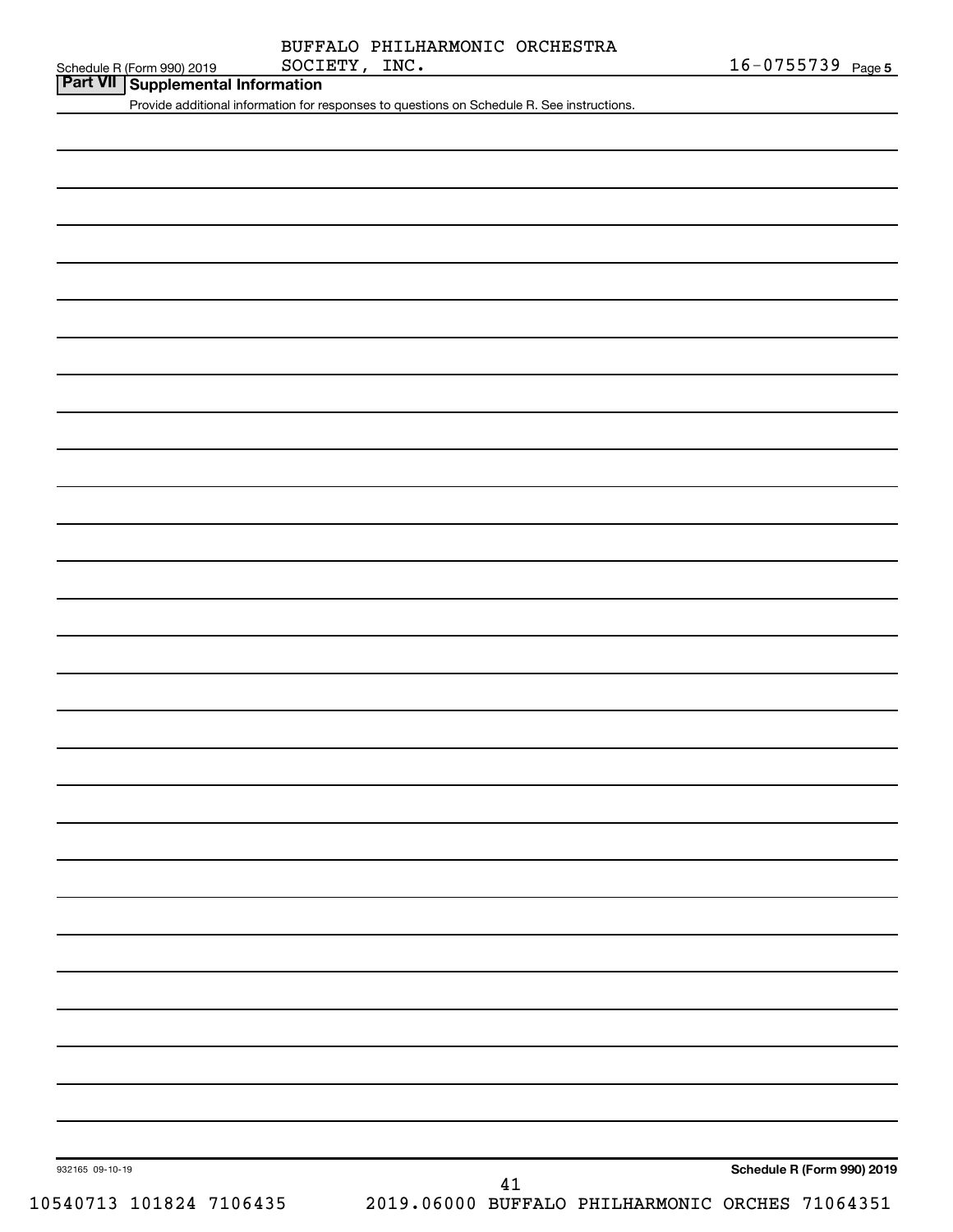BUFFALO PHILHARMONIC ORCHESTRA SOCIETY, INC.

16-0755739

## Part VII Supplemental Information

Provide additional information for responses to questions on Schedule R. See instructions.

932165 09-10-19

Schedule R (Form 990) 2019

10540713 101824 7106435 2019.06000 BUFFALO PHILHARMONIC ORCHES 71064351